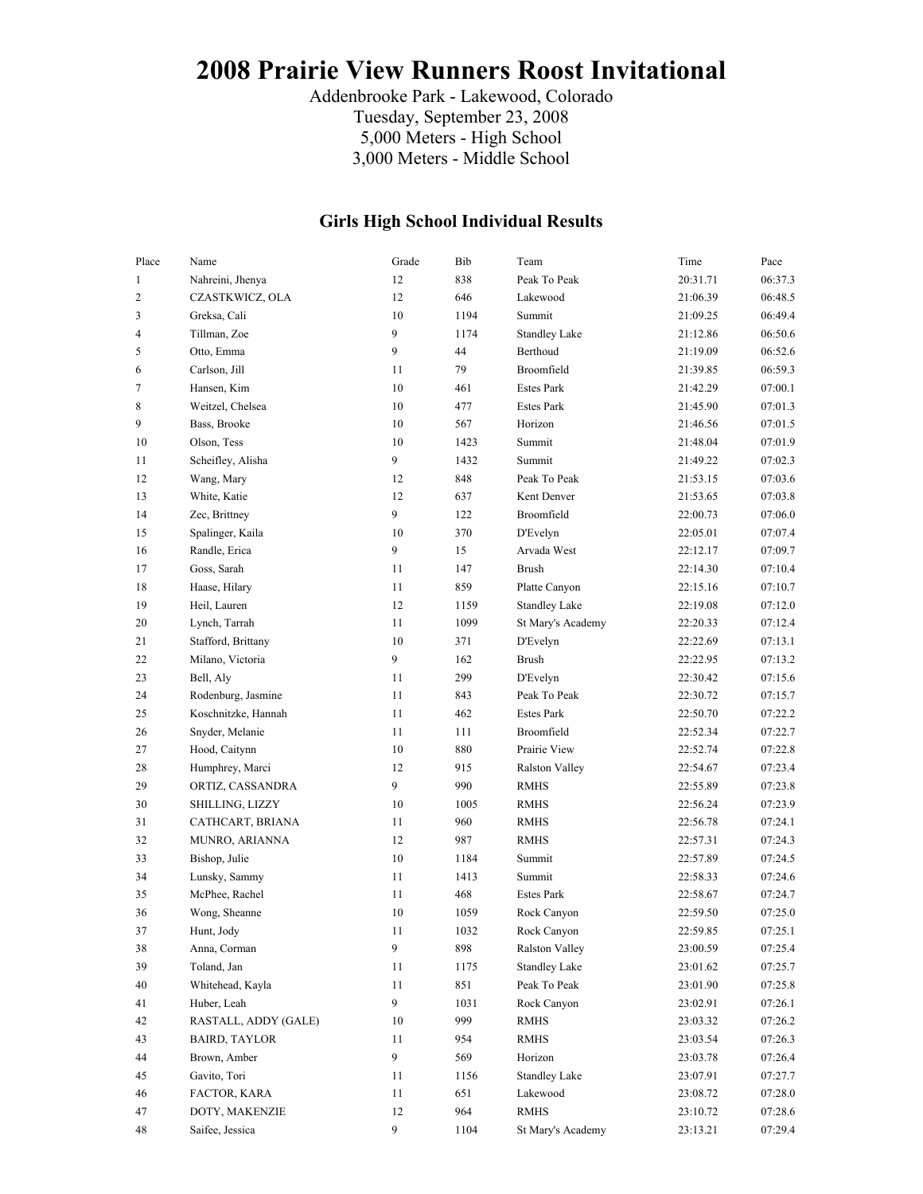# 2008 Prairie View Runners Roost Invitational

Addenbrooke Park - Lakewood, Colorado
Tuesday, September 23, 2008
5,000 Meters - High School
3,000 Meters - Middle School

## Girls High School Individual Results

| Place | Name | Grade | Bib | Team | Time | Pace |
|---|---|---|---|---|---|---|
| 1 | Nahreini, Jhenya | 12 | 838 | Peak To Peak | 20:31.71 | 06:37.3 |
| 2 | CZASTKWICZ, OLA | 12 | 646 | Lakewood | 21:06.39 | 06:48.5 |
| 3 | Greksa, Cali | 10 | 1194 | Summit | 21:09.25 | 06:49.4 |
| 4 | Tillman, Zoe | 9 | 1174 | Standley Lake | 21:12.86 | 06:50.6 |
| 5 | Otto, Emma | 9 | 44 | Berthoud | 21:19.09 | 06:52.6 |
| 6 | Carlson, Jill | 11 | 79 | Broomfield | 21:39.85 | 06:59.3 |
| 7 | Hansen, Kim | 10 | 461 | Estes Park | 21:42.29 | 07:00.1 |
| 8 | Weitzel, Chelsea | 10 | 477 | Estes Park | 21:45.90 | 07:01.3 |
| 9 | Bass, Brooke | 10 | 567 | Horizon | 21:46.56 | 07:01.5 |
| 10 | Olson, Tess | 10 | 1423 | Summit | 21:48.04 | 07:01.9 |
| 11 | Scheifley, Alisha | 9 | 1432 | Summit | 21:49.22 | 07:02.3 |
| 12 | Wang, Mary | 12 | 848 | Peak To Peak | 21:53.15 | 07:03.6 |
| 13 | White, Katie | 12 | 637 | Kent Denver | 21:53.65 | 07:03.8 |
| 14 | Zec, Brittney | 9 | 122 | Broomfield | 22:00.73 | 07:06.0 |
| 15 | Spalinger, Kaila | 10 | 370 | D'Evelyn | 22:05.01 | 07:07.4 |
| 16 | Randle, Erica | 9 | 15 | Arvada West | 22:12.17 | 07:09.7 |
| 17 | Goss, Sarah | 11 | 147 | Brush | 22:14.30 | 07:10.4 |
| 18 | Haase, Hilary | 11 | 859 | Platte Canyon | 22:15.16 | 07:10.7 |
| 19 | Heil, Lauren | 12 | 1159 | Standley Lake | 22:19.08 | 07:12.0 |
| 20 | Lynch, Tarrah | 11 | 1099 | St Mary's Academy | 22:20.33 | 07:12.4 |
| 21 | Stafford, Brittany | 10 | 371 | D'Evelyn | 22:22.69 | 07:13.1 |
| 22 | Milano, Victoria | 9 | 162 | Brush | 22:22.95 | 07:13.2 |
| 23 | Bell, Aly | 11 | 299 | D'Evelyn | 22:30.42 | 07:15.6 |
| 24 | Rodenburg, Jasmine | 11 | 843 | Peak To Peak | 22:30.72 | 07:15.7 |
| 25 | Koschnitzke, Hannah | 11 | 462 | Estes Park | 22:50.70 | 07:22.2 |
| 26 | Snyder, Melanie | 11 | 111 | Broomfield | 22:52.34 | 07:22.7 |
| 27 | Hood, Caitynn | 10 | 880 | Prairie View | 22:52.74 | 07:22.8 |
| 28 | Humphrey, Marci | 12 | 915 | Ralston Valley | 22:54.67 | 07:23.4 |
| 29 | ORTIZ, CASSANDRA | 9 | 990 | RMHS | 22:55.89 | 07:23.8 |
| 30 | SHILLING, LIZZY | 10 | 1005 | RMHS | 22:56.24 | 07:23.9 |
| 31 | CATHCART, BRIANA | 11 | 960 | RMHS | 22:56.78 | 07:24.1 |
| 32 | MUNRO, ARIANNA | 12 | 987 | RMHS | 22:57.31 | 07:24.3 |
| 33 | Bishop, Julie | 10 | 1184 | Summit | 22:57.89 | 07:24.5 |
| 34 | Lunsky, Sammy | 11 | 1413 | Summit | 22:58.33 | 07:24.6 |
| 35 | McPhee, Rachel | 11 | 468 | Estes Park | 22:58.67 | 07:24.7 |
| 36 | Wong, Sheanne | 10 | 1059 | Rock Canyon | 22:59.50 | 07:25.0 |
| 37 | Hunt, Jody | 11 | 1032 | Rock Canyon | 22:59.85 | 07:25.1 |
| 38 | Anna, Corman | 9 | 898 | Ralston Valley | 23:00.59 | 07:25.4 |
| 39 | Toland, Jan | 11 | 1175 | Standley Lake | 23:01.62 | 07:25.7 |
| 40 | Whitehead, Kayla | 11 | 851 | Peak To Peak | 23:01.90 | 07:25.8 |
| 41 | Huber, Leah | 9 | 1031 | Rock Canyon | 23:02.91 | 07:26.1 |
| 42 | RASTALL, ADDY (GALE) | 10 | 999 | RMHS | 23:03.32 | 07:26.2 |
| 43 | BAIRD, TAYLOR | 11 | 954 | RMHS | 23:03.54 | 07:26.3 |
| 44 | Brown, Amber | 9 | 569 | Horizon | 23:03.78 | 07:26.4 |
| 45 | Gavito, Tori | 11 | 1156 | Standley Lake | 23:07.91 | 07:27.7 |
| 46 | FACTOR, KARA | 11 | 651 | Lakewood | 23:08.72 | 07:28.0 |
| 47 | DOTY, MAKENZIE | 12 | 964 | RMHS | 23:10.72 | 07:28.6 |
| 48 | Saifee, Jessica | 9 | 1104 | St Mary's Academy | 23:13.21 | 07:29.4 |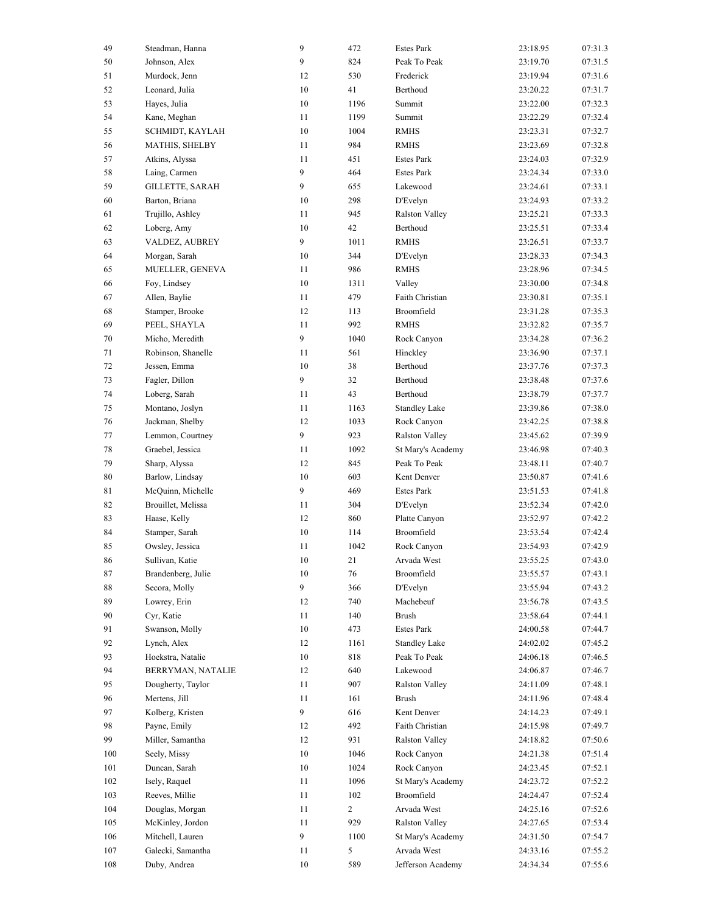| | | | | | | |
|---|---|---|---|---|---|---|
| 49 | Steadman, Hanna | 9 | 472 | Estes Park | 23:18.95 | 07:31.3 |
| 50 | Johnson, Alex | 9 | 824 | Peak To Peak | 23:19.70 | 07:31.5 |
| 51 | Murdock, Jenn | 12 | 530 | Frederick | 23:19.94 | 07:31.6 |
| 52 | Leonard, Julia | 10 | 41 | Berthoud | 23:20.22 | 07:31.7 |
| 53 | Hayes, Julia | 10 | 1196 | Summit | 23:22.00 | 07:32.3 |
| 54 | Kane, Meghan | 11 | 1199 | Summit | 23:22.29 | 07:32.4 |
| 55 | SCHMIDT, KAYLAH | 10 | 1004 | RMHS | 23:23.31 | 07:32.7 |
| 56 | MATHIS, SHELBY | 11 | 984 | RMHS | 23:23.69 | 07:32.8 |
| 57 | Atkins, Alyssa | 11 | 451 | Estes Park | 23:24.03 | 07:32.9 |
| 58 | Laing, Carmen | 9 | 464 | Estes Park | 23:24.34 | 07:33.0 |
| 59 | GILLETTE, SARAH | 9 | 655 | Lakewood | 23:24.61 | 07:33.1 |
| 60 | Barton, Briana | 10 | 298 | D'Evelyn | 23:24.93 | 07:33.2 |
| 61 | Trujillo, Ashley | 11 | 945 | Ralston Valley | 23:25.21 | 07:33.3 |
| 62 | Loberg, Amy | 10 | 42 | Berthoud | 23:25.51 | 07:33.4 |
| 63 | VALDEZ, AUBREY | 9 | 1011 | RMHS | 23:26.51 | 07:33.7 |
| 64 | Morgan, Sarah | 10 | 344 | D'Evelyn | 23:28.33 | 07:34.3 |
| 65 | MUELLER, GENEVA | 11 | 986 | RMHS | 23:28.96 | 07:34.5 |
| 66 | Foy, Lindsey | 10 | 1311 | Valley | 23:30.00 | 07:34.8 |
| 67 | Allen, Baylie | 11 | 479 | Faith Christian | 23:30.81 | 07:35.1 |
| 68 | Stamper, Brooke | 12 | 113 | Broomfield | 23:31.28 | 07:35.3 |
| 69 | PEEL, SHAYLA | 11 | 992 | RMHS | 23:32.82 | 07:35.7 |
| 70 | Micho, Meredith | 9 | 1040 | Rock Canyon | 23:34.28 | 07:36.2 |
| 71 | Robinson, Shanelle | 11 | 561 | Hinckley | 23:36.90 | 07:37.1 |
| 72 | Jessen, Emma | 10 | 38 | Berthoud | 23:37.76 | 07:37.3 |
| 73 | Fagler, Dillon | 9 | 32 | Berthoud | 23:38.48 | 07:37.6 |
| 74 | Loberg, Sarah | 11 | 43 | Berthoud | 23:38.79 | 07:37.7 |
| 75 | Montano, Joslyn | 11 | 1163 | Standley Lake | 23:39.86 | 07:38.0 |
| 76 | Jackman, Shelby | 12 | 1033 | Rock Canyon | 23:42.25 | 07:38.8 |
| 77 | Lemmon, Courtney | 9 | 923 | Ralston Valley | 23:45.62 | 07:39.9 |
| 78 | Graebel, Jessica | 11 | 1092 | St Mary's Academy | 23:46.98 | 07:40.3 |
| 79 | Sharp, Alyssa | 12 | 845 | Peak To Peak | 23:48.11 | 07:40.7 |
| 80 | Barlow, Lindsay | 10 | 603 | Kent Denver | 23:50.87 | 07:41.6 |
| 81 | McQuinn, Michelle | 9 | 469 | Estes Park | 23:51.53 | 07:41.8 |
| 82 | Brouillet, Melissa | 11 | 304 | D'Evelyn | 23:52.34 | 07:42.0 |
| 83 | Haase, Kelly | 12 | 860 | Platte Canyon | 23:52.97 | 07:42.2 |
| 84 | Stamper, Sarah | 10 | 114 | Broomfield | 23:53.54 | 07:42.4 |
| 85 | Owsley, Jessica | 11 | 1042 | Rock Canyon | 23:54.93 | 07:42.9 |
| 86 | Sullivan, Katie | 10 | 21 | Arvada West | 23:55.25 | 07:43.0 |
| 87 | Brandenberg, Julie | 10 | 76 | Broomfield | 23:55.57 | 07:43.1 |
| 88 | Secora, Molly | 9 | 366 | D'Evelyn | 23:55.94 | 07:43.2 |
| 89 | Lowrey, Erin | 12 | 740 | Machebeuf | 23:56.78 | 07:43.5 |
| 90 | Cyr, Katie | 11 | 140 | Brush | 23:58.64 | 07:44.1 |
| 91 | Swanson, Molly | 10 | 473 | Estes Park | 24:00.58 | 07:44.7 |
| 92 | Lynch, Alex | 12 | 1161 | Standley Lake | 24:02.02 | 07:45.2 |
| 93 | Hoekstra, Natalie | 10 | 818 | Peak To Peak | 24:06.18 | 07:46.5 |
| 94 | BERRYMAN, NATALIE | 12 | 640 | Lakewood | 24:06.87 | 07:46.7 |
| 95 | Dougherty, Taylor | 11 | 907 | Ralston Valley | 24:11.09 | 07:48.1 |
| 96 | Mertens, Jill | 11 | 161 | Brush | 24:11.96 | 07:48.4 |
| 97 | Kolberg, Kristen | 9 | 616 | Kent Denver | 24:14.23 | 07:49.1 |
| 98 | Payne, Emily | 12 | 492 | Faith Christian | 24:15.98 | 07:49.7 |
| 99 | Miller, Samantha | 12 | 931 | Ralston Valley | 24:18.82 | 07:50.6 |
| 100 | Seely, Missy | 10 | 1046 | Rock Canyon | 24:21.38 | 07:51.4 |
| 101 | Duncan, Sarah | 10 | 1024 | Rock Canyon | 24:23.45 | 07:52.1 |
| 102 | Isely, Raquel | 11 | 1096 | St Mary's Academy | 24:23.72 | 07:52.2 |
| 103 | Reeves, Millie | 11 | 102 | Broomfield | 24:24.47 | 07:52.4 |
| 104 | Douglas, Morgan | 11 | 2 | Arvada West | 24:25.16 | 07:52.6 |
| 105 | McKinley, Jordon | 11 | 929 | Ralston Valley | 24:27.65 | 07:53.4 |
| 106 | Mitchell, Lauren | 9 | 1100 | St Mary's Academy | 24:31.50 | 07:54.7 |
| 107 | Galecki, Samantha | 11 | 5 | Arvada West | 24:33.16 | 07:55.2 |
| 108 | Duby, Andrea | 10 | 589 | Jefferson Academy | 24:34.34 | 07:55.6 |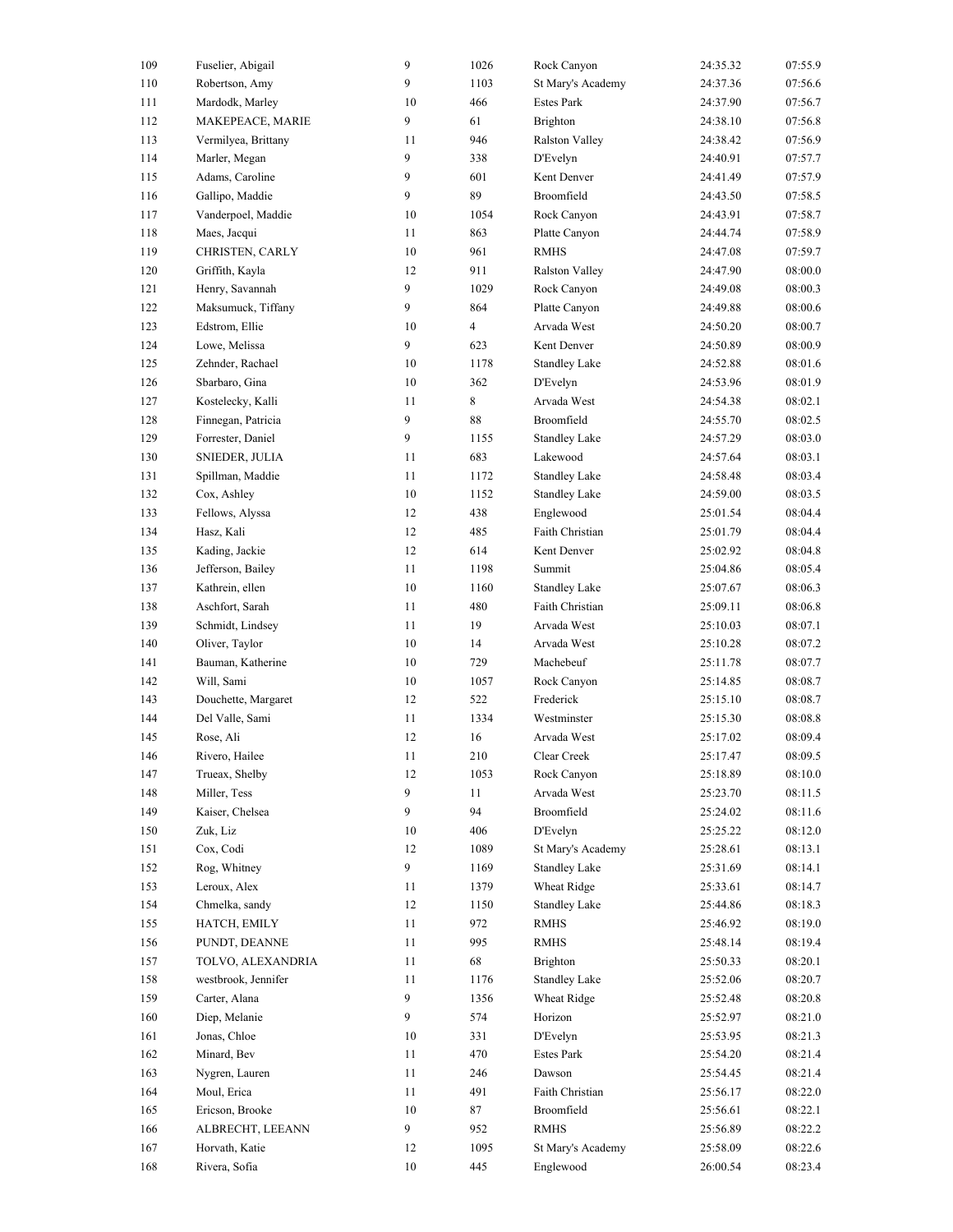| | | | | | | |
|---|---|---|---|---|---|---|
| 109 | Fuselier, Abigail | 9 | 1026 | Rock Canyon | 24:35.32 | 07:55.9 |
| 110 | Robertson, Amy | 9 | 1103 | St Mary's Academy | 24:37.36 | 07:56.6 |
| 111 | Mardodk, Marley | 10 | 466 | Estes Park | 24:37.90 | 07:56.7 |
| 112 | MAKEPEACE, MARIE | 9 | 61 | Brighton | 24:38.10 | 07:56.8 |
| 113 | Vermilyea, Brittany | 11 | 946 | Ralston Valley | 24:38.42 | 07:56.9 |
| 114 | Marler, Megan | 9 | 338 | D'Evelyn | 24:40.91 | 07:57.7 |
| 115 | Adams, Caroline | 9 | 601 | Kent Denver | 24:41.49 | 07:57.9 |
| 116 | Gallipo, Maddie | 9 | 89 | Broomfield | 24:43.50 | 07:58.5 |
| 117 | Vanderpoel, Maddie | 10 | 1054 | Rock Canyon | 24:43.91 | 07:58.7 |
| 118 | Maes, Jacqui | 11 | 863 | Platte Canyon | 24:44.74 | 07:58.9 |
| 119 | CHRISTEN, CARLY | 10 | 961 | RMHS | 24:47.08 | 07:59.7 |
| 120 | Griffith, Kayla | 12 | 911 | Ralston Valley | 24:47.90 | 08:00.0 |
| 121 | Henry, Savannah | 9 | 1029 | Rock Canyon | 24:49.08 | 08:00.3 |
| 122 | Maksumuck, Tiffany | 9 | 864 | Platte Canyon | 24:49.88 | 08:00.6 |
| 123 | Edstrom, Ellie | 10 | 4 | Arvada West | 24:50.20 | 08:00.7 |
| 124 | Lowe, Melissa | 9 | 623 | Kent Denver | 24:50.89 | 08:00.9 |
| 125 | Zehnder, Rachael | 10 | 1178 | Standley Lake | 24:52.88 | 08:01.6 |
| 126 | Sbarbaro, Gina | 10 | 362 | D'Evelyn | 24:53.96 | 08:01.9 |
| 127 | Kostelecky, Kalli | 11 | 8 | Arvada West | 24:54.38 | 08:02.1 |
| 128 | Finnegan, Patricia | 9 | 88 | Broomfield | 24:55.70 | 08:02.5 |
| 129 | Forrester, Daniel | 9 | 1155 | Standley Lake | 24:57.29 | 08:03.0 |
| 130 | SNIEDER, JULIA | 11 | 683 | Lakewood | 24:57.64 | 08:03.1 |
| 131 | Spillman, Maddie | 11 | 1172 | Standley Lake | 24:58.48 | 08:03.4 |
| 132 | Cox, Ashley | 10 | 1152 | Standley Lake | 24:59.00 | 08:03.5 |
| 133 | Fellows, Alyssa | 12 | 438 | Englewood | 25:01.54 | 08:04.4 |
| 134 | Hasz, Kali | 12 | 485 | Faith Christian | 25:01.79 | 08:04.4 |
| 135 | Kading, Jackie | 12 | 614 | Kent Denver | 25:02.92 | 08:04.8 |
| 136 | Jefferson, Bailey | 11 | 1198 | Summit | 25:04.86 | 08:05.4 |
| 137 | Kathrein, ellen | 10 | 1160 | Standley Lake | 25:07.67 | 08:06.3 |
| 138 | Aschfort, Sarah | 11 | 480 | Faith Christian | 25:09.11 | 08:06.8 |
| 139 | Schmidt, Lindsey | 11 | 19 | Arvada West | 25:10.03 | 08:07.1 |
| 140 | Oliver, Taylor | 10 | 14 | Arvada West | 25:10.28 | 08:07.2 |
| 141 | Bauman, Katherine | 10 | 729 | Machebeuf | 25:11.78 | 08:07.7 |
| 142 | Will, Sami | 10 | 1057 | Rock Canyon | 25:14.85 | 08:08.7 |
| 143 | Douchette, Margaret | 12 | 522 | Frederick | 25:15.10 | 08:08.7 |
| 144 | Del Valle, Sami | 11 | 1334 | Westminster | 25:15.30 | 08:08.8 |
| 145 | Rose, Ali | 12 | 16 | Arvada West | 25:17.02 | 08:09.4 |
| 146 | Rivero, Hailee | 11 | 210 | Clear Creek | 25:17.47 | 08:09.5 |
| 147 | Trueax, Shelby | 12 | 1053 | Rock Canyon | 25:18.89 | 08:10.0 |
| 148 | Miller, Tess | 9 | 11 | Arvada West | 25:23.70 | 08:11.5 |
| 149 | Kaiser, Chelsea | 9 | 94 | Broomfield | 25:24.02 | 08:11.6 |
| 150 | Zuk, Liz | 10 | 406 | D'Evelyn | 25:25.22 | 08:12.0 |
| 151 | Cox, Codi | 12 | 1089 | St Mary's Academy | 25:28.61 | 08:13.1 |
| 152 | Rog, Whitney | 9 | 1169 | Standley Lake | 25:31.69 | 08:14.1 |
| 153 | Leroux, Alex | 11 | 1379 | Wheat Ridge | 25:33.61 | 08:14.7 |
| 154 | Chmelka, sandy | 12 | 1150 | Standley Lake | 25:44.86 | 08:18.3 |
| 155 | HATCH, EMILY | 11 | 972 | RMHS | 25:46.92 | 08:19.0 |
| 156 | PUNDT, DEANNE | 11 | 995 | RMHS | 25:48.14 | 08:19.4 |
| 157 | TOLVO, ALEXANDRIA | 11 | 68 | Brighton | 25:50.33 | 08:20.1 |
| 158 | westbrook, Jennifer | 11 | 1176 | Standley Lake | 25:52.06 | 08:20.7 |
| 159 | Carter, Alana | 9 | 1356 | Wheat Ridge | 25:52.48 | 08:20.8 |
| 160 | Diep, Melanie | 9 | 574 | Horizon | 25:52.97 | 08:21.0 |
| 161 | Jonas, Chloe | 10 | 331 | D'Evelyn | 25:53.95 | 08:21.3 |
| 162 | Minard, Bev | 11 | 470 | Estes Park | 25:54.20 | 08:21.4 |
| 163 | Nygren, Lauren | 11 | 246 | Dawson | 25:54.45 | 08:21.4 |
| 164 | Moul, Erica | 11 | 491 | Faith Christian | 25:56.17 | 08:22.0 |
| 165 | Ericson, Brooke | 10 | 87 | Broomfield | 25:56.61 | 08:22.1 |
| 166 | ALBRECHT, LEEANN | 9 | 952 | RMHS | 25:56.89 | 08:22.2 |
| 167 | Horvath, Katie | 12 | 1095 | St Mary's Academy | 25:58.09 | 08:22.6 |
| 168 | Rivera, Sofia | 10 | 445 | Englewood | 26:00.54 | 08:23.4 |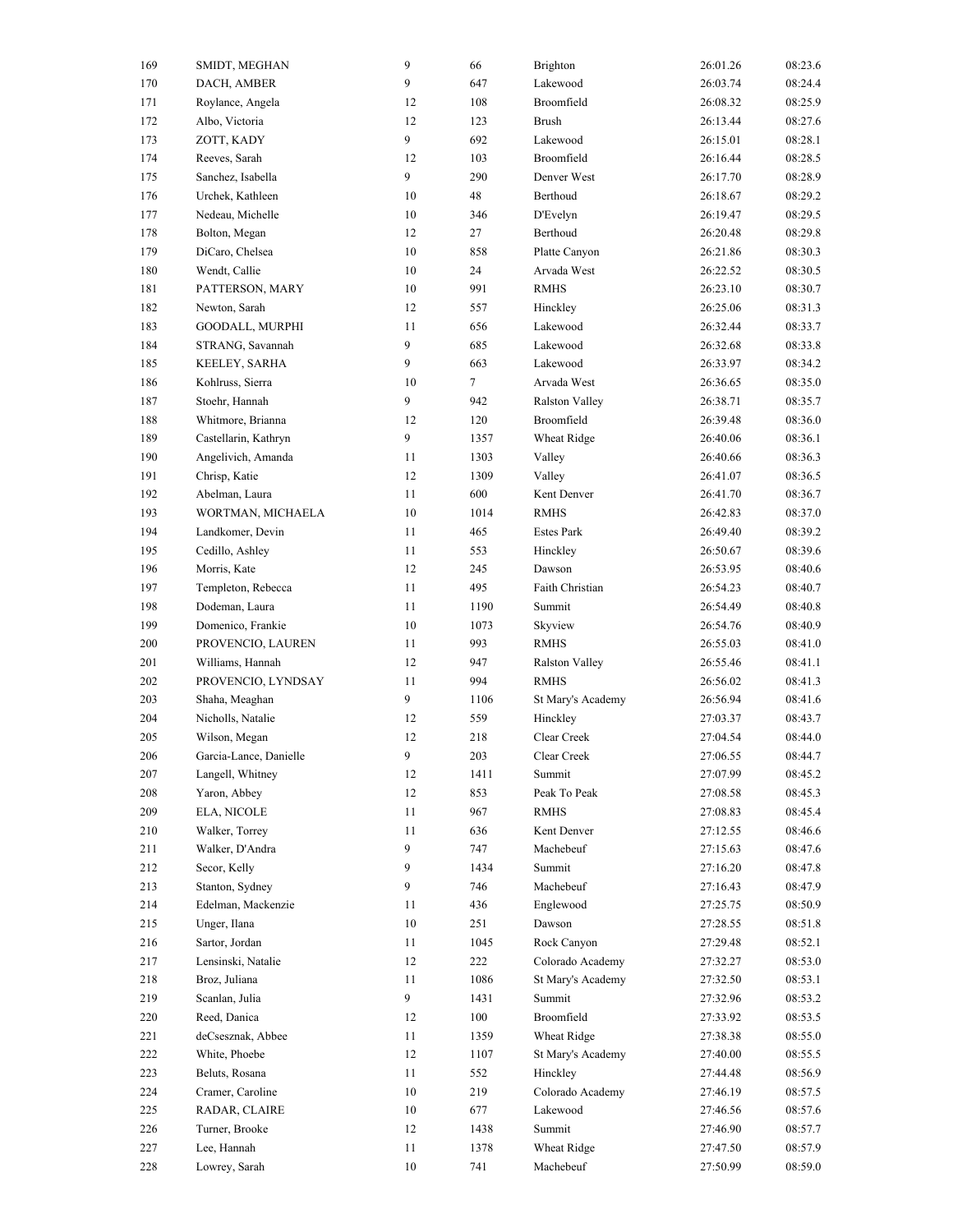| | | | | | | |
|---|---|---|---|---|---|---|
| 169 | SMIDT, MEGHAN | 9 | 66 | Brighton | 26:01.26 | 08:23.6 |
| 170 | DACH, AMBER | 9 | 647 | Lakewood | 26:03.74 | 08:24.4 |
| 171 | Roylance, Angela | 12 | 108 | Broomfield | 26:08.32 | 08:25.9 |
| 172 | Albo, Victoria | 12 | 123 | Brush | 26:13.44 | 08:27.6 |
| 173 | ZOTT, KADY | 9 | 692 | Lakewood | 26:15.01 | 08:28.1 |
| 174 | Reeves, Sarah | 12 | 103 | Broomfield | 26:16.44 | 08:28.5 |
| 175 | Sanchez, Isabella | 9 | 290 | Denver West | 26:17.70 | 08:28.9 |
| 176 | Urchek, Kathleen | 10 | 48 | Berthoud | 26:18.67 | 08:29.2 |
| 177 | Nedeau, Michelle | 10 | 346 | D'Evelyn | 26:19.47 | 08:29.5 |
| 178 | Bolton, Megan | 12 | 27 | Berthoud | 26:20.48 | 08:29.8 |
| 179 | DiCaro, Chelsea | 10 | 858 | Platte Canyon | 26:21.86 | 08:30.3 |
| 180 | Wendt, Callie | 10 | 24 | Arvada West | 26:22.52 | 08:30.5 |
| 181 | PATTERSON, MARY | 10 | 991 | RMHS | 26:23.10 | 08:30.7 |
| 182 | Newton, Sarah | 12 | 557 | Hinckley | 26:25.06 | 08:31.3 |
| 183 | GOODALL, MURPHI | 11 | 656 | Lakewood | 26:32.44 | 08:33.7 |
| 184 | STRANG, Savannah | 9 | 685 | Lakewood | 26:32.68 | 08:33.8 |
| 185 | KEELEY, SARHA | 9 | 663 | Lakewood | 26:33.97 | 08:34.2 |
| 186 | Kohlruss, Sierra | 10 | 7 | Arvada West | 26:36.65 | 08:35.0 |
| 187 | Stoehr, Hannah | 9 | 942 | Ralston Valley | 26:38.71 | 08:35.7 |
| 188 | Whitmore, Brianna | 12 | 120 | Broomfield | 26:39.48 | 08:36.0 |
| 189 | Castellarin, Kathryn | 9 | 1357 | Wheat Ridge | 26:40.06 | 08:36.1 |
| 190 | Angelivich, Amanda | 11 | 1303 | Valley | 26:40.66 | 08:36.3 |
| 191 | Chrisp, Katie | 12 | 1309 | Valley | 26:41.07 | 08:36.5 |
| 192 | Abelman, Laura | 11 | 600 | Kent Denver | 26:41.70 | 08:36.7 |
| 193 | WORTMAN, MICHAELA | 10 | 1014 | RMHS | 26:42.83 | 08:37.0 |
| 194 | Landkomer, Devin | 11 | 465 | Estes Park | 26:49.40 | 08:39.2 |
| 195 | Cedillo, Ashley | 11 | 553 | Hinckley | 26:50.67 | 08:39.6 |
| 196 | Morris, Kate | 12 | 245 | Dawson | 26:53.95 | 08:40.6 |
| 197 | Templeton, Rebecca | 11 | 495 | Faith Christian | 26:54.23 | 08:40.7 |
| 198 | Dodeman, Laura | 11 | 1190 | Summit | 26:54.49 | 08:40.8 |
| 199 | Domenico, Frankie | 10 | 1073 | Skyview | 26:54.76 | 08:40.9 |
| 200 | PROVENCIO, LAUREN | 11 | 993 | RMHS | 26:55.03 | 08:41.0 |
| 201 | Williams, Hannah | 12 | 947 | Ralston Valley | 26:55.46 | 08:41.1 |
| 202 | PROVENCIO, LYNDSAY | 11 | 994 | RMHS | 26:56.02 | 08:41.3 |
| 203 | Shaha, Meaghan | 9 | 1106 | St Mary's Academy | 26:56.94 | 08:41.6 |
| 204 | Nicholls, Natalie | 12 | 559 | Hinckley | 27:03.37 | 08:43.7 |
| 205 | Wilson, Megan | 12 | 218 | Clear Creek | 27:04.54 | 08:44.0 |
| 206 | Garcia-Lance, Danielle | 9 | 203 | Clear Creek | 27:06.55 | 08:44.7 |
| 207 | Langell, Whitney | 12 | 1411 | Summit | 27:07.99 | 08:45.2 |
| 208 | Yaron, Abbey | 12 | 853 | Peak To Peak | 27:08.58 | 08:45.3 |
| 209 | ELA, NICOLE | 11 | 967 | RMHS | 27:08.83 | 08:45.4 |
| 210 | Walker, Torrey | 11 | 636 | Kent Denver | 27:12.55 | 08:46.6 |
| 211 | Walker, D'Andra | 9 | 747 | Machebeuf | 27:15.63 | 08:47.6 |
| 212 | Secor, Kelly | 9 | 1434 | Summit | 27:16.20 | 08:47.8 |
| 213 | Stanton, Sydney | 9 | 746 | Machebeuf | 27:16.43 | 08:47.9 |
| 214 | Edelman, Mackenzie | 11 | 436 | Englewood | 27:25.75 | 08:50.9 |
| 215 | Unger, Ilana | 10 | 251 | Dawson | 27:28.55 | 08:51.8 |
| 216 | Sartor, Jordan | 11 | 1045 | Rock Canyon | 27:29.48 | 08:52.1 |
| 217 | Lensinski, Natalie | 12 | 222 | Colorado Academy | 27:32.27 | 08:53.0 |
| 218 | Broz, Juliana | 11 | 1086 | St Mary's Academy | 27:32.50 | 08:53.1 |
| 219 | Scanlan, Julia | 9 | 1431 | Summit | 27:32.96 | 08:53.2 |
| 220 | Reed, Danica | 12 | 100 | Broomfield | 27:33.92 | 08:53.5 |
| 221 | deCsesznak, Abbee | 11 | 1359 | Wheat Ridge | 27:38.38 | 08:55.0 |
| 222 | White, Phoebe | 12 | 1107 | St Mary's Academy | 27:40.00 | 08:55.5 |
| 223 | Beluts, Rosana | 11 | 552 | Hinckley | 27:44.48 | 08:56.9 |
| 224 | Cramer, Caroline | 10 | 219 | Colorado Academy | 27:46.19 | 08:57.5 |
| 225 | RADAR, CLAIRE | 10 | 677 | Lakewood | 27:46.56 | 08:57.6 |
| 226 | Turner, Brooke | 12 | 1438 | Summit | 27:46.90 | 08:57.7 |
| 227 | Lee, Hannah | 11 | 1378 | Wheat Ridge | 27:47.50 | 08:57.9 |
| 228 | Lowrey, Sarah | 10 | 741 | Machebeuf | 27:50.99 | 08:59.0 |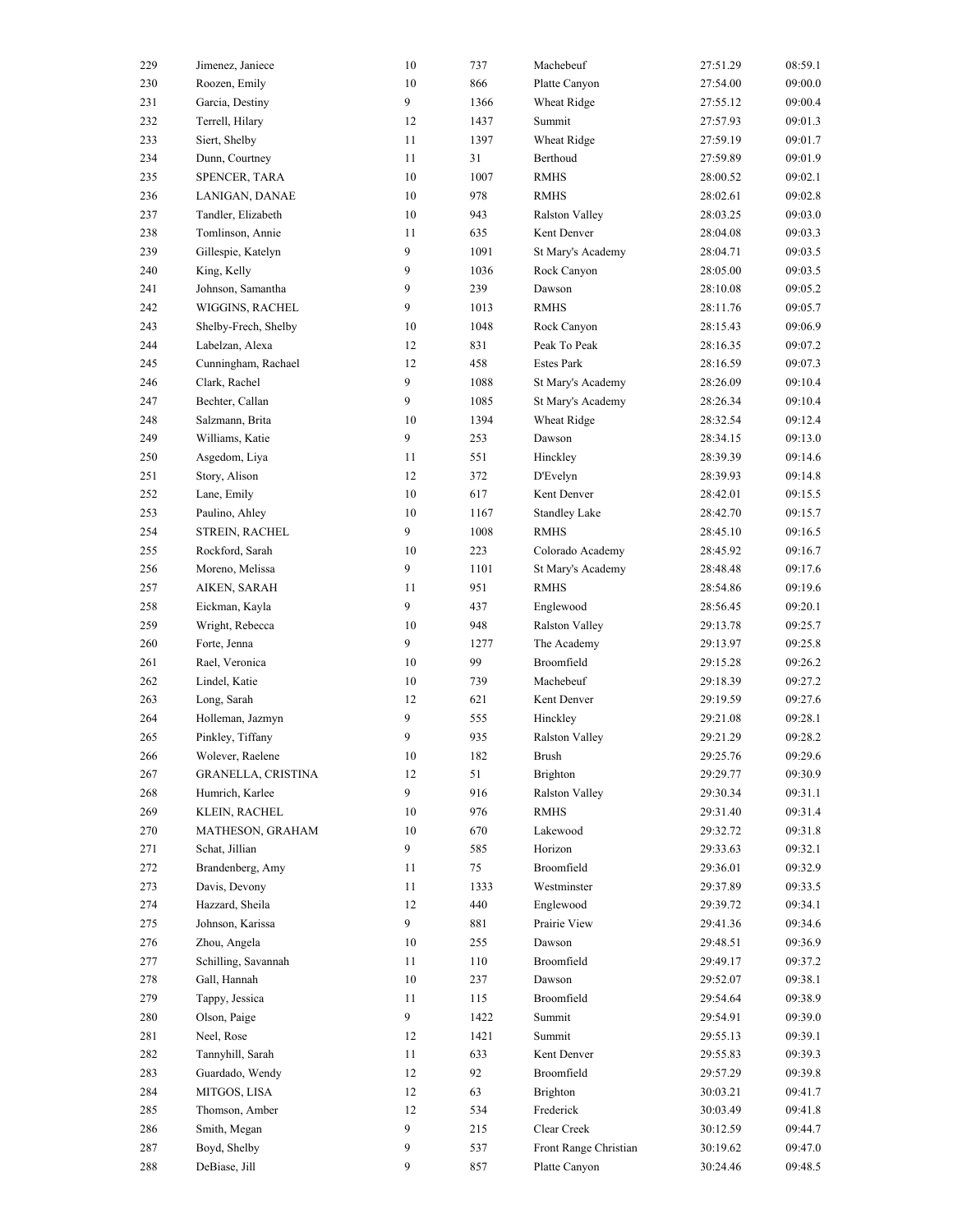| | | | | | | |
|---|---|---|---|---|---|---|
| 229 | Jimenez, Janiece | 10 | 737 | Machebeuf | 27:51.29 | 08:59.1 |
| 230 | Roozen, Emily | 10 | 866 | Platte Canyon | 27:54.00 | 09:00.0 |
| 231 | Garcia, Destiny | 9 | 1366 | Wheat Ridge | 27:55.12 | 09:00.4 |
| 232 | Terrell, Hilary | 12 | 1437 | Summit | 27:57.93 | 09:01.3 |
| 233 | Siert, Shelby | 11 | 1397 | Wheat Ridge | 27:59.19 | 09:01.7 |
| 234 | Dunn, Courtney | 11 | 31 | Berthoud | 27:59.89 | 09:01.9 |
| 235 | SPENCER, TARA | 10 | 1007 | RMHS | 28:00.52 | 09:02.1 |
| 236 | LANIGAN, DANAE | 10 | 978 | RMHS | 28:02.61 | 09:02.8 |
| 237 | Tandler, Elizabeth | 10 | 943 | Ralston Valley | 28:03.25 | 09:03.0 |
| 238 | Tomlinson, Annie | 11 | 635 | Kent Denver | 28:04.08 | 09:03.3 |
| 239 | Gillespie, Katelyn | 9 | 1091 | St Mary's Academy | 28:04.71 | 09:03.5 |
| 240 | King, Kelly | 9 | 1036 | Rock Canyon | 28:05.00 | 09:03.5 |
| 241 | Johnson, Samantha | 9 | 239 | Dawson | 28:10.08 | 09:05.2 |
| 242 | WIGGINS, RACHEL | 9 | 1013 | RMHS | 28:11.76 | 09:05.7 |
| 243 | Shelby-Frech, Shelby | 10 | 1048 | Rock Canyon | 28:15.43 | 09:06.9 |
| 244 | Labelzan, Alexa | 12 | 831 | Peak To Peak | 28:16.35 | 09:07.2 |
| 245 | Cunningham, Rachael | 12 | 458 | Estes Park | 28:16.59 | 09:07.3 |
| 246 | Clark, Rachel | 9 | 1088 | St Mary's Academy | 28:26.09 | 09:10.4 |
| 247 | Bechter, Callan | 9 | 1085 | St Mary's Academy | 28:26.34 | 09:10.4 |
| 248 | Salzmann, Brita | 10 | 1394 | Wheat Ridge | 28:32.54 | 09:12.4 |
| 249 | Williams, Katie | 9 | 253 | Dawson | 28:34.15 | 09:13.0 |
| 250 | Asgedom, Liya | 11 | 551 | Hinckley | 28:39.39 | 09:14.6 |
| 251 | Story, Alison | 12 | 372 | D'Evelyn | 28:39.93 | 09:14.8 |
| 252 | Lane, Emily | 10 | 617 | Kent Denver | 28:42.01 | 09:15.5 |
| 253 | Paulino, Ahley | 10 | 1167 | Standley Lake | 28:42.70 | 09:15.7 |
| 254 | STREIN, RACHEL | 9 | 1008 | RMHS | 28:45.10 | 09:16.5 |
| 255 | Rockford, Sarah | 10 | 223 | Colorado Academy | 28:45.92 | 09:16.7 |
| 256 | Moreno, Melissa | 9 | 1101 | St Mary's Academy | 28:48.48 | 09:17.6 |
| 257 | AIKEN, SARAH | 11 | 951 | RMHS | 28:54.86 | 09:19.6 |
| 258 | Eickman, Kayla | 9 | 437 | Englewood | 28:56.45 | 09:20.1 |
| 259 | Wright, Rebecca | 10 | 948 | Ralston Valley | 29:13.78 | 09:25.7 |
| 260 | Forte, Jenna | 9 | 1277 | The Academy | 29:13.97 | 09:25.8 |
| 261 | Rael, Veronica | 10 | 99 | Broomfield | 29:15.28 | 09:26.2 |
| 262 | Lindel, Katie | 10 | 739 | Machebeuf | 29:18.39 | 09:27.2 |
| 263 | Long, Sarah | 12 | 621 | Kent Denver | 29:19.59 | 09:27.6 |
| 264 | Holleman, Jazmyn | 9 | 555 | Hinckley | 29:21.08 | 09:28.1 |
| 265 | Pinkley, Tiffany | 9 | 935 | Ralston Valley | 29:21.29 | 09:28.2 |
| 266 | Wolever, Raelene | 10 | 182 | Brush | 29:25.76 | 09:29.6 |
| 267 | GRANELLA, CRISTINA | 12 | 51 | Brighton | 29:29.77 | 09:30.9 |
| 268 | Humrich, Karlee | 9 | 916 | Ralston Valley | 29:30.34 | 09:31.1 |
| 269 | KLEIN, RACHEL | 10 | 976 | RMHS | 29:31.40 | 09:31.4 |
| 270 | MATHESON, GRAHAM | 10 | 670 | Lakewood | 29:32.72 | 09:31.8 |
| 271 | Schat, Jillian | 9 | 585 | Horizon | 29:33.63 | 09:32.1 |
| 272 | Brandenberg, Amy | 11 | 75 | Broomfield | 29:36.01 | 09:32.9 |
| 273 | Davis, Devony | 11 | 1333 | Westminster | 29:37.89 | 09:33.5 |
| 274 | Hazzard, Sheila | 12 | 440 | Englewood | 29:39.72 | 09:34.1 |
| 275 | Johnson, Karissa | 9 | 881 | Prairie View | 29:41.36 | 09:34.6 |
| 276 | Zhou, Angela | 10 | 255 | Dawson | 29:48.51 | 09:36.9 |
| 277 | Schilling, Savannah | 11 | 110 | Broomfield | 29:49.17 | 09:37.2 |
| 278 | Gall, Hannah | 10 | 237 | Dawson | 29:52.07 | 09:38.1 |
| 279 | Tappy, Jessica | 11 | 115 | Broomfield | 29:54.64 | 09:38.9 |
| 280 | Olson, Paige | 9 | 1422 | Summit | 29:54.91 | 09:39.0 |
| 281 | Neel, Rose | 12 | 1421 | Summit | 29:55.13 | 09:39.1 |
| 282 | Tannyhill, Sarah | 11 | 633 | Kent Denver | 29:55.83 | 09:39.3 |
| 283 | Guardado, Wendy | 12 | 92 | Broomfield | 29:57.29 | 09:39.8 |
| 284 | MITGOS, LISA | 12 | 63 | Brighton | 30:03.21 | 09:41.7 |
| 285 | Thomson, Amber | 12 | 534 | Frederick | 30:03.49 | 09:41.8 |
| 286 | Smith, Megan | 9 | 215 | Clear Creek | 30:12.59 | 09:44.7 |
| 287 | Boyd, Shelby | 9 | 537 | Front Range Christian | 30:19.62 | 09:47.0 |
| 288 | DeBiase, Jill | 9 | 857 | Platte Canyon | 30:24.46 | 09:48.5 |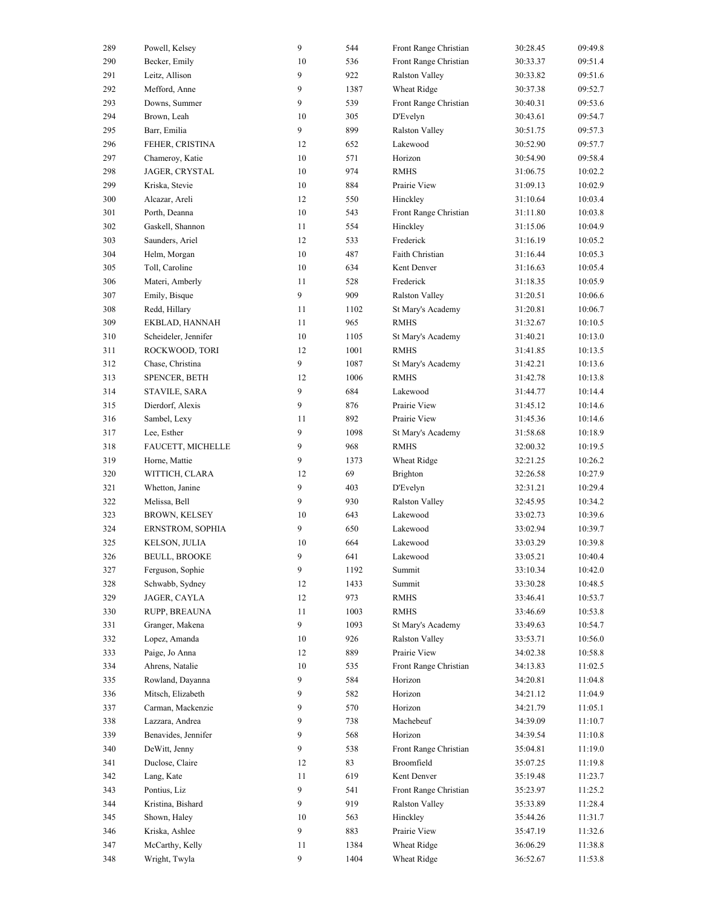| | | | | | | |
|---|---|---|---|---|---|---|
| 289 | Powell, Kelsey | 9 | 544 | Front Range Christian | 30:28.45 | 09:49.8 |
| 290 | Becker, Emily | 10 | 536 | Front Range Christian | 30:33.37 | 09:51.4 |
| 291 | Leitz, Allison | 9 | 922 | Ralston Valley | 30:33.82 | 09:51.6 |
| 292 | Mefford, Anne | 9 | 1387 | Wheat Ridge | 30:37.38 | 09:52.7 |
| 293 | Downs, Summer | 9 | 539 | Front Range Christian | 30:40.31 | 09:53.6 |
| 294 | Brown, Leah | 10 | 305 | D'Evelyn | 30:43.61 | 09:54.7 |
| 295 | Barr, Emilia | 9 | 899 | Ralston Valley | 30:51.75 | 09:57.3 |
| 296 | FEHER, CRISTINA | 12 | 652 | Lakewood | 30:52.90 | 09:57.7 |
| 297 | Chameroy, Katie | 10 | 571 | Horizon | 30:54.90 | 09:58.4 |
| 298 | JAGER, CRYSTAL | 10 | 974 | RMHS | 31:06.75 | 10:02.2 |
| 299 | Kriska, Stevie | 10 | 884 | Prairie View | 31:09.13 | 10:02.9 |
| 300 | Alcazar, Areli | 12 | 550 | Hinckley | 31:10.64 | 10:03.4 |
| 301 | Porth, Deanna | 10 | 543 | Front Range Christian | 31:11.80 | 10:03.8 |
| 302 | Gaskell, Shannon | 11 | 554 | Hinckley | 31:15.06 | 10:04.9 |
| 303 | Saunders, Ariel | 12 | 533 | Frederick | 31:16.19 | 10:05.2 |
| 304 | Helm, Morgan | 10 | 487 | Faith Christian | 31:16.44 | 10:05.3 |
| 305 | Toll, Caroline | 10 | 634 | Kent Denver | 31:16.63 | 10:05.4 |
| 306 | Materi, Amberly | 11 | 528 | Frederick | 31:18.35 | 10:05.9 |
| 307 | Emily, Bisque | 9 | 909 | Ralston Valley | 31:20.51 | 10:06.6 |
| 308 | Redd, Hillary | 11 | 1102 | St Mary's Academy | 31:20.81 | 10:06.7 |
| 309 | EKBLAD, HANNAH | 11 | 965 | RMHS | 31:32.67 | 10:10.5 |
| 310 | Scheideler, Jennifer | 10 | 1105 | St Mary's Academy | 31:40.21 | 10:13.0 |
| 311 | ROCKWOOD, TORI | 12 | 1001 | RMHS | 31:41.85 | 10:13.5 |
| 312 | Chase, Christina | 9 | 1087 | St Mary's Academy | 31:42.21 | 10:13.6 |
| 313 | SPENCER, BETH | 12 | 1006 | RMHS | 31:42.78 | 10:13.8 |
| 314 | STAVILE, SARA | 9 | 684 | Lakewood | 31:44.77 | 10:14.4 |
| 315 | Dierdorf, Alexis | 9 | 876 | Prairie View | 31:45.12 | 10:14.6 |
| 316 | Sambel, Lexy | 11 | 892 | Prairie View | 31:45.36 | 10:14.6 |
| 317 | Lee, Esther | 9 | 1098 | St Mary's Academy | 31:58.68 | 10:18.9 |
| 318 | FAUCETT, MICHELLE | 9 | 968 | RMHS | 32:00.32 | 10:19.5 |
| 319 | Horne, Mattie | 9 | 1373 | Wheat Ridge | 32:21.25 | 10:26.2 |
| 320 | WITTICH, CLARA | 12 | 69 | Brighton | 32:26.58 | 10:27.9 |
| 321 | Whetton, Janine | 9 | 403 | D'Evelyn | 32:31.21 | 10:29.4 |
| 322 | Melissa, Bell | 9 | 930 | Ralston Valley | 32:45.95 | 10:34.2 |
| 323 | BROWN, KELSEY | 10 | 643 | Lakewood | 33:02.73 | 10:39.6 |
| 324 | ERNSTROM, SOPHIA | 9 | 650 | Lakewood | 33:02.94 | 10:39.7 |
| 325 | KELSON, JULIA | 10 | 664 | Lakewood | 33:03.29 | 10:39.8 |
| 326 | BEULL, BROOKE | 9 | 641 | Lakewood | 33:05.21 | 10:40.4 |
| 327 | Ferguson, Sophie | 9 | 1192 | Summit | 33:10.34 | 10:42.0 |
| 328 | Schwabb, Sydney | 12 | 1433 | Summit | 33:30.28 | 10:48.5 |
| 329 | JAGER, CAYLA | 12 | 973 | RMHS | 33:46.41 | 10:53.7 |
| 330 | RUPP, BREAUNA | 11 | 1003 | RMHS | 33:46.69 | 10:53.8 |
| 331 | Granger, Makena | 9 | 1093 | St Mary's Academy | 33:49.63 | 10:54.7 |
| 332 | Lopez, Amanda | 10 | 926 | Ralston Valley | 33:53.71 | 10:56.0 |
| 333 | Paige, Jo Anna | 12 | 889 | Prairie View | 34:02.38 | 10:58.8 |
| 334 | Ahrens, Natalie | 10 | 535 | Front Range Christian | 34:13.83 | 11:02.5 |
| 335 | Rowland, Dayanna | 9 | 584 | Horizon | 34:20.81 | 11:04.8 |
| 336 | Mitsch, Elizabeth | 9 | 582 | Horizon | 34:21.12 | 11:04.9 |
| 337 | Carman, Mackenzie | 9 | 570 | Horizon | 34:21.79 | 11:05.1 |
| 338 | Lazzara, Andrea | 9 | 738 | Machebeuf | 34:39.09 | 11:10.7 |
| 339 | Benavides, Jennifer | 9 | 568 | Horizon | 34:39.54 | 11:10.8 |
| 340 | DeWitt, Jenny | 9 | 538 | Front Range Christian | 35:04.81 | 11:19.0 |
| 341 | Duclose, Claire | 12 | 83 | Broomfield | 35:07.25 | 11:19.8 |
| 342 | Lang, Kate | 11 | 619 | Kent Denver | 35:19.48 | 11:23.7 |
| 343 | Pontius, Liz | 9 | 541 | Front Range Christian | 35:23.97 | 11:25.2 |
| 344 | Kristina, Bishard | 9 | 919 | Ralston Valley | 35:33.89 | 11:28.4 |
| 345 | Shown, Haley | 10 | 563 | Hinckley | 35:44.26 | 11:31.7 |
| 346 | Kriska, Ashlee | 9 | 883 | Prairie View | 35:47.19 | 11:32.6 |
| 347 | McCarthy, Kelly | 11 | 1384 | Wheat Ridge | 36:06.29 | 11:38.8 |
| 348 | Wright, Twyla | 9 | 1404 | Wheat Ridge | 36:52.67 | 11:53.8 |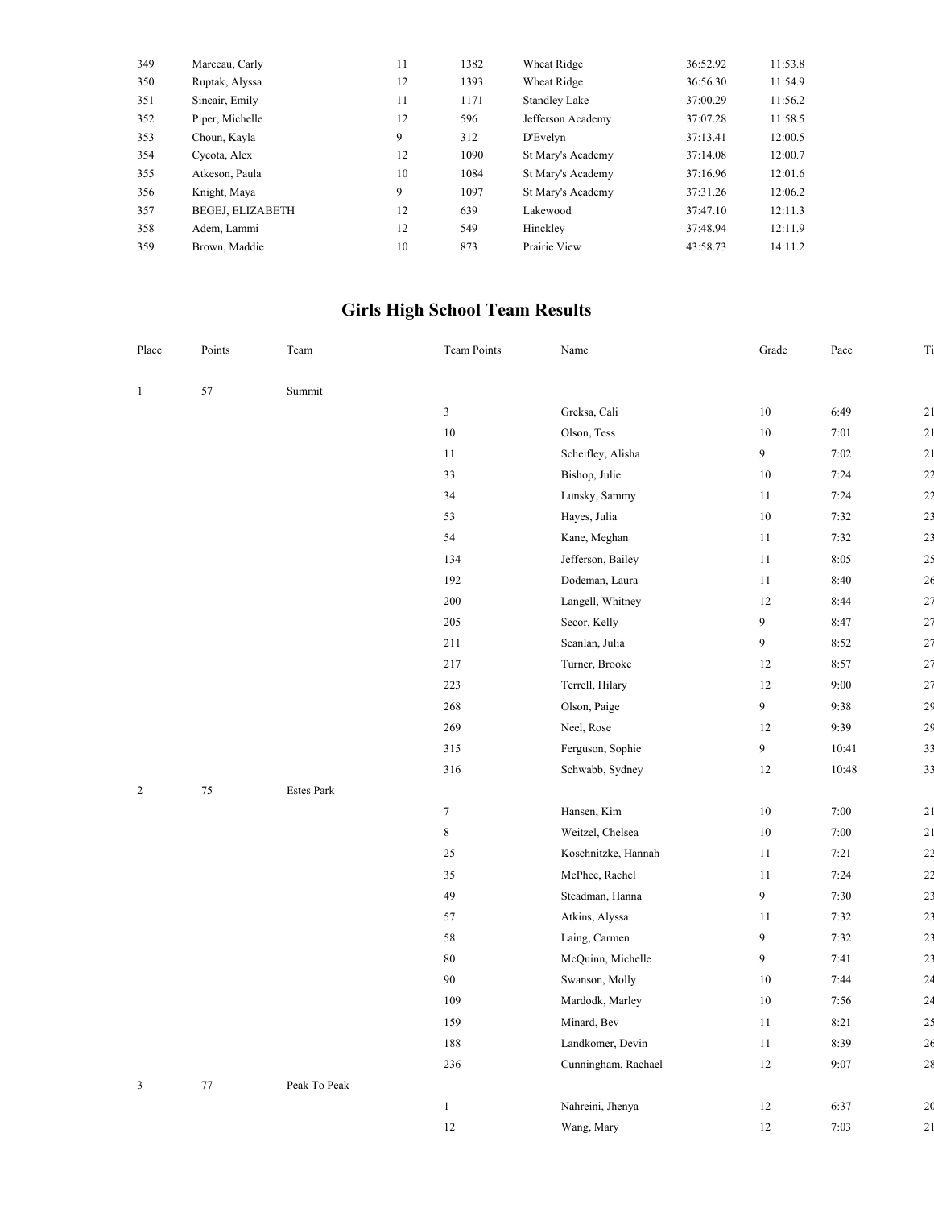| | | | | | | |
|---|---|---|---|---|---|---|
| 349 | Marceau, Carly | 11 | 1382 | Wheat Ridge | 36:52.92 | 11:53.8 |
| 350 | Ruptak, Alyssa | 12 | 1393 | Wheat Ridge | 36:56.30 | 11:54.9 |
| 351 | Sincair, Emily | 11 | 1171 | Standley Lake | 37:00.29 | 11:56.2 |
| 352 | Piper, Michelle | 12 | 596 | Jefferson Academy | 37:07.28 | 11:58.5 |
| 353 | Choun, Kayla | 9 | 312 | D'Evelyn | 37:13.41 | 12:00.5 |
| 354 | Cycota, Alex | 12 | 1090 | St Mary's Academy | 37:14.08 | 12:00.7 |
| 355 | Atkeson, Paula | 10 | 1084 | St Mary's Academy | 37:16.96 | 12:01.6 |
| 356 | Knight, Maya | 9 | 1097 | St Mary's Academy | 37:31.26 | 12:06.2 |
| 357 | BEGEJ, ELIZABETH | 12 | 639 | Lakewood | 37:47.10 | 12:11.3 |
| 358 | Adem, Lammi | 12 | 549 | Hinckley | 37:48.94 | 12:11.9 |
| 359 | Brown, Maddie | 10 | 873 | Prairie View | 43:58.73 | 14:11.2 |

## Girls High School Team Results

| Place | Points | Team | Team Points | Name | Grade | Pace | Ti |
|---|---|---|---|---|---|---|---|
| 1 | 57 | Summit | | | | | |
| | | | 3 | Greksa, Cali | 10 | 6:49 | 21 |
| | | | 10 | Olson, Tess | 10 | 7:01 | 21 |
| | | | 11 | Scheifley, Alisha | 9 | 7:02 | 21 |
| | | | 33 | Bishop, Julie | 10 | 7:24 | 22 |
| | | | 34 | Lunsky, Sammy | 11 | 7:24 | 22 |
| | | | 53 | Hayes, Julia | 10 | 7:32 | 23 |
| | | | 54 | Kane, Meghan | 11 | 7:32 | 23 |
| | | | 134 | Jefferson, Bailey | 11 | 8:05 | 25 |
| | | | 192 | Dodeman, Laura | 11 | 8:40 | 26 |
| | | | 200 | Langell, Whitney | 12 | 8:44 | 27 |
| | | | 205 | Secor, Kelly | 9 | 8:47 | 27 |
| | | | 211 | Scanlan, Julia | 9 | 8:52 | 27 |
| | | | 217 | Turner, Brooke | 12 | 8:57 | 27 |
| | | | 223 | Terrell, Hilary | 12 | 9:00 | 27 |
| | | | 268 | Olson, Paige | 9 | 9:38 | 29 |
| | | | 269 | Neel, Rose | 12 | 9:39 | 29 |
| | | | 315 | Ferguson, Sophie | 9 | 10:41 | 33 |
| | | | 316 | Schwabb, Sydney | 12 | 10:48 | 33 |
| 2 | 75 | Estes Park | | | | | |
| | | | 7 | Hansen, Kim | 10 | 7:00 | 21 |
| | | | 8 | Weitzel, Chelsea | 10 | 7:00 | 21 |
| | | | 25 | Koschnitzke, Hannah | 11 | 7:21 | 22 |
| | | | 35 | McPhee, Rachel | 11 | 7:24 | 22 |
| | | | 49 | Steadman, Hanna | 9 | 7:30 | 23 |
| | | | 57 | Atkins, Alyssa | 11 | 7:32 | 23 |
| | | | 58 | Laing, Carmen | 9 | 7:32 | 23 |
| | | | 80 | McQuinn, Michelle | 9 | 7:41 | 23 |
| | | | 90 | Swanson, Molly | 10 | 7:44 | 24 |
| | | | 109 | Mardodk, Marley | 10 | 7:56 | 24 |
| | | | 159 | Minard, Bev | 11 | 8:21 | 25 |
| | | | 188 | Landkomer, Devin | 11 | 8:39 | 26 |
| | | | 236 | Cunningham, Rachael | 12 | 9:07 | 28 |
| 3 | 77 | Peak To Peak | | | | | |
| | | | 1 | Nahreini, Jhenya | 12 | 6:37 | 20 |
| | | | 12 | Wang, Mary | 12 | 7:03 | 21 |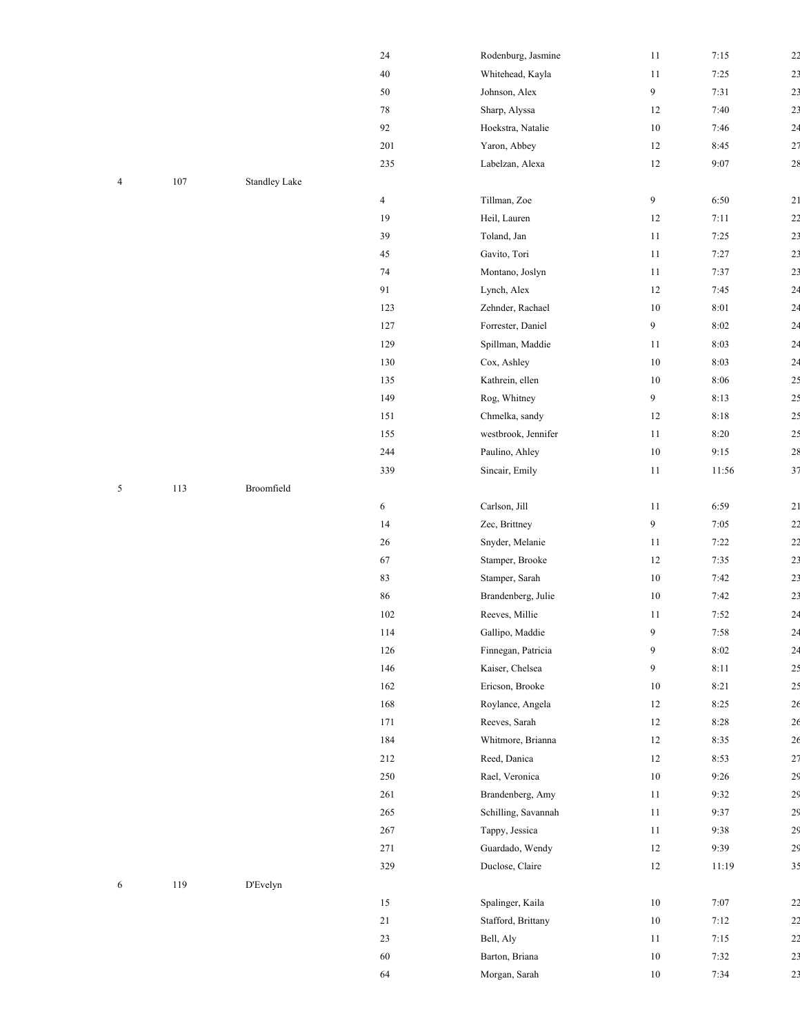| | | | | | | | |
|---|---|---|---|---|---|---|---|
| | | | 24 | Rodenburg, Jasmine | 11 | 7:15 | 22 |
| | | | 40 | Whitehead, Kayla | 11 | 7:25 | 23 |
| | | | 50 | Johnson, Alex | 9 | 7:31 | 23 |
| | | | 78 | Sharp, Alyssa | 12 | 7:40 | 23 |
| | | | 92 | Hoekstra, Natalie | 10 | 7:46 | 24 |
| | | | 201 | Yaron, Abbey | 12 | 8:45 | 27 |
| | | | 235 | Labelzan, Alexa | 12 | 9:07 | 28 |
| 4 | 107 | Standley Lake | | | | | |
| | | | 4 | Tillman, Zoe | 9 | 6:50 | 21 |
| | | | 19 | Heil, Lauren | 12 | 7:11 | 22 |
| | | | 39 | Toland, Jan | 11 | 7:25 | 23 |
| | | | 45 | Gavito, Tori | 11 | 7:27 | 23 |
| | | | 74 | Montano, Joslyn | 11 | 7:37 | 23 |
| | | | 91 | Lynch, Alex | 12 | 7:45 | 24 |
| | | | 123 | Zehnder, Rachael | 10 | 8:01 | 24 |
| | | | 127 | Forrester, Daniel | 9 | 8:02 | 24 |
| | | | 129 | Spillman, Maddie | 11 | 8:03 | 24 |
| | | | 130 | Cox, Ashley | 10 | 8:03 | 24 |
| | | | 135 | Kathrein, ellen | 10 | 8:06 | 25 |
| | | | 149 | Rog, Whitney | 9 | 8:13 | 25 |
| | | | 151 | Chmelka, sandy | 12 | 8:18 | 25 |
| | | | 155 | westbrook, Jennifer | 11 | 8:20 | 25 |
| | | | 244 | Paulino, Ahley | 10 | 9:15 | 28 |
| | | | 339 | Sincair, Emily | 11 | 11:56 | 37 |
| 5 | 113 | Broomfield | | | | | |
| | | | 6 | Carlson, Jill | 11 | 6:59 | 21 |
| | | | 14 | Zec, Brittney | 9 | 7:05 | 22 |
| | | | 26 | Snyder, Melanie | 11 | 7:22 | 22 |
| | | | 67 | Stamper, Brooke | 12 | 7:35 | 23 |
| | | | 83 | Stamper, Sarah | 10 | 7:42 | 23 |
| | | | 86 | Brandenberg, Julie | 10 | 7:42 | 23 |
| | | | 102 | Reeves, Millie | 11 | 7:52 | 24 |
| | | | 114 | Gallipo, Maddie | 9 | 7:58 | 24 |
| | | | 126 | Finnegan, Patricia | 9 | 8:02 | 24 |
| | | | 146 | Kaiser, Chelsea | 9 | 8:11 | 25 |
| | | | 162 | Ericson, Brooke | 10 | 8:21 | 25 |
| | | | 168 | Roylance, Angela | 12 | 8:25 | 26 |
| | | | 171 | Reeves, Sarah | 12 | 8:28 | 26 |
| | | | 184 | Whitmore, Brianna | 12 | 8:35 | 26 |
| | | | 212 | Reed, Danica | 12 | 8:53 | 27 |
| | | | 250 | Rael, Veronica | 10 | 9:26 | 29 |
| | | | 261 | Brandenberg, Amy | 11 | 9:32 | 29 |
| | | | 265 | Schilling, Savannah | 11 | 9:37 | 29 |
| | | | 267 | Tappy, Jessica | 11 | 9:38 | 29 |
| | | | 271 | Guardado, Wendy | 12 | 9:39 | 29 |
| | | | 329 | Duclose, Claire | 12 | 11:19 | 35 |
| 6 | 119 | D'Evelyn | | | | | |
| | | | 15 | Spalinger, Kaila | 10 | 7:07 | 22 |
| | | | 21 | Stafford, Brittany | 10 | 7:12 | 22 |
| | | | 23 | Bell, Aly | 11 | 7:15 | 22 |
| | | | 60 | Barton, Briana | 10 | 7:32 | 23 |
| | | | 64 | Morgan, Sarah | 10 | 7:34 | 23 |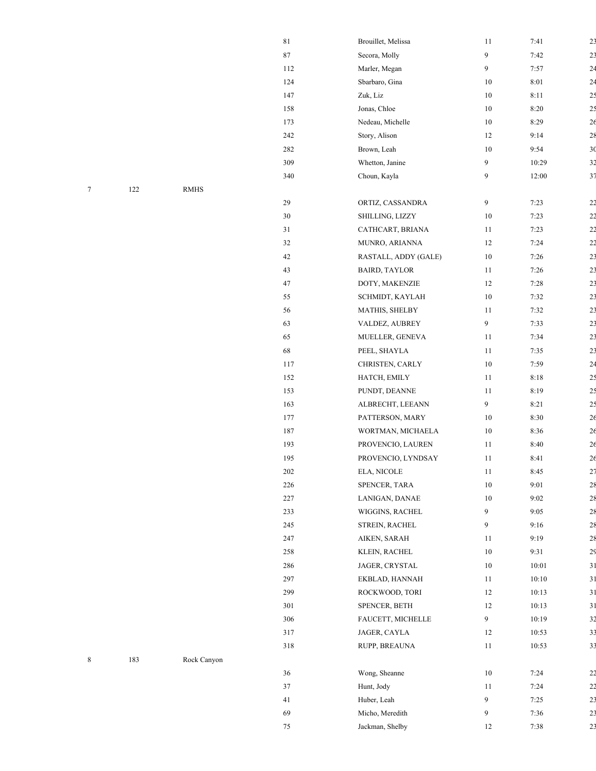| | | | | | | | |
|---|---|---|---|---|---|---|---|
| | | | 81 | Brouillet, Melissa | 11 | 7:41 | 23 |
| | | | 87 | Secora, Molly | 9 | 7:42 | 23 |
| | | | 112 | Marler, Megan | 9 | 7:57 | 24 |
| | | | 124 | Sbarbaro, Gina | 10 | 8:01 | 24 |
| | | | 147 | Zuk, Liz | 10 | 8:11 | 25 |
| | | | 158 | Jonas, Chloe | 10 | 8:20 | 25 |
| | | | 173 | Nedeau, Michelle | 10 | 8:29 | 26 |
| | | | 242 | Story, Alison | 12 | 9:14 | 28 |
| | | | 282 | Brown, Leah | 10 | 9:54 | 30 |
| | | | 309 | Whetton, Janine | 9 | 10:29 | 32 |
| | | | 340 | Choun, Kayla | 9 | 12:00 | 37 |
| 7 | 122 | RMHS | | | | | |
| | | | 29 | ORTIZ, CASSANDRA | 9 | 7:23 | 22 |
| | | | 30 | SHILLING, LIZZY | 10 | 7:23 | 22 |
| | | | 31 | CATHCART, BRIANA | 11 | 7:23 | 22 |
| | | | 32 | MUNRO, ARIANNA | 12 | 7:24 | 22 |
| | | | 42 | RASTALL, ADDY (GALE) | 10 | 7:26 | 23 |
| | | | 43 | BAIRD, TAYLOR | 11 | 7:26 | 23 |
| | | | 47 | DOTY, MAKENZIE | 12 | 7:28 | 23 |
| | | | 55 | SCHMIDT, KAYLAH | 10 | 7:32 | 23 |
| | | | 56 | MATHIS, SHELBY | 11 | 7:32 | 23 |
| | | | 63 | VALDEZ, AUBREY | 9 | 7:33 | 23 |
| | | | 65 | MUELLER, GENEVA | 11 | 7:34 | 23 |
| | | | 68 | PEEL, SHAYLA | 11 | 7:35 | 23 |
| | | | 117 | CHRISTEN, CARLY | 10 | 7:59 | 24 |
| | | | 152 | HATCH, EMILY | 11 | 8:18 | 25 |
| | | | 153 | PUNDT, DEANNE | 11 | 8:19 | 25 |
| | | | 163 | ALBRECHT, LEEANN | 9 | 8:21 | 25 |
| | | | 177 | PATTERSON, MARY | 10 | 8:30 | 26 |
| | | | 187 | WORTMAN, MICHAELA | 10 | 8:36 | 26 |
| | | | 193 | PROVENCIO, LAUREN | 11 | 8:40 | 26 |
| | | | 195 | PROVENCIO, LYNDSAY | 11 | 8:41 | 26 |
| | | | 202 | ELA, NICOLE | 11 | 8:45 | 27 |
| | | | 226 | SPENCER, TARA | 10 | 9:01 | 28 |
| | | | 227 | LANIGAN, DANAE | 10 | 9:02 | 28 |
| | | | 233 | WIGGINS, RACHEL | 9 | 9:05 | 28 |
| | | | 245 | STREIN, RACHEL | 9 | 9:16 | 28 |
| | | | 247 | AIKEN, SARAH | 11 | 9:19 | 28 |
| | | | 258 | KLEIN, RACHEL | 10 | 9:31 | 29 |
| | | | 286 | JAGER, CRYSTAL | 10 | 10:01 | 31 |
| | | | 297 | EKBLAD, HANNAH | 11 | 10:10 | 31 |
| | | | 299 | ROCKWOOD, TORI | 12 | 10:13 | 31 |
| | | | 301 | SPENCER, BETH | 12 | 10:13 | 31 |
| | | | 306 | FAUCETT, MICHELLE | 9 | 10:19 | 32 |
| | | | 317 | JAGER, CAYLA | 12 | 10:53 | 33 |
| | | | 318 | RUPP, BREAUNA | 11 | 10:53 | 33 |
| 8 | 183 | Rock Canyon | | | | | |
| | | | 36 | Wong, Sheanne | 10 | 7:24 | 22 |
| | | | 37 | Hunt, Jody | 11 | 7:24 | 22 |
| | | | 41 | Huber, Leah | 9 | 7:25 | 23 |
| | | | 69 | Micho, Meredith | 9 | 7:36 | 23 |
| | | | 75 | Jackman, Shelby | 12 | 7:38 | 23 |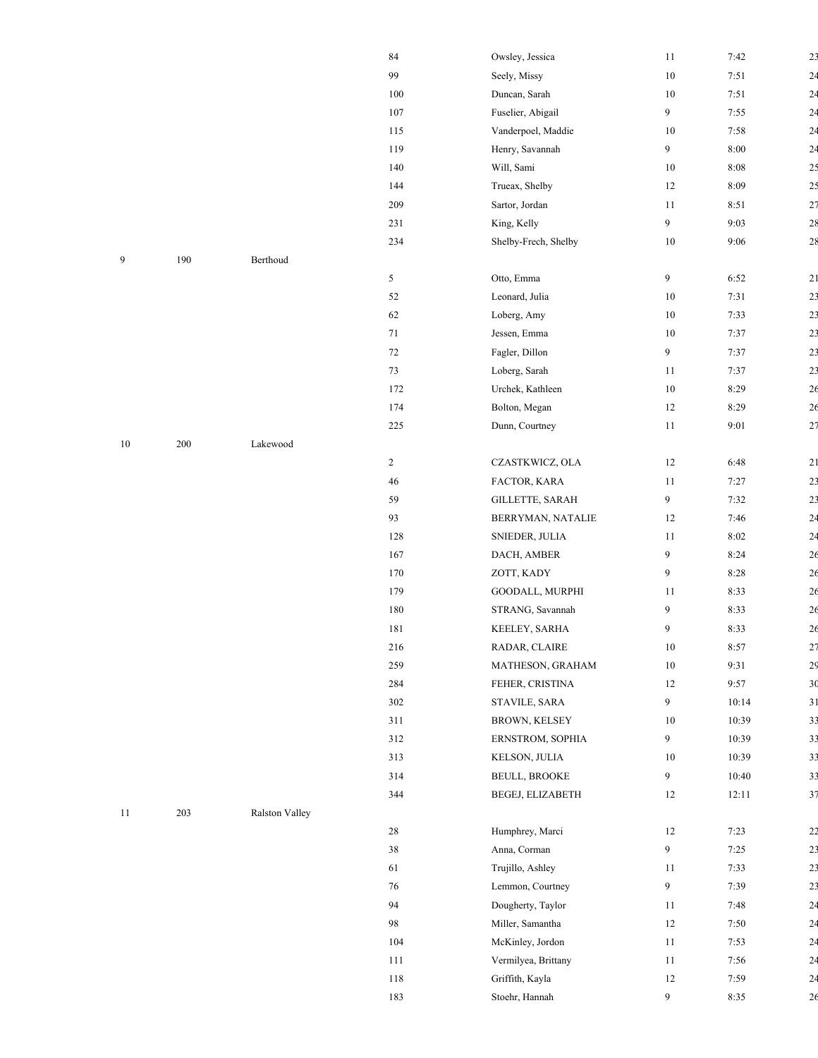| | | | | | | | |
|---|---|---|---|---|---|---|---|
| | | | 84 | Owsley, Jessica | 11 | 7:42 | 23 |
| | | | 99 | Seely, Missy | 10 | 7:51 | 24 |
| | | | 100 | Duncan, Sarah | 10 | 7:51 | 24 |
| | | | 107 | Fuselier, Abigail | 9 | 7:55 | 24 |
| | | | 115 | Vanderpoel, Maddie | 10 | 7:58 | 24 |
| | | | 119 | Henry, Savannah | 9 | 8:00 | 24 |
| | | | 140 | Will, Sami | 10 | 8:08 | 25 |
| | | | 144 | Trueax, Shelby | 12 | 8:09 | 25 |
| | | | 209 | Sartor, Jordan | 11 | 8:51 | 27 |
| | | | 231 | King, Kelly | 9 | 9:03 | 28 |
| | | | 234 | Shelby-Frech, Shelby | 10 | 9:06 | 28 |
| 9 | 190 | Berthoud | | | | | |
| | | | 5 | Otto, Emma | 9 | 6:52 | 21 |
| | | | 52 | Leonard, Julia | 10 | 7:31 | 23 |
| | | | 62 | Loberg, Amy | 10 | 7:33 | 23 |
| | | | 71 | Jessen, Emma | 10 | 7:37 | 23 |
| | | | 72 | Fagler, Dillon | 9 | 7:37 | 23 |
| | | | 73 | Loberg, Sarah | 11 | 7:37 | 23 |
| | | | 172 | Urchek, Kathleen | 10 | 8:29 | 26 |
| | | | 174 | Bolton, Megan | 12 | 8:29 | 26 |
| | | | 225 | Dunn, Courtney | 11 | 9:01 | 27 |
| 10 | 200 | Lakewood | | | | | |
| | | | 2 | CZASTKWICZ, OLA | 12 | 6:48 | 21 |
| | | | 46 | FACTOR, KARA | 11 | 7:27 | 23 |
| | | | 59 | GILLETTE, SARAH | 9 | 7:32 | 23 |
| | | | 93 | BERRYMAN, NATALIE | 12 | 7:46 | 24 |
| | | | 128 | SNIEDER, JULIA | 11 | 8:02 | 24 |
| | | | 167 | DACH, AMBER | 9 | 8:24 | 26 |
| | | | 170 | ZOTT, KADY | 9 | 8:28 | 26 |
| | | | 179 | GOODALL, MURPHI | 11 | 8:33 | 26 |
| | | | 180 | STRANG, Savannah | 9 | 8:33 | 26 |
| | | | 181 | KEELEY, SARHA | 9 | 8:33 | 26 |
| | | | 216 | RADAR, CLAIRE | 10 | 8:57 | 27 |
| | | | 259 | MATHESON, GRAHAM | 10 | 9:31 | 29 |
| | | | 284 | FEHER, CRISTINA | 12 | 9:57 | 30 |
| | | | 302 | STAVILE, SARA | 9 | 10:14 | 31 |
| | | | 311 | BROWN, KELSEY | 10 | 10:39 | 33 |
| | | | 312 | ERNSTROM, SOPHIA | 9 | 10:39 | 33 |
| | | | 313 | KELSON, JULIA | 10 | 10:39 | 33 |
| | | | 314 | BEULL, BROOKE | 9 | 10:40 | 33 |
| | | | 344 | BEGEJ, ELIZABETH | 12 | 12:11 | 37 |
| 11 | 203 | Ralston Valley | | | | | |
| | | | 28 | Humphrey, Marci | 12 | 7:23 | 22 |
| | | | 38 | Anna, Corman | 9 | 7:25 | 23 |
| | | | 61 | Trujillo, Ashley | 11 | 7:33 | 23 |
| | | | 76 | Lemmon, Courtney | 9 | 7:39 | 23 |
| | | | 94 | Dougherty, Taylor | 11 | 7:48 | 24 |
| | | | 98 | Miller, Samantha | 12 | 7:50 | 24 |
| | | | 104 | McKinley, Jordon | 11 | 7:53 | 24 |
| | | | 111 | Vermilyea, Brittany | 11 | 7:56 | 24 |
| | | | 118 | Griffith, Kayla | 12 | 7:59 | 24 |
| | | | 183 | Stoehr, Hannah | 9 | 8:35 | 26 |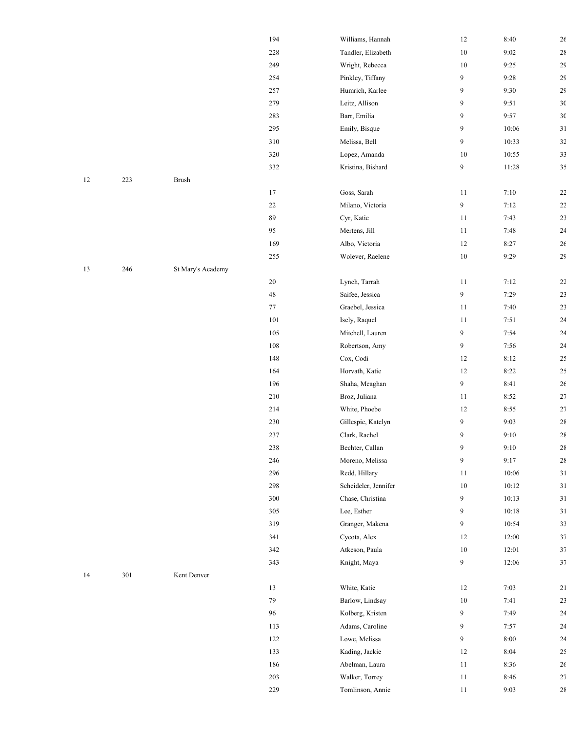| | | | | | | | |
|---|---|---|---|---|---|---|---|
| | | | 194 | Williams, Hannah | 12 | 8:40 | 26 |
| | | | 228 | Tandler, Elizabeth | 10 | 9:02 | 28 |
| | | | 249 | Wright, Rebecca | 10 | 9:25 | 29 |
| | | | 254 | Pinkley, Tiffany | 9 | 9:28 | 29 |
| | | | 257 | Humrich, Karlee | 9 | 9:30 | 29 |
| | | | 279 | Leitz, Allison | 9 | 9:51 | 30 |
| | | | 283 | Barr, Emilia | 9 | 9:57 | 30 |
| | | | 295 | Emily, Bisque | 9 | 10:06 | 31 |
| | | | 310 | Melissa, Bell | 9 | 10:33 | 32 |
| | | | 320 | Lopez, Amanda | 10 | 10:55 | 33 |
| | | | 332 | Kristina, Bishard | 9 | 11:28 | 35 |
| 12 | 223 | Brush | | | | | |
| | | | 17 | Goss, Sarah | 11 | 7:10 | 22 |
| | | | 22 | Milano, Victoria | 9 | 7:12 | 22 |
| | | | 89 | Cyr, Katie | 11 | 7:43 | 23 |
| | | | 95 | Mertens, Jill | 11 | 7:48 | 24 |
| | | | 169 | Albo, Victoria | 12 | 8:27 | 26 |
| | | | 255 | Wolever, Raelene | 10 | 9:29 | 29 |
| 13 | 246 | St Mary's Academy | | | | | |
| | | | 20 | Lynch, Tarrah | 11 | 7:12 | 22 |
| | | | 48 | Saifee, Jessica | 9 | 7:29 | 23 |
| | | | 77 | Graebel, Jessica | 11 | 7:40 | 23 |
| | | | 101 | Isely, Raquel | 11 | 7:51 | 24 |
| | | | 105 | Mitchell, Lauren | 9 | 7:54 | 24 |
| | | | 108 | Robertson, Amy | 9 | 7:56 | 24 |
| | | | 148 | Cox, Codi | 12 | 8:12 | 25 |
| | | | 164 | Horvath, Katie | 12 | 8:22 | 25 |
| | | | 196 | Shaha, Meaghan | 9 | 8:41 | 26 |
| | | | 210 | Broz, Juliana | 11 | 8:52 | 27 |
| | | | 214 | White, Phoebe | 12 | 8:55 | 27 |
| | | | 230 | Gillespie, Katelyn | 9 | 9:03 | 28 |
| | | | 237 | Clark, Rachel | 9 | 9:10 | 28 |
| | | | 238 | Bechter, Callan | 9 | 9:10 | 28 |
| | | | 246 | Moreno, Melissa | 9 | 9:17 | 28 |
| | | | 296 | Redd, Hillary | 11 | 10:06 | 31 |
| | | | 298 | Scheideler, Jennifer | 10 | 10:12 | 31 |
| | | | 300 | Chase, Christina | 9 | 10:13 | 31 |
| | | | 305 | Lee, Esther | 9 | 10:18 | 31 |
| | | | 319 | Granger, Makena | 9 | 10:54 | 33 |
| | | | 341 | Cycota, Alex | 12 | 12:00 | 37 |
| | | | 342 | Atkeson, Paula | 10 | 12:01 | 37 |
| | | | 343 | Knight, Maya | 9 | 12:06 | 37 |
| 14 | 301 | Kent Denver | | | | | |
| | | | 13 | White, Katie | 12 | 7:03 | 21 |
| | | | 79 | Barlow, Lindsay | 10 | 7:41 | 23 |
| | | | 96 | Kolberg, Kristen | 9 | 7:49 | 24 |
| | | | 113 | Adams, Caroline | 9 | 7:57 | 24 |
| | | | 122 | Lowe, Melissa | 9 | 8:00 | 24 |
| | | | 133 | Kading, Jackie | 12 | 8:04 | 25 |
| | | | 186 | Abelman, Laura | 11 | 8:36 | 26 |
| | | | 203 | Walker, Torrey | 11 | 8:46 | 27 |
| | | | 229 | Tomlinson, Annie | 11 | 9:03 | 28 |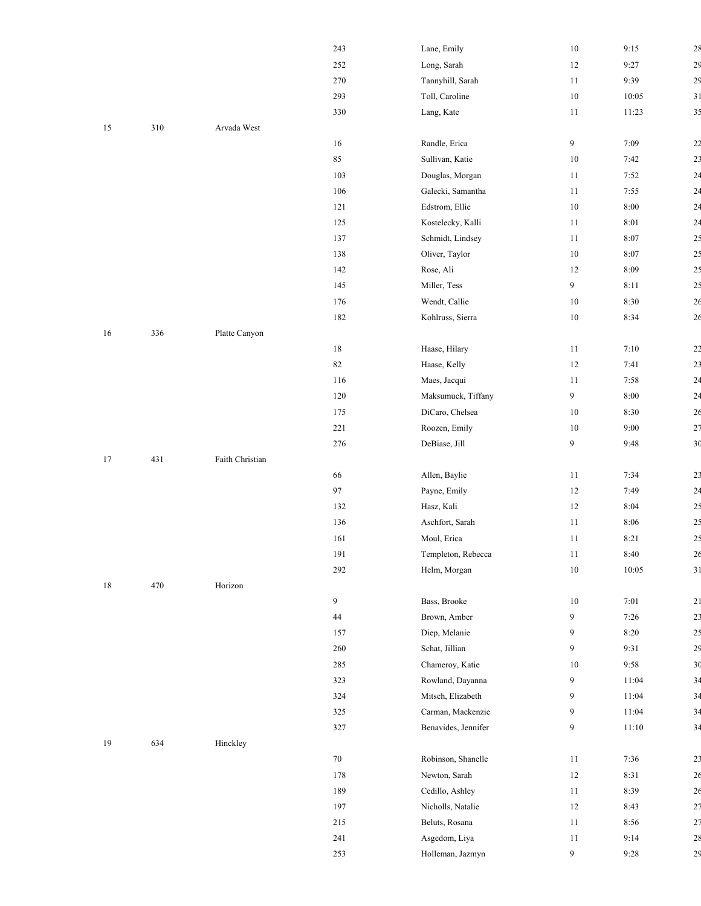| | | | | | | | |
|---|---|---|---|---|---|---|---|
| | | | 243 | Lane, Emily | 10 | 9:15 | 28 |
| | | | 252 | Long, Sarah | 12 | 9:27 | 29 |
| | | | 270 | Tannyhill, Sarah | 11 | 9:39 | 29 |
| | | | 293 | Toll, Caroline | 10 | 10:05 | 31 |
| | | | 330 | Lang, Kate | 11 | 11:23 | 35 |
| 15 | 310 | Arvada West | | | | | |
| | | | 16 | Randle, Erica | 9 | 7:09 | 22 |
| | | | 85 | Sullivan, Katie | 10 | 7:42 | 23 |
| | | | 103 | Douglas, Morgan | 11 | 7:52 | 24 |
| | | | 106 | Galecki, Samantha | 11 | 7:55 | 24 |
| | | | 121 | Edstrom, Ellie | 10 | 8:00 | 24 |
| | | | 125 | Kostelecky, Kalli | 11 | 8:01 | 24 |
| | | | 137 | Schmidt, Lindsey | 11 | 8:07 | 25 |
| | | | 138 | Oliver, Taylor | 10 | 8:07 | 25 |
| | | | 142 | Rose, Ali | 12 | 8:09 | 25 |
| | | | 145 | Miller, Tess | 9 | 8:11 | 25 |
| | | | 176 | Wendt, Callie | 10 | 8:30 | 26 |
| | | | 182 | Kohlruss, Sierra | 10 | 8:34 | 26 |
| 16 | 336 | Platte Canyon | | | | | |
| | | | 18 | Haase, Hilary | 11 | 7:10 | 22 |
| | | | 82 | Haase, Kelly | 12 | 7:41 | 23 |
| | | | 116 | Maes, Jacqui | 11 | 7:58 | 24 |
| | | | 120 | Maksumuck, Tiffany | 9 | 8:00 | 24 |
| | | | 175 | DiCaro, Chelsea | 10 | 8:30 | 26 |
| | | | 221 | Roozen, Emily | 10 | 9:00 | 27 |
| | | | 276 | DeBiase, Jill | 9 | 9:48 | 30 |
| 17 | 431 | Faith Christian | | | | | |
| | | | 66 | Allen, Baylie | 11 | 7:34 | 23 |
| | | | 97 | Payne, Emily | 12 | 7:49 | 24 |
| | | | 132 | Hasz, Kali | 12 | 8:04 | 25 |
| | | | 136 | Aschfort, Sarah | 11 | 8:06 | 25 |
| | | | 161 | Moul, Erica | 11 | 8:21 | 25 |
| | | | 191 | Templeton, Rebecca | 11 | 8:40 | 26 |
| | | | 292 | Helm, Morgan | 10 | 10:05 | 31 |
| 18 | 470 | Horizon | | | | | |
| | | | 9 | Bass, Brooke | 10 | 7:01 | 21 |
| | | | 44 | Brown, Amber | 9 | 7:26 | 23 |
| | | | 157 | Diep, Melanie | 9 | 8:20 | 25 |
| | | | 260 | Schat, Jillian | 9 | 9:31 | 29 |
| | | | 285 | Chameroy, Katie | 10 | 9:58 | 30 |
| | | | 323 | Rowland, Dayanna | 9 | 11:04 | 34 |
| | | | 324 | Mitsch, Elizabeth | 9 | 11:04 | 34 |
| | | | 325 | Carman, Mackenzie | 9 | 11:04 | 34 |
| | | | 327 | Benavides, Jennifer | 9 | 11:10 | 34 |
| 19 | 634 | Hinckley | | | | | |
| | | | 70 | Robinson, Shanelle | 11 | 7:36 | 23 |
| | | | 178 | Newton, Sarah | 12 | 8:31 | 26 |
| | | | 189 | Cedillo, Ashley | 11 | 8:39 | 26 |
| | | | 197 | Nicholls, Natalie | 12 | 8:43 | 27 |
| | | | 215 | Beluts, Rosana | 11 | 8:56 | 27 |
| | | | 241 | Asgedom, Liya | 11 | 9:14 | 28 |
| | | | 253 | Holleman, Jazmyn | 9 | 9:28 | 29 |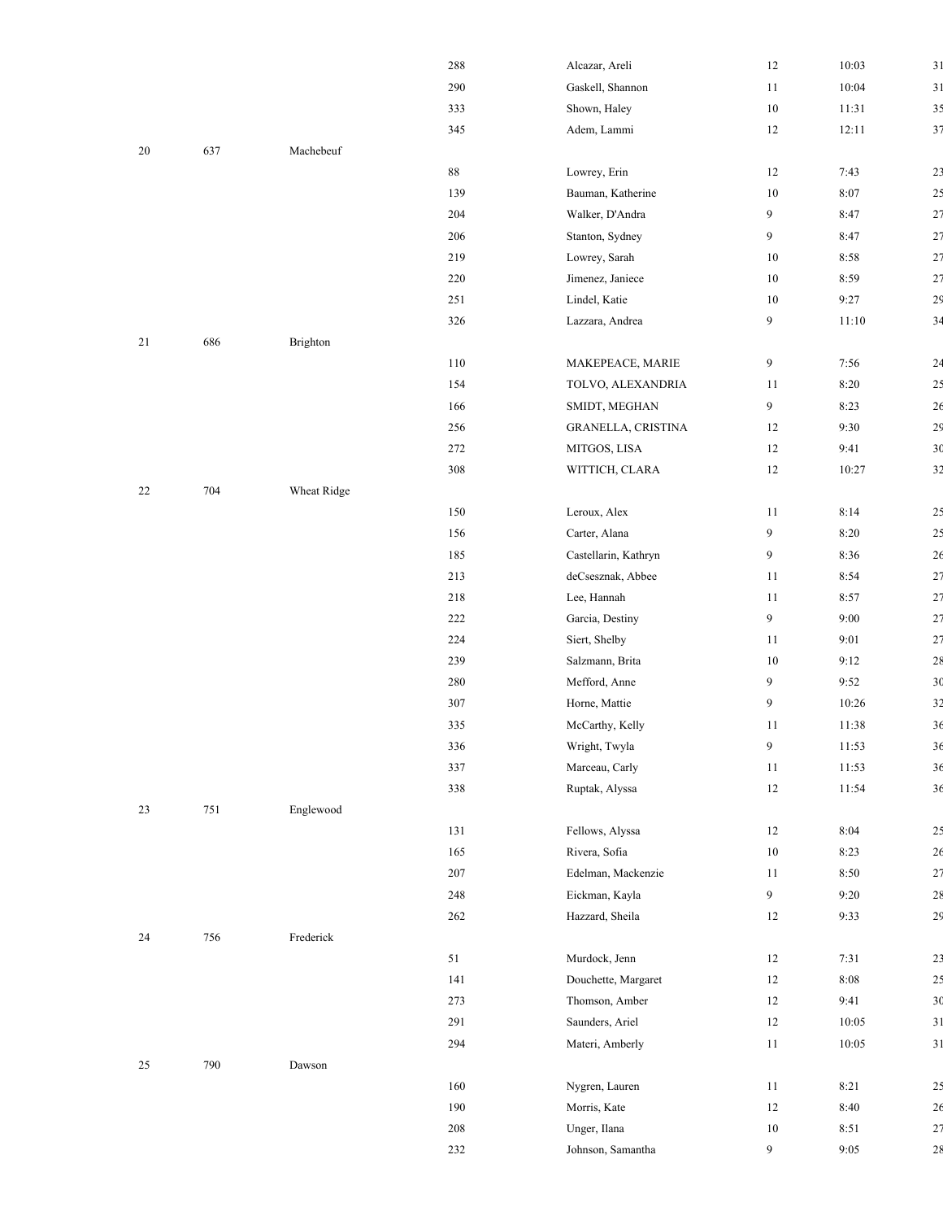| | | | | | | | |
|---|---|---|---|---|---|---|---|
| | | | 288 | Alcazar, Areli | 12 | 10:03 | 31 |
| | | | 290 | Gaskell, Shannon | 11 | 10:04 | 31 |
| | | | 333 | Shown, Haley | 10 | 11:31 | 35 |
| | | | 345 | Adem, Lammi | 12 | 12:11 | 37 |
| 20 | 637 | Machebeuf | | | | | |
| | | | 88 | Lowrey, Erin | 12 | 7:43 | 23 |
| | | | 139 | Bauman, Katherine | 10 | 8:07 | 25 |
| | | | 204 | Walker, D'Andra | 9 | 8:47 | 27 |
| | | | 206 | Stanton, Sydney | 9 | 8:47 | 27 |
| | | | 219 | Lowrey, Sarah | 10 | 8:58 | 27 |
| | | | 220 | Jimenez, Janiece | 10 | 8:59 | 27 |
| | | | 251 | Lindel, Katie | 10 | 9:27 | 29 |
| | | | 326 | Lazzara, Andrea | 9 | 11:10 | 34 |
| 21 | 686 | Brighton | | | | | |
| | | | 110 | MAKEPEACE, MARIE | 9 | 7:56 | 24 |
| | | | 154 | TOLVO, ALEXANDRIA | 11 | 8:20 | 25 |
| | | | 166 | SMIDT, MEGHAN | 9 | 8:23 | 26 |
| | | | 256 | GRANELLA, CRISTINA | 12 | 9:30 | 29 |
| | | | 272 | MITGOS, LISA | 12 | 9:41 | 30 |
| | | | 308 | WITTICH, CLARA | 12 | 10:27 | 32 |
| 22 | 704 | Wheat Ridge | | | | | |
| | | | 150 | Leroux, Alex | 11 | 8:14 | 25 |
| | | | 156 | Carter, Alana | 9 | 8:20 | 25 |
| | | | 185 | Castellarin, Kathryn | 9 | 8:36 | 26 |
| | | | 213 | deCsesznak, Abbee | 11 | 8:54 | 27 |
| | | | 218 | Lee, Hannah | 11 | 8:57 | 27 |
| | | | 222 | Garcia, Destiny | 9 | 9:00 | 27 |
| | | | 224 | Siert, Shelby | 11 | 9:01 | 27 |
| | | | 239 | Salzmann, Brita | 10 | 9:12 | 28 |
| | | | 280 | Mefford, Anne | 9 | 9:52 | 30 |
| | | | 307 | Horne, Mattie | 9 | 10:26 | 32 |
| | | | 335 | McCarthy, Kelly | 11 | 11:38 | 36 |
| | | | 336 | Wright, Twyla | 9 | 11:53 | 36 |
| | | | 337 | Marceau, Carly | 11 | 11:53 | 36 |
| | | | 338 | Ruptak, Alyssa | 12 | 11:54 | 36 |
| 23 | 751 | Englewood | | | | | |
| | | | 131 | Fellows, Alyssa | 12 | 8:04 | 25 |
| | | | 165 | Rivera, Sofia | 10 | 8:23 | 26 |
| | | | 207 | Edelman, Mackenzie | 11 | 8:50 | 27 |
| | | | 248 | Eickman, Kayla | 9 | 9:20 | 28 |
| | | | 262 | Hazzard, Sheila | 12 | 9:33 | 29 |
| 24 | 756 | Frederick | | | | | |
| | | | 51 | Murdock, Jenn | 12 | 7:31 | 23 |
| | | | 141 | Douchette, Margaret | 12 | 8:08 | 25 |
| | | | 273 | Thomson, Amber | 12 | 9:41 | 30 |
| | | | 291 | Saunders, Ariel | 12 | 10:05 | 31 |
| | | | 294 | Materi, Amberly | 11 | 10:05 | 31 |
| 25 | 790 | Dawson | | | | | |
| | | | 160 | Nygren, Lauren | 11 | 8:21 | 25 |
| | | | 190 | Morris, Kate | 12 | 8:40 | 26 |
| | | | 208 | Unger, Ilana | 10 | 8:51 | 27 |
| | | | 232 | Johnson, Samantha | 9 | 9:05 | 28 |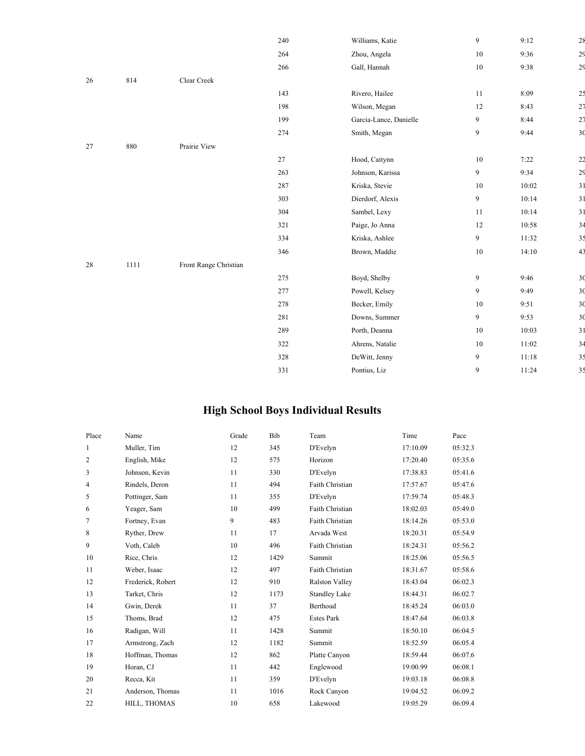|  |  |  | 240 | Williams, Katie | 9 | 9:12 | 28 |
|---|---|---|---|---|---|---|---|
|  |  |  | 264 | Zhou, Angela | 10 | 9:36 | 29 |
|  |  |  | 266 | Gall, Hannah | 10 | 9:38 | 29 |
| 26 | 814 | Clear Creek |  |  |  |  |  |
|  |  |  | 143 | Rivero, Hailee | 11 | 8:09 | 25 |
|  |  |  | 198 | Wilson, Megan | 12 | 8:43 | 27 |
|  |  |  | 199 | Garcia-Lance, Danielle | 9 | 8:44 | 27 |
|  |  |  | 274 | Smith, Megan | 9 | 9:44 | 30 |
| 27 | 880 | Prairie View |  |  |  |  |  |
|  |  |  | 27 | Hood, Caitynn | 10 | 7:22 | 22 |
|  |  |  | 263 | Johnson, Karissa | 9 | 9:34 | 29 |
|  |  |  | 287 | Kriska, Stevie | 10 | 10:02 | 31 |
|  |  |  | 303 | Dierdorf, Alexis | 9 | 10:14 | 31 |
|  |  |  | 304 | Sambel, Lexy | 11 | 10:14 | 31 |
|  |  |  | 321 | Paige, Jo Anna | 12 | 10:58 | 34 |
|  |  |  | 334 | Kriska, Ashlee | 9 | 11:32 | 35 |
|  |  |  | 346 | Brown, Maddie | 10 | 14:10 | 43 |
| 28 | 1111 | Front Range Christian |  |  |  |  |  |
|  |  |  | 275 | Boyd, Shelby | 9 | 9:46 | 30 |
|  |  |  | 277 | Powell, Kelsey | 9 | 9:49 | 30 |
|  |  |  | 278 | Becker, Emily | 10 | 9:51 | 30 |
|  |  |  | 281 | Downs, Summer | 9 | 9:53 | 30 |
|  |  |  | 289 | Porth, Deanna | 10 | 10:03 | 31 |
|  |  |  | 322 | Ahrens, Natalie | 10 | 11:02 | 34 |
|  |  |  | 328 | DeWitt, Jenny | 9 | 11:18 | 35 |
|  |  |  | 331 | Pontius, Liz | 9 | 11:24 | 35 |

## High School Boys Individual Results

| Place | Name | Grade | Bib | Team | Time | Pace |
|---|---|---|---|---|---|---|
| 1 | Muller, Tim | 12 | 345 | D'Evelyn | 17:10.09 | 05:32.3 |
| 2 | English, Mike | 12 | 575 | Horizon | 17:20.40 | 05:35.6 |
| 3 | Johnson, Kevin | 11 | 330 | D'Evelyn | 17:38.83 | 05:41.6 |
| 4 | Rindels, Deron | 11 | 494 | Faith Christian | 17:57.67 | 05:47.6 |
| 5 | Pottinger, Sam | 11 | 355 | D'Evelyn | 17:59.74 | 05:48.3 |
| 6 | Yeager, Sam | 10 | 499 | Faith Christian | 18:02.03 | 05:49.0 |
| 7 | Fortney, Evan | 9 | 483 | Faith Christian | 18:14.26 | 05:53.0 |
| 8 | Ryther, Drew | 11 | 17 | Arvada West | 18:20.31 | 05:54.9 |
| 9 | Voth, Caleb | 10 | 496 | Faith Christian | 18:24.31 | 05:56.2 |
| 10 | Rice, Chris | 12 | 1429 | Summit | 18:25.06 | 05:56.5 |
| 11 | Weber, Isaac | 12 | 497 | Faith Christian | 18:31.67 | 05:58.6 |
| 12 | Frederick, Robert | 12 | 910 | Ralston Valley | 18:43.04 | 06:02.3 |
| 13 | Tarket, Chris | 12 | 1173 | Standley Lake | 18:44.31 | 06:02.7 |
| 14 | Gwin, Derek | 11 | 37 | Berthoud | 18:45.24 | 06:03.0 |
| 15 | Thoms, Brad | 12 | 475 | Estes Park | 18:47.64 | 06:03.8 |
| 16 | Radigan, Will | 11 | 1428 | Summit | 18:50.10 | 06:04.5 |
| 17 | Armstrong, Zach | 12 | 1182 | Summit | 18:52.59 | 06:05.4 |
| 18 | Hoffman, Thomas | 12 | 862 | Platte Canyon | 18:59.44 | 06:07.6 |
| 19 | Horan, CJ | 11 | 442 | Englewood | 19:00.99 | 06:08.1 |
| 20 | Recca, Kit | 11 | 359 | D'Evelyn | 19:03.18 | 06:08.8 |
| 21 | Anderson, Thomas | 11 | 1016 | Rock Canyon | 19:04.52 | 06:09.2 |
| 22 | HILL, THOMAS | 10 | 658 | Lakewood | 19:05.29 | 06:09.4 |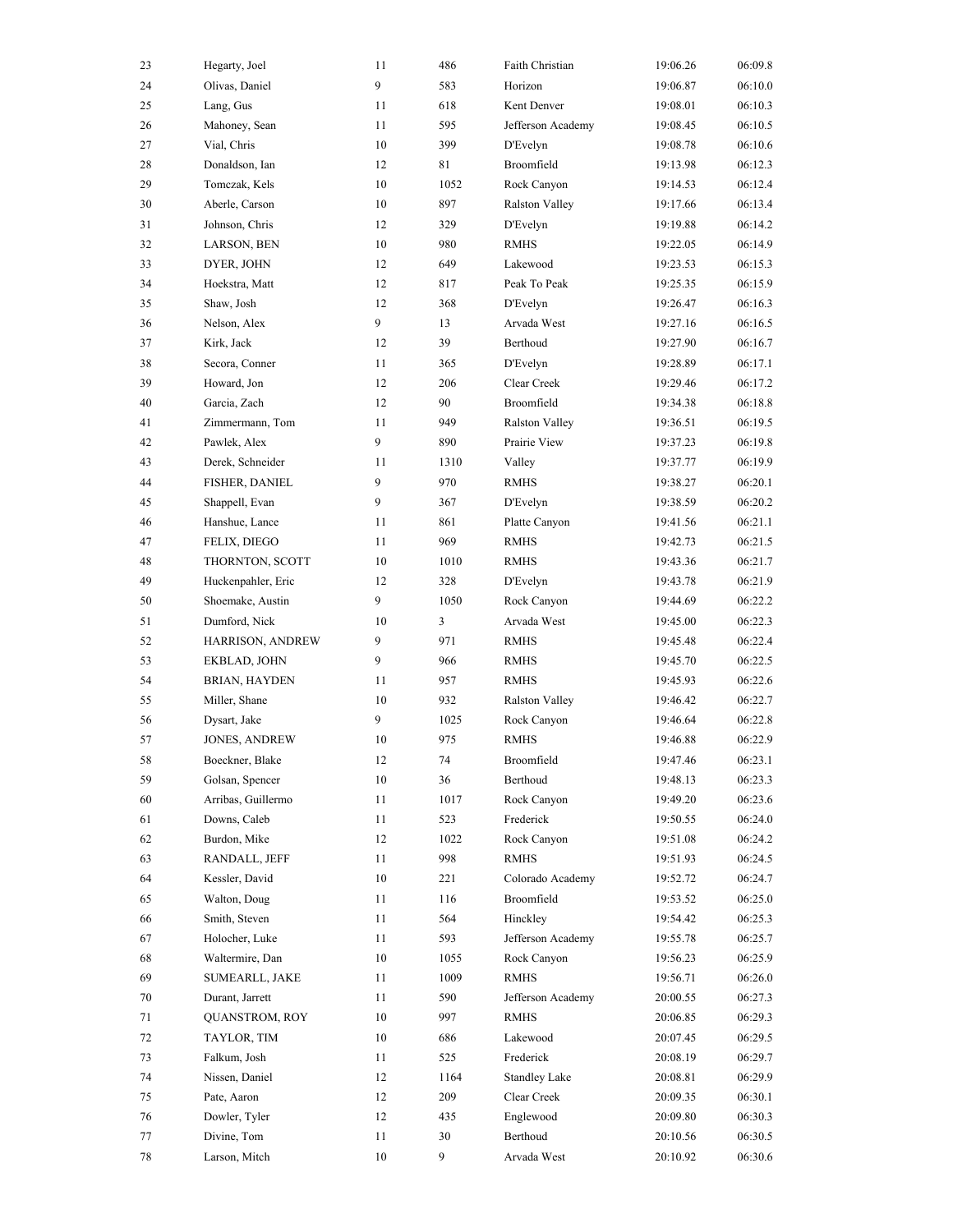| | | | | | | |
|---|---|---|---|---|---|---|
| 23 | Hegarty, Joel | 11 | 486 | Faith Christian | 19:06.26 | 06:09.8 |
| 24 | Olivas, Daniel | 9 | 583 | Horizon | 19:06.87 | 06:10.0 |
| 25 | Lang, Gus | 11 | 618 | Kent Denver | 19:08.01 | 06:10.3 |
| 26 | Mahoney, Sean | 11 | 595 | Jefferson Academy | 19:08.45 | 06:10.5 |
| 27 | Vial, Chris | 10 | 399 | D'Evelyn | 19:08.78 | 06:10.6 |
| 28 | Donaldson, Ian | 12 | 81 | Broomfield | 19:13.98 | 06:12.3 |
| 29 | Tomczak, Kels | 10 | 1052 | Rock Canyon | 19:14.53 | 06:12.4 |
| 30 | Aberle, Carson | 10 | 897 | Ralston Valley | 19:17.66 | 06:13.4 |
| 31 | Johnson, Chris | 12 | 329 | D'Evelyn | 19:19.88 | 06:14.2 |
| 32 | LARSON, BEN | 10 | 980 | RMHS | 19:22.05 | 06:14.9 |
| 33 | DYER, JOHN | 12 | 649 | Lakewood | 19:23.53 | 06:15.3 |
| 34 | Hoekstra, Matt | 12 | 817 | Peak To Peak | 19:25.35 | 06:15.9 |
| 35 | Shaw, Josh | 12 | 368 | D'Evelyn | 19:26.47 | 06:16.3 |
| 36 | Nelson, Alex | 9 | 13 | Arvada West | 19:27.16 | 06:16.5 |
| 37 | Kirk, Jack | 12 | 39 | Berthoud | 19:27.90 | 06:16.7 |
| 38 | Secora, Conner | 11 | 365 | D'Evelyn | 19:28.89 | 06:17.1 |
| 39 | Howard, Jon | 12 | 206 | Clear Creek | 19:29.46 | 06:17.2 |
| 40 | Garcia, Zach | 12 | 90 | Broomfield | 19:34.38 | 06:18.8 |
| 41 | Zimmermann, Tom | 11 | 949 | Ralston Valley | 19:36.51 | 06:19.5 |
| 42 | Pawlek, Alex | 9 | 890 | Prairie View | 19:37.23 | 06:19.8 |
| 43 | Derek, Schneider | 11 | 1310 | Valley | 19:37.77 | 06:19.9 |
| 44 | FISHER, DANIEL | 9 | 970 | RMHS | 19:38.27 | 06:20.1 |
| 45 | Shappell, Evan | 9 | 367 | D'Evelyn | 19:38.59 | 06:20.2 |
| 46 | Hanshue, Lance | 11 | 861 | Platte Canyon | 19:41.56 | 06:21.1 |
| 47 | FELIX, DIEGO | 11 | 969 | RMHS | 19:42.73 | 06:21.5 |
| 48 | THORNTON, SCOTT | 10 | 1010 | RMHS | 19:43.36 | 06:21.7 |
| 49 | Huckenpahler, Eric | 12 | 328 | D'Evelyn | 19:43.78 | 06:21.9 |
| 50 | Shoemake, Austin | 9 | 1050 | Rock Canyon | 19:44.69 | 06:22.2 |
| 51 | Dumford, Nick | 10 | 3 | Arvada West | 19:45.00 | 06:22.3 |
| 52 | HARRISON, ANDREW | 9 | 971 | RMHS | 19:45.48 | 06:22.4 |
| 53 | EKBLAD, JOHN | 9 | 966 | RMHS | 19:45.70 | 06:22.5 |
| 54 | BRIAN, HAYDEN | 11 | 957 | RMHS | 19:45.93 | 06:22.6 |
| 55 | Miller, Shane | 10 | 932 | Ralston Valley | 19:46.42 | 06:22.7 |
| 56 | Dysart, Jake | 9 | 1025 | Rock Canyon | 19:46.64 | 06:22.8 |
| 57 | JONES, ANDREW | 10 | 975 | RMHS | 19:46.88 | 06:22.9 |
| 58 | Boeckner, Blake | 12 | 74 | Broomfield | 19:47.46 | 06:23.1 |
| 59 | Golsan, Spencer | 10 | 36 | Berthoud | 19:48.13 | 06:23.3 |
| 60 | Arribas, Guillermo | 11 | 1017 | Rock Canyon | 19:49.20 | 06:23.6 |
| 61 | Downs, Caleb | 11 | 523 | Frederick | 19:50.55 | 06:24.0 |
| 62 | Burdon, Mike | 12 | 1022 | Rock Canyon | 19:51.08 | 06:24.2 |
| 63 | RANDALL, JEFF | 11 | 998 | RMHS | 19:51.93 | 06:24.5 |
| 64 | Kessler, David | 10 | 221 | Colorado Academy | 19:52.72 | 06:24.7 |
| 65 | Walton, Doug | 11 | 116 | Broomfield | 19:53.52 | 06:25.0 |
| 66 | Smith, Steven | 11 | 564 | Hinckley | 19:54.42 | 06:25.3 |
| 67 | Holocher, Luke | 11 | 593 | Jefferson Academy | 19:55.78 | 06:25.7 |
| 68 | Waltermire, Dan | 10 | 1055 | Rock Canyon | 19:56.23 | 06:25.9 |
| 69 | SUMEARLL, JAKE | 11 | 1009 | RMHS | 19:56.71 | 06:26.0 |
| 70 | Durant, Jarrett | 11 | 590 | Jefferson Academy | 20:00.55 | 06:27.3 |
| 71 | QUANSTROM, ROY | 10 | 997 | RMHS | 20:06.85 | 06:29.3 |
| 72 | TAYLOR, TIM | 10 | 686 | Lakewood | 20:07.45 | 06:29.5 |
| 73 | Falkum, Josh | 11 | 525 | Frederick | 20:08.19 | 06:29.7 |
| 74 | Nissen, Daniel | 12 | 1164 | Standley Lake | 20:08.81 | 06:29.9 |
| 75 | Pate, Aaron | 12 | 209 | Clear Creek | 20:09.35 | 06:30.1 |
| 76 | Dowler, Tyler | 12 | 435 | Englewood | 20:09.80 | 06:30.3 |
| 77 | Divine, Tom | 11 | 30 | Berthoud | 20:10.56 | 06:30.5 |
| 78 | Larson, Mitch | 10 | 9 | Arvada West | 20:10.92 | 06:30.6 |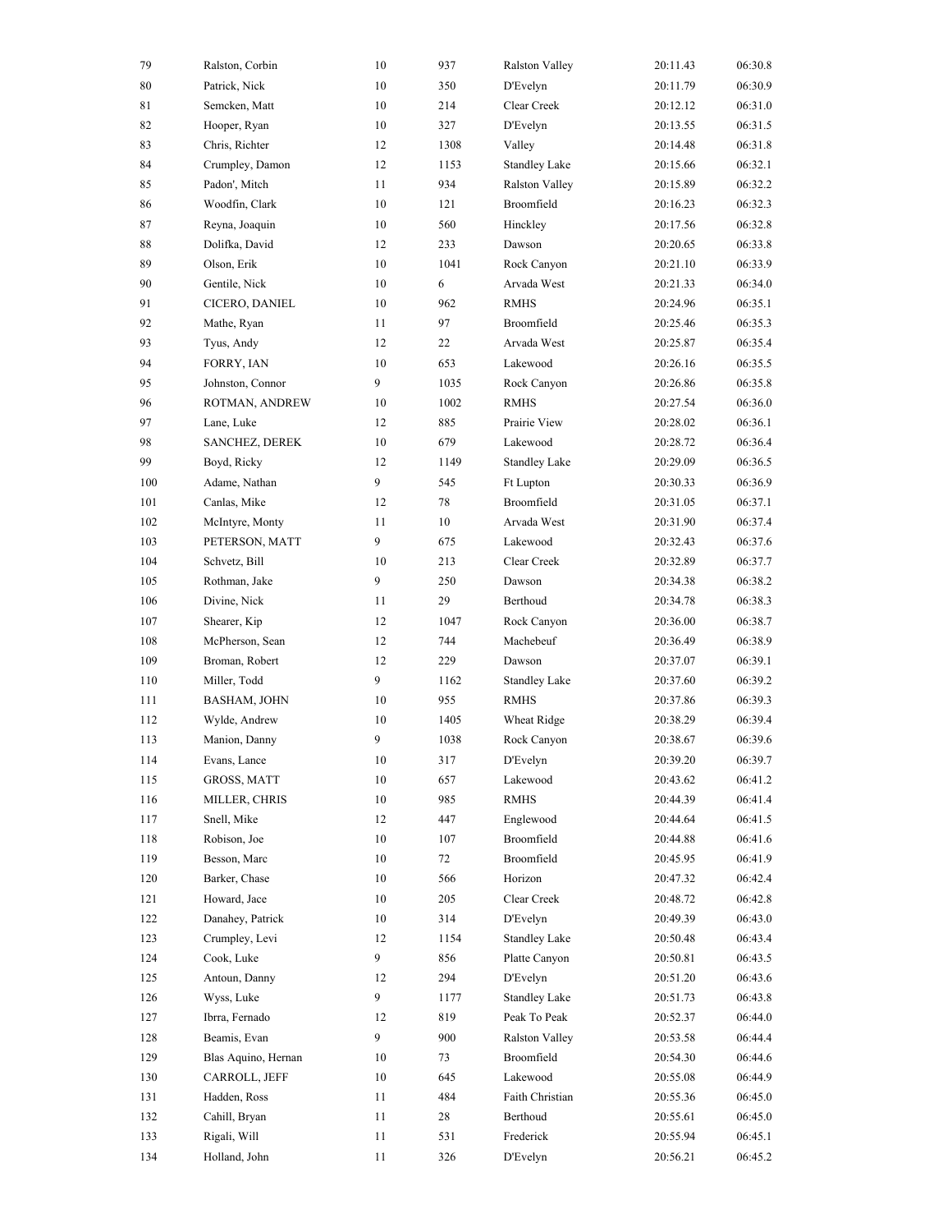| | | | | | | |
|---|---|---|---|---|---|---|
| 79 | Ralston, Corbin | 10 | 937 | Ralston Valley | 20:11.43 | 06:30.8 |
| 80 | Patrick, Nick | 10 | 350 | D'Evelyn | 20:11.79 | 06:30.9 |
| 81 | Semcken, Matt | 10 | 214 | Clear Creek | 20:12.12 | 06:31.0 |
| 82 | Hooper, Ryan | 10 | 327 | D'Evelyn | 20:13.55 | 06:31.5 |
| 83 | Chris, Richter | 12 | 1308 | Valley | 20:14.48 | 06:31.8 |
| 84 | Crumpley, Damon | 12 | 1153 | Standley Lake | 20:15.66 | 06:32.1 |
| 85 | Padon', Mitch | 11 | 934 | Ralston Valley | 20:15.89 | 06:32.2 |
| 86 | Woodfin, Clark | 10 | 121 | Broomfield | 20:16.23 | 06:32.3 |
| 87 | Reyna, Joaquin | 10 | 560 | Hinckley | 20:17.56 | 06:32.8 |
| 88 | Dolifka, David | 12 | 233 | Dawson | 20:20.65 | 06:33.8 |
| 89 | Olson, Erik | 10 | 1041 | Rock Canyon | 20:21.10 | 06:33.9 |
| 90 | Gentile, Nick | 10 | 6 | Arvada West | 20:21.33 | 06:34.0 |
| 91 | CICERO, DANIEL | 10 | 962 | RMHS | 20:24.96 | 06:35.1 |
| 92 | Mathe, Ryan | 11 | 97 | Broomfield | 20:25.46 | 06:35.3 |
| 93 | Tyus, Andy | 12 | 22 | Arvada West | 20:25.87 | 06:35.4 |
| 94 | FORRY, IAN | 10 | 653 | Lakewood | 20:26.16 | 06:35.5 |
| 95 | Johnston, Connor | 9 | 1035 | Rock Canyon | 20:26.86 | 06:35.8 |
| 96 | ROTMAN, ANDREW | 10 | 1002 | RMHS | 20:27.54 | 06:36.0 |
| 97 | Lane, Luke | 12 | 885 | Prairie View | 20:28.02 | 06:36.1 |
| 98 | SANCHEZ, DEREK | 10 | 679 | Lakewood | 20:28.72 | 06:36.4 |
| 99 | Boyd, Ricky | 12 | 1149 | Standley Lake | 20:29.09 | 06:36.5 |
| 100 | Adame, Nathan | 9 | 545 | Ft Lupton | 20:30.33 | 06:36.9 |
| 101 | Canlas, Mike | 12 | 78 | Broomfield | 20:31.05 | 06:37.1 |
| 102 | McIntyre, Monty | 11 | 10 | Arvada West | 20:31.90 | 06:37.4 |
| 103 | PETERSON, MATT | 9 | 675 | Lakewood | 20:32.43 | 06:37.6 |
| 104 | Schvetz, Bill | 10 | 213 | Clear Creek | 20:32.89 | 06:37.7 |
| 105 | Rothman, Jake | 9 | 250 | Dawson | 20:34.38 | 06:38.2 |
| 106 | Divine, Nick | 11 | 29 | Berthoud | 20:34.78 | 06:38.3 |
| 107 | Shearer, Kip | 12 | 1047 | Rock Canyon | 20:36.00 | 06:38.7 |
| 108 | McPherson, Sean | 12 | 744 | Machebeuf | 20:36.49 | 06:38.9 |
| 109 | Broman, Robert | 12 | 229 | Dawson | 20:37.07 | 06:39.1 |
| 110 | Miller, Todd | 9 | 1162 | Standley Lake | 20:37.60 | 06:39.2 |
| 111 | BASHAM, JOHN | 10 | 955 | RMHS | 20:37.86 | 06:39.3 |
| 112 | Wylde, Andrew | 10 | 1405 | Wheat Ridge | 20:38.29 | 06:39.4 |
| 113 | Manion, Danny | 9 | 1038 | Rock Canyon | 20:38.67 | 06:39.6 |
| 114 | Evans, Lance | 10 | 317 | D'Evelyn | 20:39.20 | 06:39.7 |
| 115 | GROSS, MATT | 10 | 657 | Lakewood | 20:43.62 | 06:41.2 |
| 116 | MILLER, CHRIS | 10 | 985 | RMHS | 20:44.39 | 06:41.4 |
| 117 | Snell, Mike | 12 | 447 | Englewood | 20:44.64 | 06:41.5 |
| 118 | Robison, Joe | 10 | 107 | Broomfield | 20:44.88 | 06:41.6 |
| 119 | Besson, Marc | 10 | 72 | Broomfield | 20:45.95 | 06:41.9 |
| 120 | Barker, Chase | 10 | 566 | Horizon | 20:47.32 | 06:42.4 |
| 121 | Howard, Jace | 10 | 205 | Clear Creek | 20:48.72 | 06:42.8 |
| 122 | Danahey, Patrick | 10 | 314 | D'Evelyn | 20:49.39 | 06:43.0 |
| 123 | Crumpley, Levi | 12 | 1154 | Standley Lake | 20:50.48 | 06:43.4 |
| 124 | Cook, Luke | 9 | 856 | Platte Canyon | 20:50.81 | 06:43.5 |
| 125 | Antoun, Danny | 12 | 294 | D'Evelyn | 20:51.20 | 06:43.6 |
| 126 | Wyss, Luke | 9 | 1177 | Standley Lake | 20:51.73 | 06:43.8 |
| 127 | Ibrra, Fernado | 12 | 819 | Peak To Peak | 20:52.37 | 06:44.0 |
| 128 | Beamis, Evan | 9 | 900 | Ralston Valley | 20:53.58 | 06:44.4 |
| 129 | Blas Aquino, Hernan | 10 | 73 | Broomfield | 20:54.30 | 06:44.6 |
| 130 | CARROLL, JEFF | 10 | 645 | Lakewood | 20:55.08 | 06:44.9 |
| 131 | Hadden, Ross | 11 | 484 | Faith Christian | 20:55.36 | 06:45.0 |
| 132 | Cahill, Bryan | 11 | 28 | Berthoud | 20:55.61 | 06:45.0 |
| 133 | Rigali, Will | 11 | 531 | Frederick | 20:55.94 | 06:45.1 |
| 134 | Holland, John | 11 | 326 | D'Evelyn | 20:56.21 | 06:45.2 |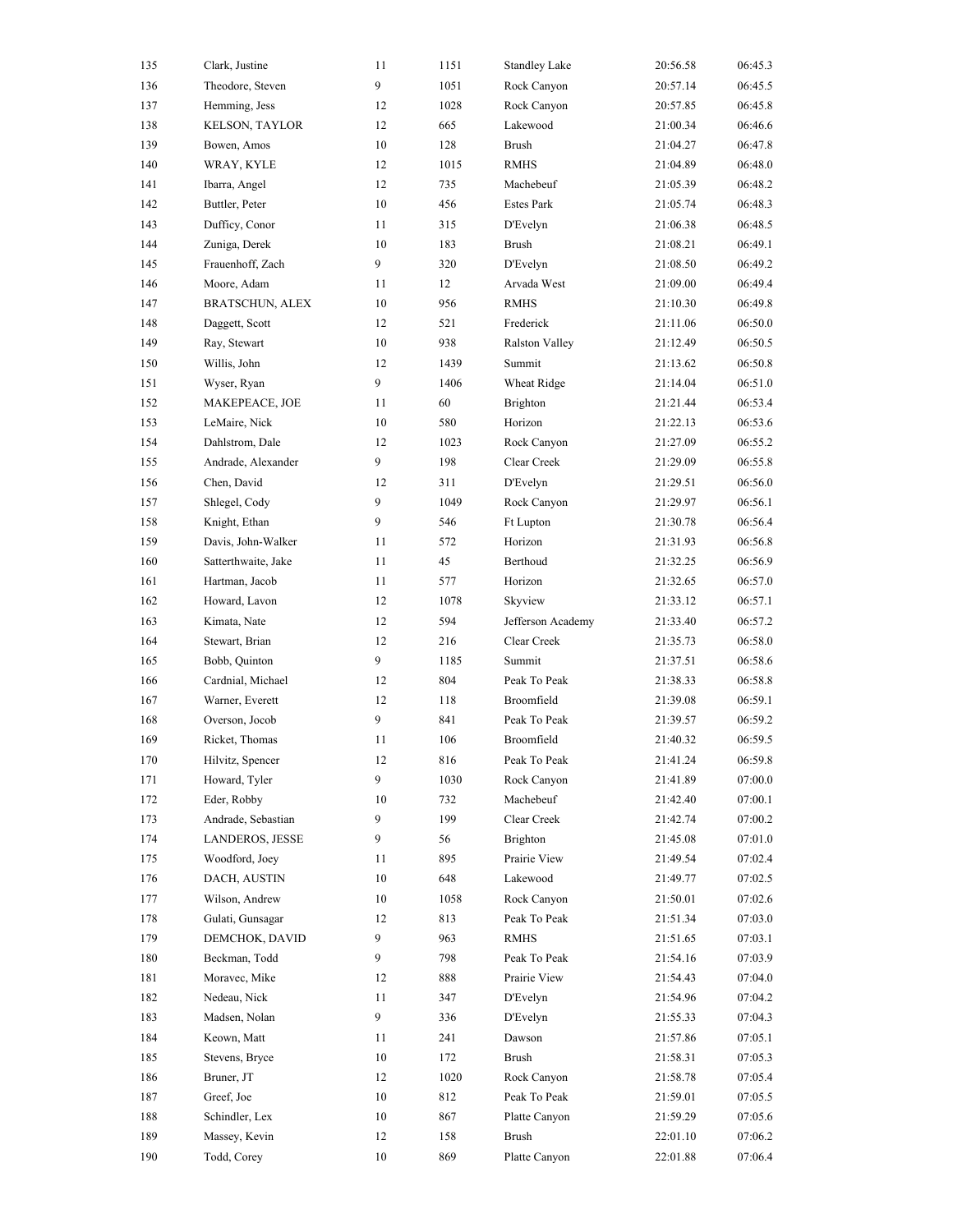| | | | | | | |
|---|---|---|---|---|---|---|
| 135 | Clark, Justine | 11 | 1151 | Standley Lake | 20:56.58 | 06:45.3 |
| 136 | Theodore, Steven | 9 | 1051 | Rock Canyon | 20:57.14 | 06:45.5 |
| 137 | Hemming, Jess | 12 | 1028 | Rock Canyon | 20:57.85 | 06:45.8 |
| 138 | KELSON, TAYLOR | 12 | 665 | Lakewood | 21:00.34 | 06:46.6 |
| 139 | Bowen, Amos | 10 | 128 | Brush | 21:04.27 | 06:47.8 |
| 140 | WRAY, KYLE | 12 | 1015 | RMHS | 21:04.89 | 06:48.0 |
| 141 | Ibarra, Angel | 12 | 735 | Machebeuf | 21:05.39 | 06:48.2 |
| 142 | Buttler, Peter | 10 | 456 | Estes Park | 21:05.74 | 06:48.3 |
| 143 | Dufficy, Conor | 11 | 315 | D'Evelyn | 21:06.38 | 06:48.5 |
| 144 | Zuniga, Derek | 10 | 183 | Brush | 21:08.21 | 06:49.1 |
| 145 | Frauenhoff, Zach | 9 | 320 | D'Evelyn | 21:08.50 | 06:49.2 |
| 146 | Moore, Adam | 11 | 12 | Arvada West | 21:09.00 | 06:49.4 |
| 147 | BRATSCHUN, ALEX | 10 | 956 | RMHS | 21:10.30 | 06:49.8 |
| 148 | Daggett, Scott | 12 | 521 | Frederick | 21:11.06 | 06:50.0 |
| 149 | Ray, Stewart | 10 | 938 | Ralston Valley | 21:12.49 | 06:50.5 |
| 150 | Willis, John | 12 | 1439 | Summit | 21:13.62 | 06:50.8 |
| 151 | Wyser, Ryan | 9 | 1406 | Wheat Ridge | 21:14.04 | 06:51.0 |
| 152 | MAKEPEACE, JOE | 11 | 60 | Brighton | 21:21.44 | 06:53.4 |
| 153 | LeMaire, Nick | 10 | 580 | Horizon | 21:22.13 | 06:53.6 |
| 154 | Dahlstrom, Dale | 12 | 1023 | Rock Canyon | 21:27.09 | 06:55.2 |
| 155 | Andrade, Alexander | 9 | 198 | Clear Creek | 21:29.09 | 06:55.8 |
| 156 | Chen, David | 12 | 311 | D'Evelyn | 21:29.51 | 06:56.0 |
| 157 | Shlegel, Cody | 9 | 1049 | Rock Canyon | 21:29.97 | 06:56.1 |
| 158 | Knight, Ethan | 9 | 546 | Ft Lupton | 21:30.78 | 06:56.4 |
| 159 | Davis, John-Walker | 11 | 572 | Horizon | 21:31.93 | 06:56.8 |
| 160 | Satterthwaite, Jake | 11 | 45 | Berthoud | 21:32.25 | 06:56.9 |
| 161 | Hartman, Jacob | 11 | 577 | Horizon | 21:32.65 | 06:57.0 |
| 162 | Howard, Lavon | 12 | 1078 | Skyview | 21:33.12 | 06:57.1 |
| 163 | Kimata, Nate | 12 | 594 | Jefferson Academy | 21:33.40 | 06:57.2 |
| 164 | Stewart, Brian | 12 | 216 | Clear Creek | 21:35.73 | 06:58.0 |
| 165 | Bobb, Quinton | 9 | 1185 | Summit | 21:37.51 | 06:58.6 |
| 166 | Cardnial, Michael | 12 | 804 | Peak To Peak | 21:38.33 | 06:58.8 |
| 167 | Warner, Everett | 12 | 118 | Broomfield | 21:39.08 | 06:59.1 |
| 168 | Overson, Jocob | 9 | 841 | Peak To Peak | 21:39.57 | 06:59.2 |
| 169 | Ricket, Thomas | 11 | 106 | Broomfield | 21:40.32 | 06:59.5 |
| 170 | Hilvitz, Spencer | 12 | 816 | Peak To Peak | 21:41.24 | 06:59.8 |
| 171 | Howard, Tyler | 9 | 1030 | Rock Canyon | 21:41.89 | 07:00.0 |
| 172 | Eder, Robby | 10 | 732 | Machebeuf | 21:42.40 | 07:00.1 |
| 173 | Andrade, Sebastian | 9 | 199 | Clear Creek | 21:42.74 | 07:00.2 |
| 174 | LANDEROS, JESSE | 9 | 56 | Brighton | 21:45.08 | 07:01.0 |
| 175 | Woodford, Joey | 11 | 895 | Prairie View | 21:49.54 | 07:02.4 |
| 176 | DACH, AUSTIN | 10 | 648 | Lakewood | 21:49.77 | 07:02.5 |
| 177 | Wilson, Andrew | 10 | 1058 | Rock Canyon | 21:50.01 | 07:02.6 |
| 178 | Gulati, Gunsagar | 12 | 813 | Peak To Peak | 21:51.34 | 07:03.0 |
| 179 | DEMCHOK, DAVID | 9 | 963 | RMHS | 21:51.65 | 07:03.1 |
| 180 | Beckman, Todd | 9 | 798 | Peak To Peak | 21:54.16 | 07:03.9 |
| 181 | Moravec, Mike | 12 | 888 | Prairie View | 21:54.43 | 07:04.0 |
| 182 | Nedeau, Nick | 11 | 347 | D'Evelyn | 21:54.96 | 07:04.2 |
| 183 | Madsen, Nolan | 9 | 336 | D'Evelyn | 21:55.33 | 07:04.3 |
| 184 | Keown, Matt | 11 | 241 | Dawson | 21:57.86 | 07:05.1 |
| 185 | Stevens, Bryce | 10 | 172 | Brush | 21:58.31 | 07:05.3 |
| 186 | Bruner, JT | 12 | 1020 | Rock Canyon | 21:58.78 | 07:05.4 |
| 187 | Greef, Joe | 10 | 812 | Peak To Peak | 21:59.01 | 07:05.5 |
| 188 | Schindler, Lex | 10 | 867 | Platte Canyon | 21:59.29 | 07:05.6 |
| 189 | Massey, Kevin | 12 | 158 | Brush | 22:01.10 | 07:06.2 |
| 190 | Todd, Corey | 10 | 869 | Platte Canyon | 22:01.88 | 07:06.4 |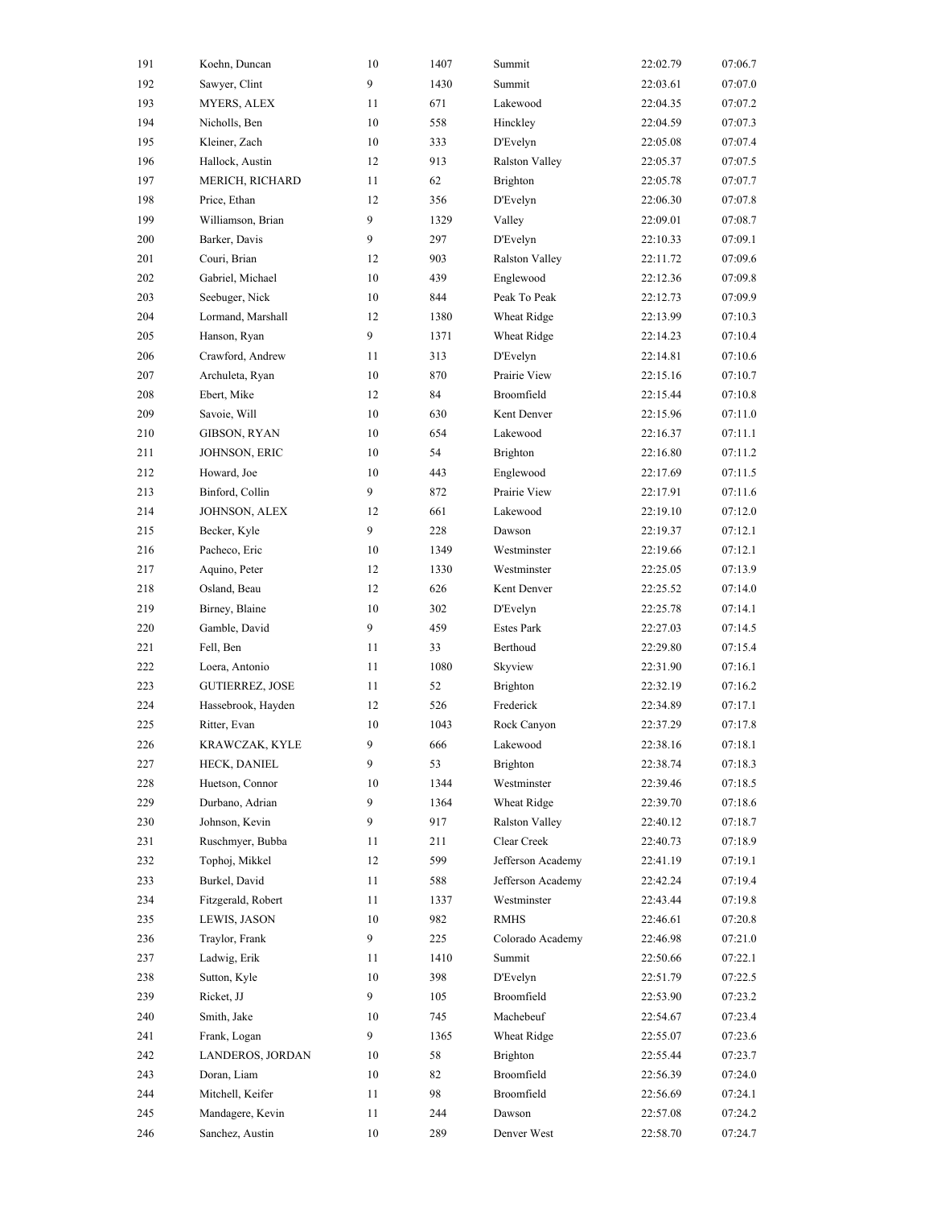| | | | | | | |
|---|---|---|---|---|---|---|
| 191 | Koehn, Duncan | 10 | 1407 | Summit | 22:02.79 | 07:06.7 |
| 192 | Sawyer, Clint | 9 | 1430 | Summit | 22:03.61 | 07:07.0 |
| 193 | MYERS, ALEX | 11 | 671 | Lakewood | 22:04.35 | 07:07.2 |
| 194 | Nicholls, Ben | 10 | 558 | Hinckley | 22:04.59 | 07:07.3 |
| 195 | Kleiner, Zach | 10 | 333 | D'Evelyn | 22:05.08 | 07:07.4 |
| 196 | Hallock, Austin | 12 | 913 | Ralston Valley | 22:05.37 | 07:07.5 |
| 197 | MERICH, RICHARD | 11 | 62 | Brighton | 22:05.78 | 07:07.7 |
| 198 | Price, Ethan | 12 | 356 | D'Evelyn | 22:06.30 | 07:07.8 |
| 199 | Williamson, Brian | 9 | 1329 | Valley | 22:09.01 | 07:08.7 |
| 200 | Barker, Davis | 9 | 297 | D'Evelyn | 22:10.33 | 07:09.1 |
| 201 | Couri, Brian | 12 | 903 | Ralston Valley | 22:11.72 | 07:09.6 |
| 202 | Gabriel, Michael | 10 | 439 | Englewood | 22:12.36 | 07:09.8 |
| 203 | Seebuger, Nick | 10 | 844 | Peak To Peak | 22:12.73 | 07:09.9 |
| 204 | Lormand, Marshall | 12 | 1380 | Wheat Ridge | 22:13.99 | 07:10.3 |
| 205 | Hanson, Ryan | 9 | 1371 | Wheat Ridge | 22:14.23 | 07:10.4 |
| 206 | Crawford, Andrew | 11 | 313 | D'Evelyn | 22:14.81 | 07:10.6 |
| 207 | Archuleta, Ryan | 10 | 870 | Prairie View | 22:15.16 | 07:10.7 |
| 208 | Ebert, Mike | 12 | 84 | Broomfield | 22:15.44 | 07:10.8 |
| 209 | Savoie, Will | 10 | 630 | Kent Denver | 22:15.96 | 07:11.0 |
| 210 | GIBSON, RYAN | 10 | 654 | Lakewood | 22:16.37 | 07:11.1 |
| 211 | JOHNSON, ERIC | 10 | 54 | Brighton | 22:16.80 | 07:11.2 |
| 212 | Howard, Joe | 10 | 443 | Englewood | 22:17.69 | 07:11.5 |
| 213 | Binford, Collin | 9 | 872 | Prairie View | 22:17.91 | 07:11.6 |
| 214 | JOHNSON, ALEX | 12 | 661 | Lakewood | 22:19.10 | 07:12.0 |
| 215 | Becker, Kyle | 9 | 228 | Dawson | 22:19.37 | 07:12.1 |
| 216 | Pacheco, Eric | 10 | 1349 | Westminster | 22:19.66 | 07:12.1 |
| 217 | Aquino, Peter | 12 | 1330 | Westminster | 22:25.05 | 07:13.9 |
| 218 | Osland, Beau | 12 | 626 | Kent Denver | 22:25.52 | 07:14.0 |
| 219 | Birney, Blaine | 10 | 302 | D'Evelyn | 22:25.78 | 07:14.1 |
| 220 | Gamble, David | 9 | 459 | Estes Park | 22:27.03 | 07:14.5 |
| 221 | Fell, Ben | 11 | 33 | Berthoud | 22:29.80 | 07:15.4 |
| 222 | Loera, Antonio | 11 | 1080 | Skyview | 22:31.90 | 07:16.1 |
| 223 | GUTIERREZ, JOSE | 11 | 52 | Brighton | 22:32.19 | 07:16.2 |
| 224 | Hassebrook, Hayden | 12 | 526 | Frederick | 22:34.89 | 07:17.1 |
| 225 | Ritter, Evan | 10 | 1043 | Rock Canyon | 22:37.29 | 07:17.8 |
| 226 | KRAWCZAK, KYLE | 9 | 666 | Lakewood | 22:38.16 | 07:18.1 |
| 227 | HECK, DANIEL | 9 | 53 | Brighton | 22:38.74 | 07:18.3 |
| 228 | Huetson, Connor | 10 | 1344 | Westminster | 22:39.46 | 07:18.5 |
| 229 | Durbano, Adrian | 9 | 1364 | Wheat Ridge | 22:39.70 | 07:18.6 |
| 230 | Johnson, Kevin | 9 | 917 | Ralston Valley | 22:40.12 | 07:18.7 |
| 231 | Ruschmyer, Bubba | 11 | 211 | Clear Creek | 22:40.73 | 07:18.9 |
| 232 | Tophoj, Mikkel | 12 | 599 | Jefferson Academy | 22:41.19 | 07:19.1 |
| 233 | Burkel, David | 11 | 588 | Jefferson Academy | 22:42.24 | 07:19.4 |
| 234 | Fitzgerald, Robert | 11 | 1337 | Westminster | 22:43.44 | 07:19.8 |
| 235 | LEWIS, JASON | 10 | 982 | RMHS | 22:46.61 | 07:20.8 |
| 236 | Traylor, Frank | 9 | 225 | Colorado Academy | 22:46.98 | 07:21.0 |
| 237 | Ladwig, Erik | 11 | 1410 | Summit | 22:50.66 | 07:22.1 |
| 238 | Sutton, Kyle | 10 | 398 | D'Evelyn | 22:51.79 | 07:22.5 |
| 239 | Ricket, JJ | 9 | 105 | Broomfield | 22:53.90 | 07:23.2 |
| 240 | Smith, Jake | 10 | 745 | Machebeuf | 22:54.67 | 07:23.4 |
| 241 | Frank, Logan | 9 | 1365 | Wheat Ridge | 22:55.07 | 07:23.6 |
| 242 | LANDEROS, JORDAN | 10 | 58 | Brighton | 22:55.44 | 07:23.7 |
| 243 | Doran, Liam | 10 | 82 | Broomfield | 22:56.39 | 07:24.0 |
| 244 | Mitchell, Keifer | 11 | 98 | Broomfield | 22:56.69 | 07:24.1 |
| 245 | Mandagere, Kevin | 11 | 244 | Dawson | 22:57.08 | 07:24.2 |
| 246 | Sanchez, Austin | 10 | 289 | Denver West | 22:58.70 | 07:24.7 |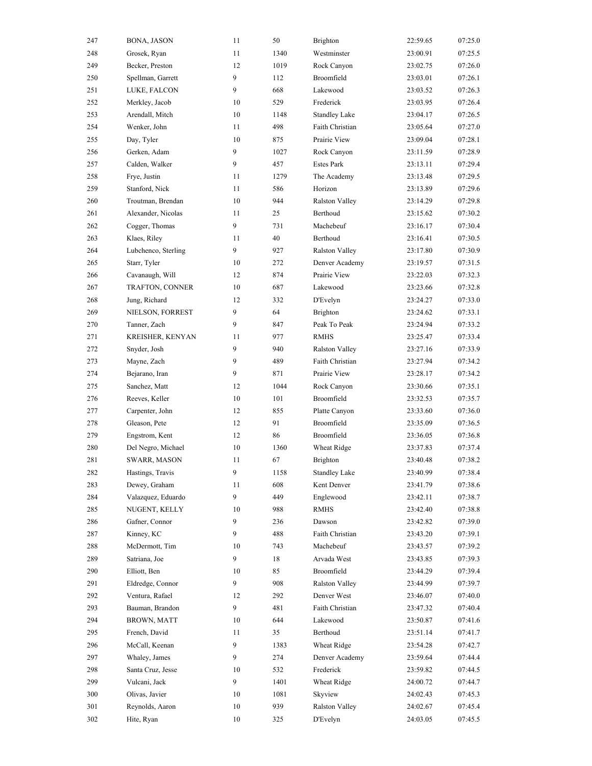| | | | | | | |
|---|---|---|---|---|---|---|
| 247 | BONA, JASON | 11 | 50 | Brighton | 22:59.65 | 07:25.0 |
| 248 | Grosek, Ryan | 11 | 1340 | Westminster | 23:00.91 | 07:25.5 |
| 249 | Becker, Preston | 12 | 1019 | Rock Canyon | 23:02.75 | 07:26.0 |
| 250 | Spellman, Garrett | 9 | 112 | Broomfield | 23:03.01 | 07:26.1 |
| 251 | LUKE, FALCON | 9 | 668 | Lakewood | 23:03.52 | 07:26.3 |
| 252 | Merkley, Jacob | 10 | 529 | Frederick | 23:03.95 | 07:26.4 |
| 253 | Arendall, Mitch | 10 | 1148 | Standley Lake | 23:04.17 | 07:26.5 |
| 254 | Wenker, John | 11 | 498 | Faith Christian | 23:05.64 | 07:27.0 |
| 255 | Day, Tyler | 10 | 875 | Prairie View | 23:09.04 | 07:28.1 |
| 256 | Gerken, Adam | 9 | 1027 | Rock Canyon | 23:11.59 | 07:28.9 |
| 257 | Calden, Walker | 9 | 457 | Estes Park | 23:13.11 | 07:29.4 |
| 258 | Frye, Justin | 11 | 1279 | The Academy | 23:13.48 | 07:29.5 |
| 259 | Stanford, Nick | 11 | 586 | Horizon | 23:13.89 | 07:29.6 |
| 260 | Troutman, Brendan | 10 | 944 | Ralston Valley | 23:14.29 | 07:29.8 |
| 261 | Alexander, Nicolas | 11 | 25 | Berthoud | 23:15.62 | 07:30.2 |
| 262 | Cogger, Thomas | 9 | 731 | Machebeuf | 23:16.17 | 07:30.4 |
| 263 | Klaes, Riley | 11 | 40 | Berthoud | 23:16.41 | 07:30.5 |
| 264 | Lubchenco, Sterling | 9 | 927 | Ralston Valley | 23:17.80 | 07:30.9 |
| 265 | Starr, Tyler | 10 | 272 | Denver Academy | 23:19.57 | 07:31.5 |
| 266 | Cavanaugh, Will | 12 | 874 | Prairie View | 23:22.03 | 07:32.3 |
| 267 | TRAFTON, CONNER | 10 | 687 | Lakewood | 23:23.66 | 07:32.8 |
| 268 | Jung, Richard | 12 | 332 | D'Evelyn | 23:24.27 | 07:33.0 |
| 269 | NIELSON, FORREST | 9 | 64 | Brighton | 23:24.62 | 07:33.1 |
| 270 | Tanner, Zach | 9 | 847 | Peak To Peak | 23:24.94 | 07:33.2 |
| 271 | KREISHER, KENYAN | 11 | 977 | RMHS | 23:25.47 | 07:33.4 |
| 272 | Snyder, Josh | 9 | 940 | Ralston Valley | 23:27.16 | 07:33.9 |
| 273 | Mayne, Zach | 9 | 489 | Faith Christian | 23:27.94 | 07:34.2 |
| 274 | Bejarano, Iran | 9 | 871 | Prairie View | 23:28.17 | 07:34.2 |
| 275 | Sanchez, Matt | 12 | 1044 | Rock Canyon | 23:30.66 | 07:35.1 |
| 276 | Reeves, Keller | 10 | 101 | Broomfield | 23:32.53 | 07:35.7 |
| 277 | Carpenter, John | 12 | 855 | Platte Canyon | 23:33.60 | 07:36.0 |
| 278 | Gleason, Pete | 12 | 91 | Broomfield | 23:35.09 | 07:36.5 |
| 279 | Engstrom, Kent | 12 | 86 | Broomfield | 23:36.05 | 07:36.8 |
| 280 | Del Negro, Michael | 10 | 1360 | Wheat Ridge | 23:37.83 | 07:37.4 |
| 281 | SWARR, MASON | 11 | 67 | Brighton | 23:40.48 | 07:38.2 |
| 282 | Hastings, Travis | 9 | 1158 | Standley Lake | 23:40.99 | 07:38.4 |
| 283 | Dewey, Graham | 11 | 608 | Kent Denver | 23:41.79 | 07:38.6 |
| 284 | Valazquez, Eduardo | 9 | 449 | Englewood | 23:42.11 | 07:38.7 |
| 285 | NUGENT, KELLY | 10 | 988 | RMHS | 23:42.40 | 07:38.8 |
| 286 | Gafner, Connor | 9 | 236 | Dawson | 23:42.82 | 07:39.0 |
| 287 | Kinney, KC | 9 | 488 | Faith Christian | 23:43.20 | 07:39.1 |
| 288 | McDermott, Tim | 10 | 743 | Machebeuf | 23:43.57 | 07:39.2 |
| 289 | Satriana, Joe | 9 | 18 | Arvada West | 23:43.85 | 07:39.3 |
| 290 | Elliott, Ben | 10 | 85 | Broomfield | 23:44.29 | 07:39.4 |
| 291 | Eldredge, Connor | 9 | 908 | Ralston Valley | 23:44.99 | 07:39.7 |
| 292 | Ventura, Rafael | 12 | 292 | Denver West | 23:46.07 | 07:40.0 |
| 293 | Bauman, Brandon | 9 | 481 | Faith Christian | 23:47.32 | 07:40.4 |
| 294 | BROWN, MATT | 10 | 644 | Lakewood | 23:50.87 | 07:41.6 |
| 295 | French, David | 11 | 35 | Berthoud | 23:51.14 | 07:41.7 |
| 296 | McCall, Keenan | 9 | 1383 | Wheat Ridge | 23:54.28 | 07:42.7 |
| 297 | Whaley, James | 9 | 274 | Denver Academy | 23:59.64 | 07:44.4 |
| 298 | Santa Cruz, Jesse | 10 | 532 | Frederick | 23:59.82 | 07:44.5 |
| 299 | Vulcani, Jack | 9 | 1401 | Wheat Ridge | 24:00.72 | 07:44.7 |
| 300 | Olivas, Javier | 10 | 1081 | Skyview | 24:02.43 | 07:45.3 |
| 301 | Reynolds, Aaron | 10 | 939 | Ralston Valley | 24:02.67 | 07:45.4 |
| 302 | Hite, Ryan | 10 | 325 | D'Evelyn | 24:03.05 | 07:45.5 |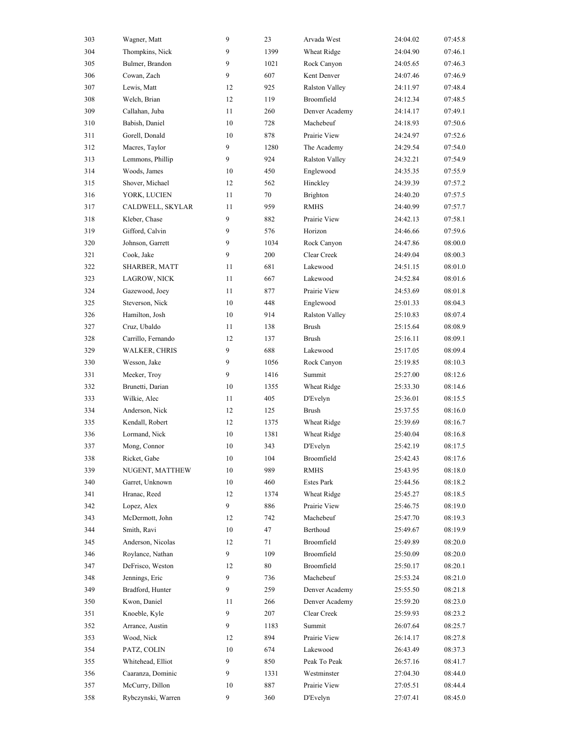| | | | | | | |
|---|---|---|---|---|---|---|
| 303 | Wagner, Matt | 9 | 23 | Arvada West | 24:04.02 | 07:45.8 |
| 304 | Thompkins, Nick | 9 | 1399 | Wheat Ridge | 24:04.90 | 07:46.1 |
| 305 | Bulmer, Brandon | 9 | 1021 | Rock Canyon | 24:05.65 | 07:46.3 |
| 306 | Cowan, Zach | 9 | 607 | Kent Denver | 24:07.46 | 07:46.9 |
| 307 | Lewis, Matt | 12 | 925 | Ralston Valley | 24:11.97 | 07:48.4 |
| 308 | Welch, Brian | 12 | 119 | Broomfield | 24:12.34 | 07:48.5 |
| 309 | Callahan, Juba | 11 | 260 | Denver Academy | 24:14.17 | 07:49.1 |
| 310 | Babish, Daniel | 10 | 728 | Machebeuf | 24:18.93 | 07:50.6 |
| 311 | Gorell, Donald | 10 | 878 | Prairie View | 24:24.97 | 07:52.6 |
| 312 | Macres, Taylor | 9 | 1280 | The Academy | 24:29.54 | 07:54.0 |
| 313 | Lemmons, Phillip | 9 | 924 | Ralston Valley | 24:32.21 | 07:54.9 |
| 314 | Woods, James | 10 | 450 | Englewood | 24:35.35 | 07:55.9 |
| 315 | Shover, Michael | 12 | 562 | Hinckley | 24:39.39 | 07:57.2 |
| 316 | YORK, LUCIEN | 11 | 70 | Brighton | 24:40.20 | 07:57.5 |
| 317 | CALDWELL, SKYLAR | 11 | 959 | RMHS | 24:40.99 | 07:57.7 |
| 318 | Kleber, Chase | 9 | 882 | Prairie View | 24:42.13 | 07:58.1 |
| 319 | Gifford, Calvin | 9 | 576 | Horizon | 24:46.66 | 07:59.6 |
| 320 | Johnson, Garrett | 9 | 1034 | Rock Canyon | 24:47.86 | 08:00.0 |
| 321 | Cook, Jake | 9 | 200 | Clear Creek | 24:49.04 | 08:00.3 |
| 322 | SHARBER, MATT | 11 | 681 | Lakewood | 24:51.15 | 08:01.0 |
| 323 | LAGROW, NICK | 11 | 667 | Lakewood | 24:52.84 | 08:01.6 |
| 324 | Gazewood, Joey | 11 | 877 | Prairie View | 24:53.69 | 08:01.8 |
| 325 | Steverson, Nick | 10 | 448 | Englewood | 25:01.33 | 08:04.3 |
| 326 | Hamilton, Josh | 10 | 914 | Ralston Valley | 25:10.83 | 08:07.4 |
| 327 | Cruz, Ubaldo | 11 | 138 | Brush | 25:15.64 | 08:08.9 |
| 328 | Carrillo, Fernando | 12 | 137 | Brush | 25:16.11 | 08:09.1 |
| 329 | WALKER, CHRIS | 9 | 688 | Lakewood | 25:17.05 | 08:09.4 |
| 330 | Wesson, Jake | 9 | 1056 | Rock Canyon | 25:19.85 | 08:10.3 |
| 331 | Meeker, Troy | 9 | 1416 | Summit | 25:27.00 | 08:12.6 |
| 332 | Brunetti, Darian | 10 | 1355 | Wheat Ridge | 25:33.30 | 08:14.6 |
| 333 | Wilkie, Alec | 11 | 405 | D'Evelyn | 25:36.01 | 08:15.5 |
| 334 | Anderson, Nick | 12 | 125 | Brush | 25:37.55 | 08:16.0 |
| 335 | Kendall, Robert | 12 | 1375 | Wheat Ridge | 25:39.69 | 08:16.7 |
| 336 | Lormand, Nick | 10 | 1381 | Wheat Ridge | 25:40.04 | 08:16.8 |
| 337 | Mong, Connor | 10 | 343 | D'Evelyn | 25:42.19 | 08:17.5 |
| 338 | Ricket, Gabe | 10 | 104 | Broomfield | 25:42.43 | 08:17.6 |
| 339 | NUGENT, MATTHEW | 10 | 989 | RMHS | 25:43.95 | 08:18.0 |
| 340 | Garret, Unknown | 10 | 460 | Estes Park | 25:44.56 | 08:18.2 |
| 341 | Hranac, Reed | 12 | 1374 | Wheat Ridge | 25:45.27 | 08:18.5 |
| 342 | Lopez, Alex | 9 | 886 | Prairie View | 25:46.75 | 08:19.0 |
| 343 | McDermott, John | 12 | 742 | Machebeuf | 25:47.70 | 08:19.3 |
| 344 | Smith, Ravi | 10 | 47 | Berthoud | 25:49.67 | 08:19.9 |
| 345 | Anderson, Nicolas | 12 | 71 | Broomfield | 25:49.89 | 08:20.0 |
| 346 | Roylance, Nathan | 9 | 109 | Broomfield | 25:50.09 | 08:20.0 |
| 347 | DeFrisco, Weston | 12 | 80 | Broomfield | 25:50.17 | 08:20.1 |
| 348 | Jennings, Eric | 9 | 736 | Machebeuf | 25:53.24 | 08:21.0 |
| 349 | Bradford, Hunter | 9 | 259 | Denver Academy | 25:55.50 | 08:21.8 |
| 350 | Kwon, Daniel | 11 | 266 | Denver Academy | 25:59.20 | 08:23.0 |
| 351 | Knoeble, Kyle | 9 | 207 | Clear Creek | 25:59.93 | 08:23.2 |
| 352 | Arrance, Austin | 9 | 1183 | Summit | 26:07.64 | 08:25.7 |
| 353 | Wood, Nick | 12 | 894 | Prairie View | 26:14.17 | 08:27.8 |
| 354 | PATZ, COLIN | 10 | 674 | Lakewood | 26:43.49 | 08:37.3 |
| 355 | Whitehead, Elliot | 9 | 850 | Peak To Peak | 26:57.16 | 08:41.7 |
| 356 | Caaranza, Dominic | 9 | 1331 | Westminster | 27:04.30 | 08:44.0 |
| 357 | McCurry, Dillon | 10 | 887 | Prairie View | 27:05.51 | 08:44.4 |
| 358 | Rybczynski, Warren | 9 | 360 | D'Evelyn | 27:07.41 | 08:45.0 |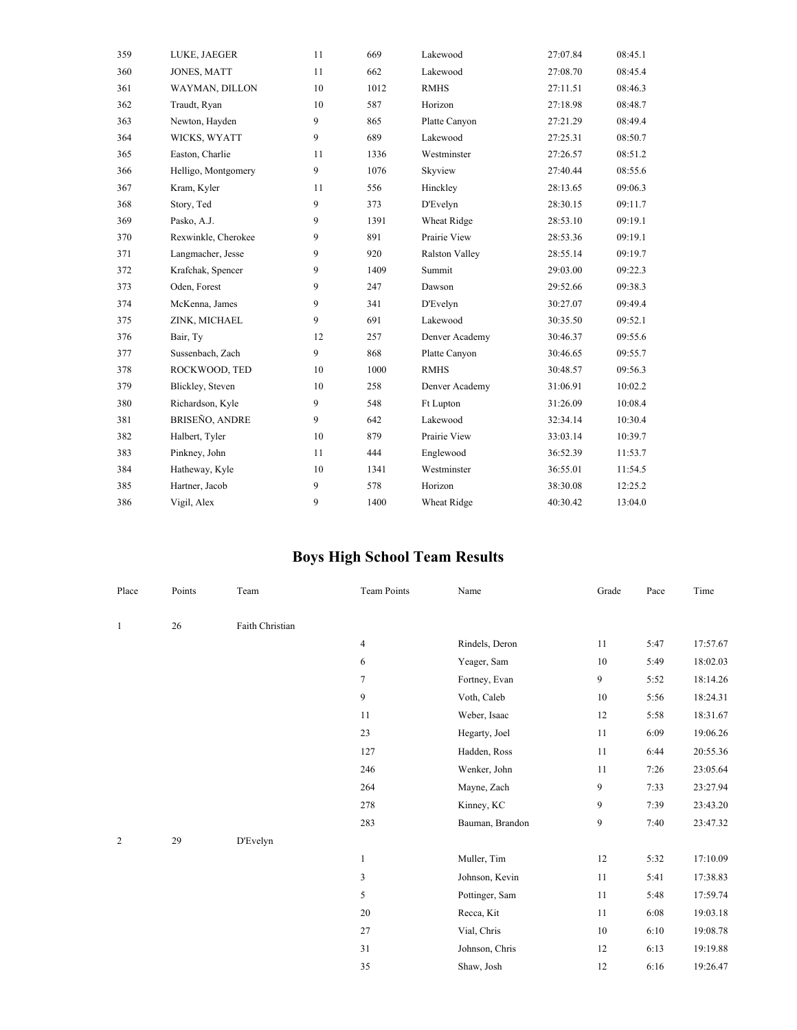| | | | | | | |
|---|---|---|---|---|---|---|
| 359 | LUKE, JAEGER | 11 | 669 | Lakewood | 27:07.84 | 08:45.1 |
| 360 | JONES, MATT | 11 | 662 | Lakewood | 27:08.70 | 08:45.4 |
| 361 | WAYMAN, DILLON | 10 | 1012 | RMHS | 27:11.51 | 08:46.3 |
| 362 | Traudt, Ryan | 10 | 587 | Horizon | 27:18.98 | 08:48.7 |
| 363 | Newton, Hayden | 9 | 865 | Platte Canyon | 27:21.29 | 08:49.4 |
| 364 | WICKS, WYATT | 9 | 689 | Lakewood | 27:25.31 | 08:50.7 |
| 365 | Easton, Charlie | 11 | 1336 | Westminster | 27:26.57 | 08:51.2 |
| 366 | Helligo, Montgomery | 9 | 1076 | Skyview | 27:40.44 | 08:55.6 |
| 367 | Kram, Kyler | 11 | 556 | Hinckley | 28:13.65 | 09:06.3 |
| 368 | Story, Ted | 9 | 373 | D'Evelyn | 28:30.15 | 09:11.7 |
| 369 | Pasko, A.J. | 9 | 1391 | Wheat Ridge | 28:53.10 | 09:19.1 |
| 370 | Rexwinkle, Cherokee | 9 | 891 | Prairie View | 28:53.36 | 09:19.1 |
| 371 | Langmacher, Jesse | 9 | 920 | Ralston Valley | 28:55.14 | 09:19.7 |
| 372 | Krafchak, Spencer | 9 | 1409 | Summit | 29:03.00 | 09:22.3 |
| 373 | Oden, Forest | 9 | 247 | Dawson | 29:52.66 | 09:38.3 |
| 374 | McKenna, James | 9 | 341 | D'Evelyn | 30:27.07 | 09:49.4 |
| 375 | ZINK, MICHAEL | 9 | 691 | Lakewood | 30:35.50 | 09:52.1 |
| 376 | Bair, Ty | 12 | 257 | Denver Academy | 30:46.37 | 09:55.6 |
| 377 | Sussenbach, Zach | 9 | 868 | Platte Canyon | 30:46.65 | 09:55.7 |
| 378 | ROCKWOOD, TED | 10 | 1000 | RMHS | 30:48.57 | 09:56.3 |
| 379 | Blickley, Steven | 10 | 258 | Denver Academy | 31:06.91 | 10:02.2 |
| 380 | Richardson, Kyle | 9 | 548 | Ft Lupton | 31:26.09 | 10:08.4 |
| 381 | BRISEÑO, ANDRE | 9 | 642 | Lakewood | 32:34.14 | 10:30.4 |
| 382 | Halbert, Tyler | 10 | 879 | Prairie View | 33:03.14 | 10:39.7 |
| 383 | Pinkney, John | 11 | 444 | Englewood | 36:52.39 | 11:53.7 |
| 384 | Hatheway, Kyle | 10 | 1341 | Westminster | 36:55.01 | 11:54.5 |
| 385 | Hartner, Jacob | 9 | 578 | Horizon | 38:30.08 | 12:25.2 |
| 386 | Vigil, Alex | 9 | 1400 | Wheat Ridge | 40:30.42 | 13:04.0 |

## Boys High School Team Results

| Place | Points | Team | Team Points | Name | Grade | Pace | Time |
|---|---|---|---|---|---|---|---|
| 1 | 26 | Faith Christian | | | | | |
| | | | 4 | Rindels, Deron | 11 | 5:47 | 17:57.67 |
| | | | 6 | Yeager, Sam | 10 | 5:49 | 18:02.03 |
| | | | 7 | Fortney, Evan | 9 | 5:52 | 18:14.26 |
| | | | 9 | Voth, Caleb | 10 | 5:56 | 18:24.31 |
| | | | 11 | Weber, Isaac | 12 | 5:58 | 18:31.67 |
| | | | 23 | Hegarty, Joel | 11 | 6:09 | 19:06.26 |
| | | | 127 | Hadden, Ross | 11 | 6:44 | 20:55.36 |
| | | | 246 | Wenker, John | 11 | 7:26 | 23:05.64 |
| | | | 264 | Mayne, Zach | 9 | 7:33 | 23:27.94 |
| | | | 278 | Kinney, KC | 9 | 7:39 | 23:43.20 |
| | | | 283 | Bauman, Brandon | 9 | 7:40 | 23:47.32 |
| 2 | 29 | D'Evelyn | | | | | |
| | | | 1 | Muller, Tim | 12 | 5:32 | 17:10.09 |
| | | | 3 | Johnson, Kevin | 11 | 5:41 | 17:38.83 |
| | | | 5 | Pottinger, Sam | 11 | 5:48 | 17:59.74 |
| | | | 20 | Recca, Kit | 11 | 6:08 | 19:03.18 |
| | | | 27 | Vial, Chris | 10 | 6:10 | 19:08.78 |
| | | | 31 | Johnson, Chris | 12 | 6:13 | 19:19.88 |
| | | | 35 | Shaw, Josh | 12 | 6:16 | 19:26.47 |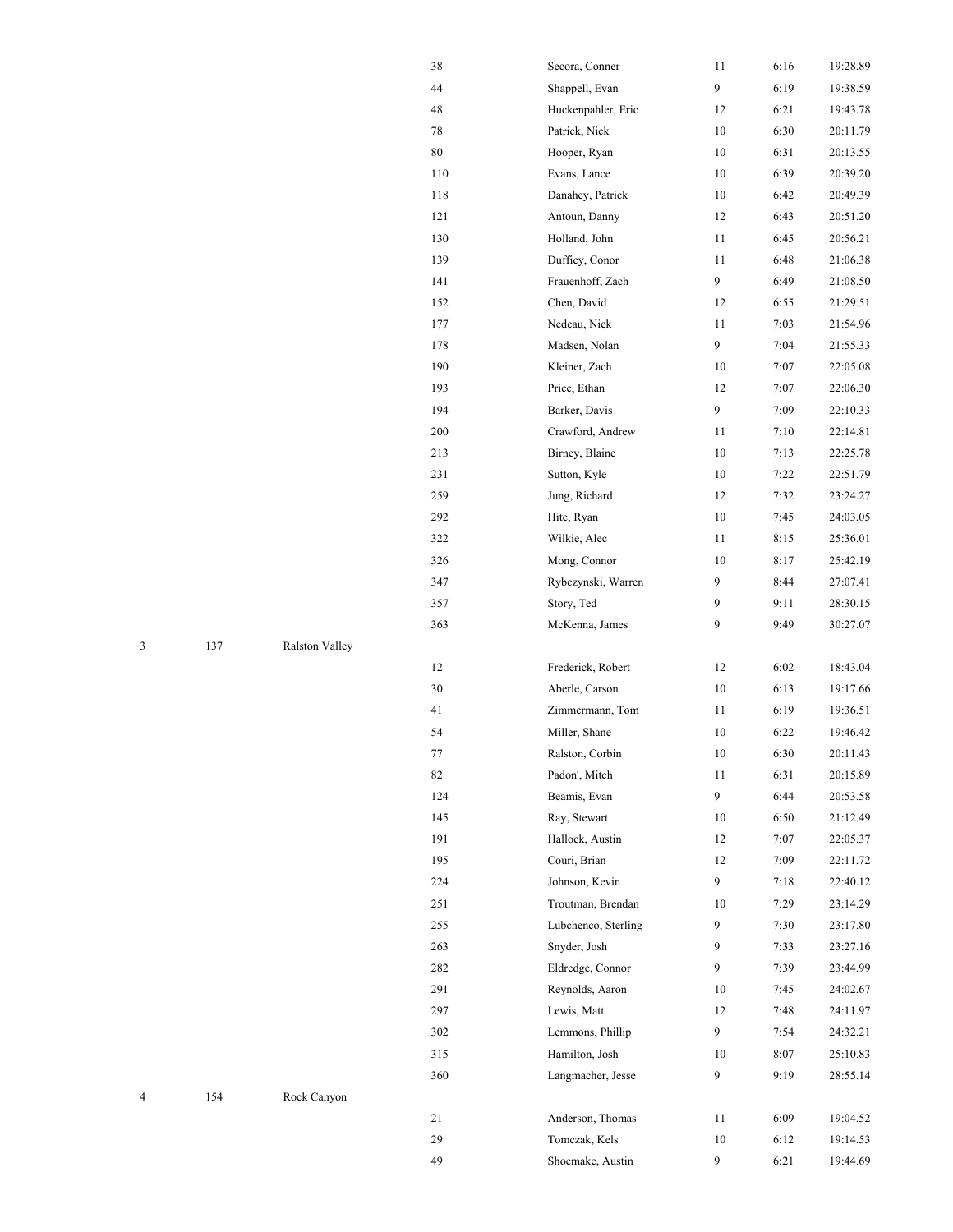| | | | | | | | |
|---|---|---|---|---|---|---|---|
| | | | 38 | Secora, Conner | 11 | 6:16 | 19:28.89 |
| | | | 44 | Shappell, Evan | 9 | 6:19 | 19:38.59 |
| | | | 48 | Huckenpahler, Eric | 12 | 6:21 | 19:43.78 |
| | | | 78 | Patrick, Nick | 10 | 6:30 | 20:11.79 |
| | | | 80 | Hooper, Ryan | 10 | 6:31 | 20:13.55 |
| | | | 110 | Evans, Lance | 10 | 6:39 | 20:39.20 |
| | | | 118 | Danahey, Patrick | 10 | 6:42 | 20:49.39 |
| | | | 121 | Antoun, Danny | 12 | 6:43 | 20:51.20 |
| | | | 130 | Holland, John | 11 | 6:45 | 20:56.21 |
| | | | 139 | Dufficy, Conor | 11 | 6:48 | 21:06.38 |
| | | | 141 | Frauenhoff, Zach | 9 | 6:49 | 21:08.50 |
| | | | 152 | Chen, David | 12 | 6:55 | 21:29.51 |
| | | | 177 | Nedeau, Nick | 11 | 7:03 | 21:54.96 |
| | | | 178 | Madsen, Nolan | 9 | 7:04 | 21:55.33 |
| | | | 190 | Kleiner, Zach | 10 | 7:07 | 22:05.08 |
| | | | 193 | Price, Ethan | 12 | 7:07 | 22:06.30 |
| | | | 194 | Barker, Davis | 9 | 7:09 | 22:10.33 |
| | | | 200 | Crawford, Andrew | 11 | 7:10 | 22:14.81 |
| | | | 213 | Birney, Blaine | 10 | 7:13 | 22:25.78 |
| | | | 231 | Sutton, Kyle | 10 | 7:22 | 22:51.79 |
| | | | 259 | Jung, Richard | 12 | 7:32 | 23:24.27 |
| | | | 292 | Hite, Ryan | 10 | 7:45 | 24:03.05 |
| | | | 322 | Wilkie, Alec | 11 | 8:15 | 25:36.01 |
| | | | 326 | Mong, Connor | 10 | 8:17 | 25:42.19 |
| | | | 347 | Rybczynski, Warren | 9 | 8:44 | 27:07.41 |
| | | | 357 | Story, Ted | 9 | 9:11 | 28:30.15 |
| | | | 363 | McKenna, James | 9 | 9:49 | 30:27.07 |
| 3 | 137 | Ralston Valley | | | | | |
| | | | 12 | Frederick, Robert | 12 | 6:02 | 18:43.04 |
| | | | 30 | Aberle, Carson | 10 | 6:13 | 19:17.66 |
| | | | 41 | Zimmermann, Tom | 11 | 6:19 | 19:36.51 |
| | | | 54 | Miller, Shane | 10 | 6:22 | 19:46.42 |
| | | | 77 | Ralston, Corbin | 10 | 6:30 | 20:11.43 |
| | | | 82 | Padon', Mitch | 11 | 6:31 | 20:15.89 |
| | | | 124 | Beamis, Evan | 9 | 6:44 | 20:53.58 |
| | | | 145 | Ray, Stewart | 10 | 6:50 | 21:12.49 |
| | | | 191 | Hallock, Austin | 12 | 7:07 | 22:05.37 |
| | | | 195 | Couri, Brian | 12 | 7:09 | 22:11.72 |
| | | | 224 | Johnson, Kevin | 9 | 7:18 | 22:40.12 |
| | | | 251 | Troutman, Brendan | 10 | 7:29 | 23:14.29 |
| | | | 255 | Lubchenco, Sterling | 9 | 7:30 | 23:17.80 |
| | | | 263 | Snyder, Josh | 9 | 7:33 | 23:27.16 |
| | | | 282 | Eldredge, Connor | 9 | 7:39 | 23:44.99 |
| | | | 291 | Reynolds, Aaron | 10 | 7:45 | 24:02.67 |
| | | | 297 | Lewis, Matt | 12 | 7:48 | 24:11.97 |
| | | | 302 | Lemmons, Phillip | 9 | 7:54 | 24:32.21 |
| | | | 315 | Hamilton, Josh | 10 | 8:07 | 25:10.83 |
| | | | 360 | Langmacher, Jesse | 9 | 9:19 | 28:55.14 |
| 4 | 154 | Rock Canyon | | | | | |
| | | | 21 | Anderson, Thomas | 11 | 6:09 | 19:04.52 |
| | | | 29 | Tomczak, Kels | 10 | 6:12 | 19:14.53 |
| | | | 49 | Shoemake, Austin | 9 | 6:21 | 19:44.69 |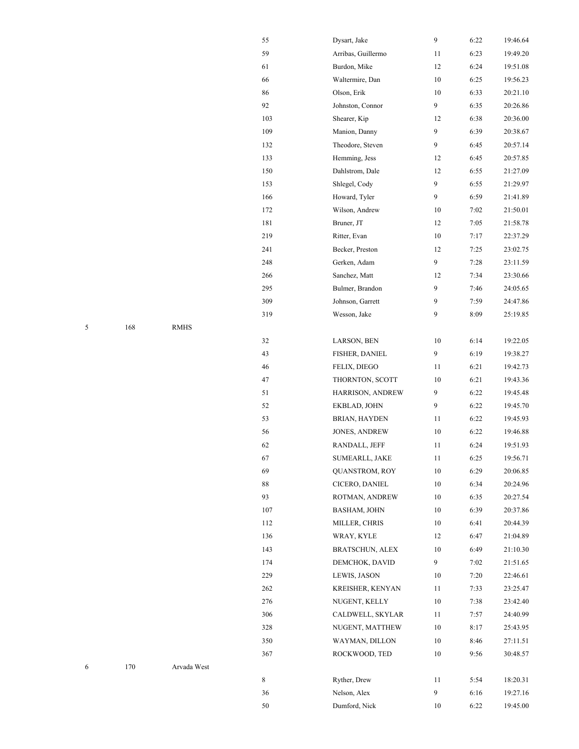| | | | | | | | |
|---|---|---|---|---|---|---|---|
| | | | 55 | Dysart, Jake | 9 | 6:22 | 19:46.64 |
| | | | 59 | Arribas, Guillermo | 11 | 6:23 | 19:49.20 |
| | | | 61 | Burdon, Mike | 12 | 6:24 | 19:51.08 |
| | | | 66 | Waltermire, Dan | 10 | 6:25 | 19:56.23 |
| | | | 86 | Olson, Erik | 10 | 6:33 | 20:21.10 |
| | | | 92 | Johnston, Connor | 9 | 6:35 | 20:26.86 |
| | | | 103 | Shearer, Kip | 12 | 6:38 | 20:36.00 |
| | | | 109 | Manion, Danny | 9 | 6:39 | 20:38.67 |
| | | | 132 | Theodore, Steven | 9 | 6:45 | 20:57.14 |
| | | | 133 | Hemming, Jess | 12 | 6:45 | 20:57.85 |
| | | | 150 | Dahlstrom, Dale | 12 | 6:55 | 21:27.09 |
| | | | 153 | Shlegel, Cody | 9 | 6:55 | 21:29.97 |
| | | | 166 | Howard, Tyler | 9 | 6:59 | 21:41.89 |
| | | | 172 | Wilson, Andrew | 10 | 7:02 | 21:50.01 |
| | | | 181 | Bruner, JT | 12 | 7:05 | 21:58.78 |
| | | | 219 | Ritter, Evan | 10 | 7:17 | 22:37.29 |
| | | | 241 | Becker, Preston | 12 | 7:25 | 23:02.75 |
| | | | 248 | Gerken, Adam | 9 | 7:28 | 23:11.59 |
| | | | 266 | Sanchez, Matt | 12 | 7:34 | 23:30.66 |
| | | | 295 | Bulmer, Brandon | 9 | 7:46 | 24:05.65 |
| | | | 309 | Johnson, Garrett | 9 | 7:59 | 24:47.86 |
| | | | 319 | Wesson, Jake | 9 | 8:09 | 25:19.85 |
| 5 | 168 | RMHS | | | | | |
| | | | 32 | LARSON, BEN | 10 | 6:14 | 19:22.05 |
| | | | 43 | FISHER, DANIEL | 9 | 6:19 | 19:38.27 |
| | | | 46 | FELIX, DIEGO | 11 | 6:21 | 19:42.73 |
| | | | 47 | THORNTON, SCOTT | 10 | 6:21 | 19:43.36 |
| | | | 51 | HARRISON, ANDREW | 9 | 6:22 | 19:45.48 |
| | | | 52 | EKBLAD, JOHN | 9 | 6:22 | 19:45.70 |
| | | | 53 | BRIAN, HAYDEN | 11 | 6:22 | 19:45.93 |
| | | | 56 | JONES, ANDREW | 10 | 6:22 | 19:46.88 |
| | | | 62 | RANDALL, JEFF | 11 | 6:24 | 19:51.93 |
| | | | 67 | SUMEARLL, JAKE | 11 | 6:25 | 19:56.71 |
| | | | 69 | QUANSTROM, ROY | 10 | 6:29 | 20:06.85 |
| | | | 88 | CICERO, DANIEL | 10 | 6:34 | 20:24.96 |
| | | | 93 | ROTMAN, ANDREW | 10 | 6:35 | 20:27.54 |
| | | | 107 | BASHAM, JOHN | 10 | 6:39 | 20:37.86 |
| | | | 112 | MILLER, CHRIS | 10 | 6:41 | 20:44.39 |
| | | | 136 | WRAY, KYLE | 12 | 6:47 | 21:04.89 |
| | | | 143 | BRATSCHUN, ALEX | 10 | 6:49 | 21:10.30 |
| | | | 174 | DEMCHOK, DAVID | 9 | 7:02 | 21:51.65 |
| | | | 229 | LEWIS, JASON | 10 | 7:20 | 22:46.61 |
| | | | 262 | KREISHER, KENYAN | 11 | 7:33 | 23:25.47 |
| | | | 276 | NUGENT, KELLY | 10 | 7:38 | 23:42.40 |
| | | | 306 | CALDWELL, SKYLAR | 11 | 7:57 | 24:40.99 |
| | | | 328 | NUGENT, MATTHEW | 10 | 8:17 | 25:43.95 |
| | | | 350 | WAYMAN, DILLON | 10 | 8:46 | 27:11.51 |
| | | | 367 | ROCKWOOD, TED | 10 | 9:56 | 30:48.57 |
| 6 | 170 | Arvada West | | | | | |
| | | | 8 | Ryther, Drew | 11 | 5:54 | 18:20.31 |
| | | | 36 | Nelson, Alex | 9 | 6:16 | 19:27.16 |
| | | | 50 | Dumford, Nick | 10 | 6:22 | 19:45.00 |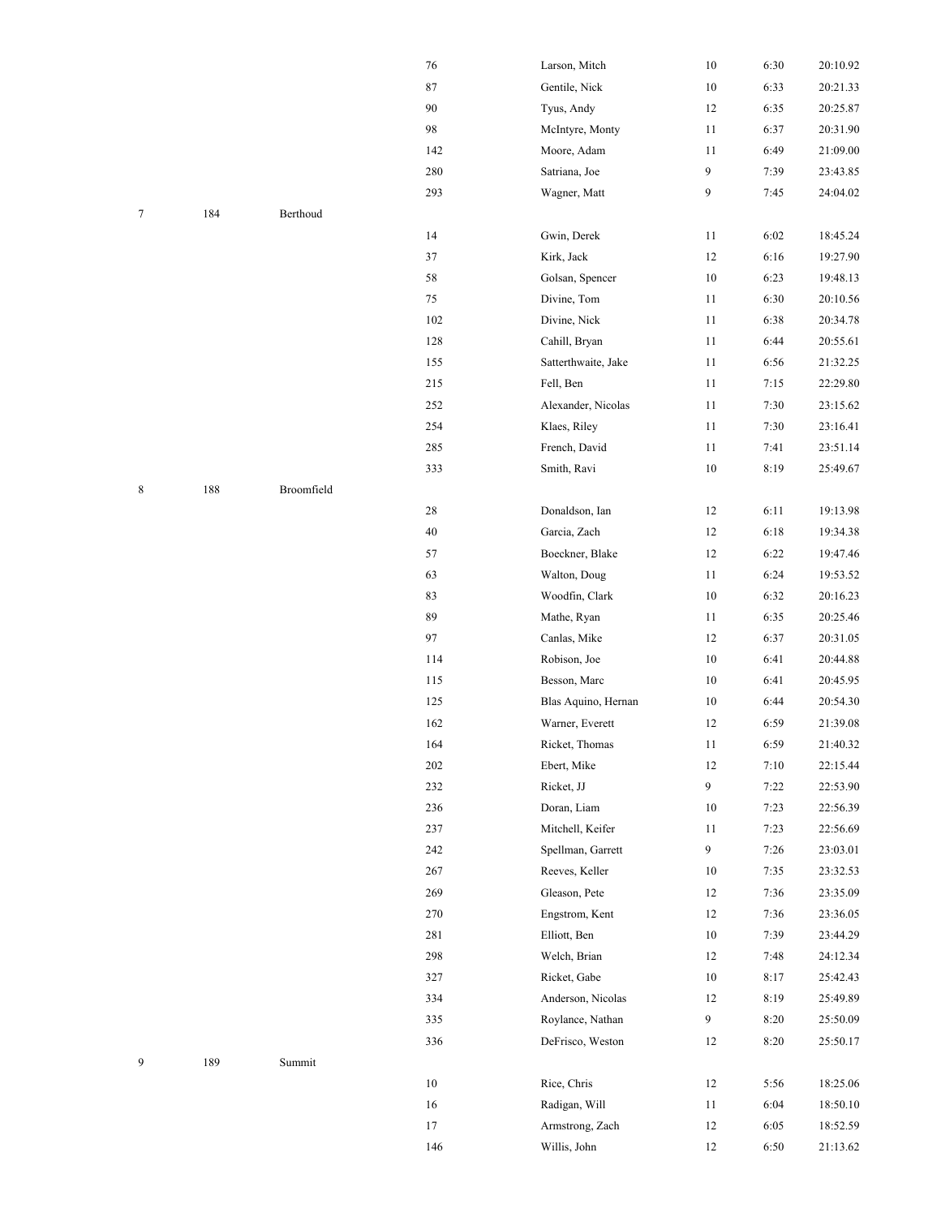| | | | | | | | |
|---|---|---|---|---|---|---|---|
| | | | 76 | Larson, Mitch | 10 | 6:30 | 20:10.92 |
| | | | 87 | Gentile, Nick | 10 | 6:33 | 20:21.33 |
| | | | 90 | Tyus, Andy | 12 | 6:35 | 20:25.87 |
| | | | 98 | McIntyre, Monty | 11 | 6:37 | 20:31.90 |
| | | | 142 | Moore, Adam | 11 | 6:49 | 21:09.00 |
| | | | 280 | Satriana, Joe | 9 | 7:39 | 23:43.85 |
| | | | 293 | Wagner, Matt | 9 | 7:45 | 24:04.02 |
| 7 | 184 | Berthoud | | | | | |
| | | | 14 | Gwin, Derek | 11 | 6:02 | 18:45.24 |
| | | | 37 | Kirk, Jack | 12 | 6:16 | 19:27.90 |
| | | | 58 | Golsan, Spencer | 10 | 6:23 | 19:48.13 |
| | | | 75 | Divine, Tom | 11 | 6:30 | 20:10.56 |
| | | | 102 | Divine, Nick | 11 | 6:38 | 20:34.78 |
| | | | 128 | Cahill, Bryan | 11 | 6:44 | 20:55.61 |
| | | | 155 | Satterthwaite, Jake | 11 | 6:56 | 21:32.25 |
| | | | 215 | Fell, Ben | 11 | 7:15 | 22:29.80 |
| | | | 252 | Alexander, Nicolas | 11 | 7:30 | 23:15.62 |
| | | | 254 | Klaes, Riley | 11 | 7:30 | 23:16.41 |
| | | | 285 | French, David | 11 | 7:41 | 23:51.14 |
| | | | 333 | Smith, Ravi | 10 | 8:19 | 25:49.67 |
| 8 | 188 | Broomfield | | | | | |
| | | | 28 | Donaldson, Ian | 12 | 6:11 | 19:13.98 |
| | | | 40 | Garcia, Zach | 12 | 6:18 | 19:34.38 |
| | | | 57 | Boeckner, Blake | 12 | 6:22 | 19:47.46 |
| | | | 63 | Walton, Doug | 11 | 6:24 | 19:53.52 |
| | | | 83 | Woodfin, Clark | 10 | 6:32 | 20:16.23 |
| | | | 89 | Mathe, Ryan | 11 | 6:35 | 20:25.46 |
| | | | 97 | Canlas, Mike | 12 | 6:37 | 20:31.05 |
| | | | 114 | Robison, Joe | 10 | 6:41 | 20:44.88 |
| | | | 115 | Besson, Marc | 10 | 6:41 | 20:45.95 |
| | | | 125 | Blas Aquino, Hernan | 10 | 6:44 | 20:54.30 |
| | | | 162 | Warner, Everett | 12 | 6:59 | 21:39.08 |
| | | | 164 | Ricket, Thomas | 11 | 6:59 | 21:40.32 |
| | | | 202 | Ebert, Mike | 12 | 7:10 | 22:15.44 |
| | | | 232 | Ricket, JJ | 9 | 7:22 | 22:53.90 |
| | | | 236 | Doran, Liam | 10 | 7:23 | 22:56.39 |
| | | | 237 | Mitchell, Keifer | 11 | 7:23 | 22:56.69 |
| | | | 242 | Spellman, Garrett | 9 | 7:26 | 23:03.01 |
| | | | 267 | Reeves, Keller | 10 | 7:35 | 23:32.53 |
| | | | 269 | Gleason, Pete | 12 | 7:36 | 23:35.09 |
| | | | 270 | Engstrom, Kent | 12 | 7:36 | 23:36.05 |
| | | | 281 | Elliott, Ben | 10 | 7:39 | 23:44.29 |
| | | | 298 | Welch, Brian | 12 | 7:48 | 24:12.34 |
| | | | 327 | Ricket, Gabe | 10 | 8:17 | 25:42.43 |
| | | | 334 | Anderson, Nicolas | 12 | 8:19 | 25:49.89 |
| | | | 335 | Roylance, Nathan | 9 | 8:20 | 25:50.09 |
| | | | 336 | DeFrisco, Weston | 12 | 8:20 | 25:50.17 |
| 9 | 189 | Summit | | | | | |
| | | | 10 | Rice, Chris | 12 | 5:56 | 18:25.06 |
| | | | 16 | Radigan, Will | 11 | 6:04 | 18:50.10 |
| | | | 17 | Armstrong, Zach | 12 | 6:05 | 18:52.59 |
| | | | 146 | Willis, John | 12 | 6:50 | 21:13.62 |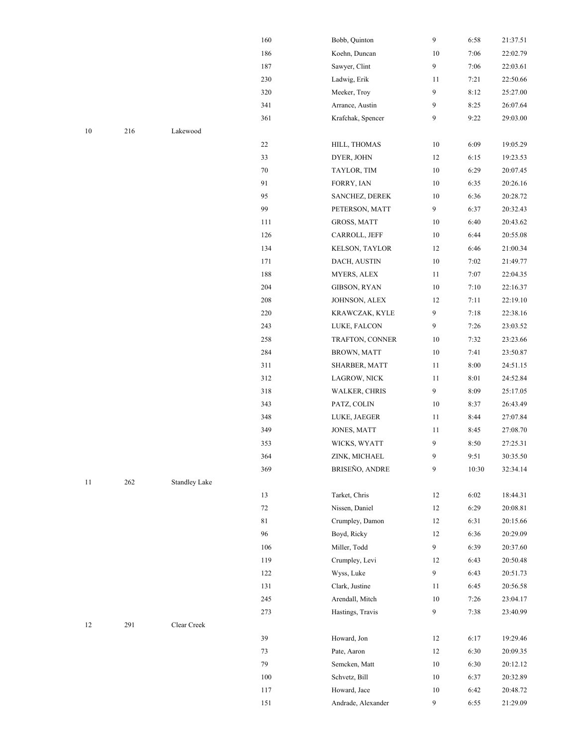| | | | | | | | |
|---|---|---|---|---|---|---|---|
| | | | 160 | Bobb, Quinton | 9 | 6:58 | 21:37.51 |
| | | | 186 | Koehn, Duncan | 10 | 7:06 | 22:02.79 |
| | | | 187 | Sawyer, Clint | 9 | 7:06 | 22:03.61 |
| | | | 230 | Ladwig, Erik | 11 | 7:21 | 22:50.66 |
| | | | 320 | Meeker, Troy | 9 | 8:12 | 25:27.00 |
| | | | 341 | Arrance, Austin | 9 | 8:25 | 26:07.64 |
| | | | 361 | Krafchak, Spencer | 9 | 9:22 | 29:03.00 |
| 10 | 216 | Lakewood | | | | | |
| | | | 22 | HILL, THOMAS | 10 | 6:09 | 19:05.29 |
| | | | 33 | DYER, JOHN | 12 | 6:15 | 19:23.53 |
| | | | 70 | TAYLOR, TIM | 10 | 6:29 | 20:07.45 |
| | | | 91 | FORRY, IAN | 10 | 6:35 | 20:26.16 |
| | | | 95 | SANCHEZ, DEREK | 10 | 6:36 | 20:28.72 |
| | | | 99 | PETERSON, MATT | 9 | 6:37 | 20:32.43 |
| | | | 111 | GROSS, MATT | 10 | 6:40 | 20:43.62 |
| | | | 126 | CARROLL, JEFF | 10 | 6:44 | 20:55.08 |
| | | | 134 | KELSON, TAYLOR | 12 | 6:46 | 21:00.34 |
| | | | 171 | DACH, AUSTIN | 10 | 7:02 | 21:49.77 |
| | | | 188 | MYERS, ALEX | 11 | 7:07 | 22:04.35 |
| | | | 204 | GIBSON, RYAN | 10 | 7:10 | 22:16.37 |
| | | | 208 | JOHNSON, ALEX | 12 | 7:11 | 22:19.10 |
| | | | 220 | KRAWCZAK, KYLE | 9 | 7:18 | 22:38.16 |
| | | | 243 | LUKE, FALCON | 9 | 7:26 | 23:03.52 |
| | | | 258 | TRAFTON, CONNER | 10 | 7:32 | 23:23.66 |
| | | | 284 | BROWN, MATT | 10 | 7:41 | 23:50.87 |
| | | | 311 | SHARBER, MATT | 11 | 8:00 | 24:51.15 |
| | | | 312 | LAGROW, NICK | 11 | 8:01 | 24:52.84 |
| | | | 318 | WALKER, CHRIS | 9 | 8:09 | 25:17.05 |
| | | | 343 | PATZ, COLIN | 10 | 8:37 | 26:43.49 |
| | | | 348 | LUKE, JAEGER | 11 | 8:44 | 27:07.84 |
| | | | 349 | JONES, MATT | 11 | 8:45 | 27:08.70 |
| | | | 353 | WICKS, WYATT | 9 | 8:50 | 27:25.31 |
| | | | 364 | ZINK, MICHAEL | 9 | 9:51 | 30:35.50 |
| | | | 369 | BRISEÑO, ANDRE | 9 | 10:30 | 32:34.14 |
| 11 | 262 | Standley Lake | | | | | |
| | | | 13 | Tarket, Chris | 12 | 6:02 | 18:44.31 |
| | | | 72 | Nissen, Daniel | 12 | 6:29 | 20:08.81 |
| | | | 81 | Crumpley, Damon | 12 | 6:31 | 20:15.66 |
| | | | 96 | Boyd, Ricky | 12 | 6:36 | 20:29.09 |
| | | | 106 | Miller, Todd | 9 | 6:39 | 20:37.60 |
| | | | 119 | Crumpley, Levi | 12 | 6:43 | 20:50.48 |
| | | | 122 | Wyss, Luke | 9 | 6:43 | 20:51.73 |
| | | | 131 | Clark, Justine | 11 | 6:45 | 20:56.58 |
| | | | 245 | Arendall, Mitch | 10 | 7:26 | 23:04.17 |
| | | | 273 | Hastings, Travis | 9 | 7:38 | 23:40.99 |
| 12 | 291 | Clear Creek | | | | | |
| | | | 39 | Howard, Jon | 12 | 6:17 | 19:29.46 |
| | | | 73 | Pate, Aaron | 12 | 6:30 | 20:09.35 |
| | | | 79 | Semcken, Matt | 10 | 6:30 | 20:12.12 |
| | | | 100 | Schvetz, Bill | 10 | 6:37 | 20:32.89 |
| | | | 117 | Howard, Jace | 10 | 6:42 | 20:48.72 |
| | | | 151 | Andrade, Alexander | 9 | 6:55 | 21:29.09 |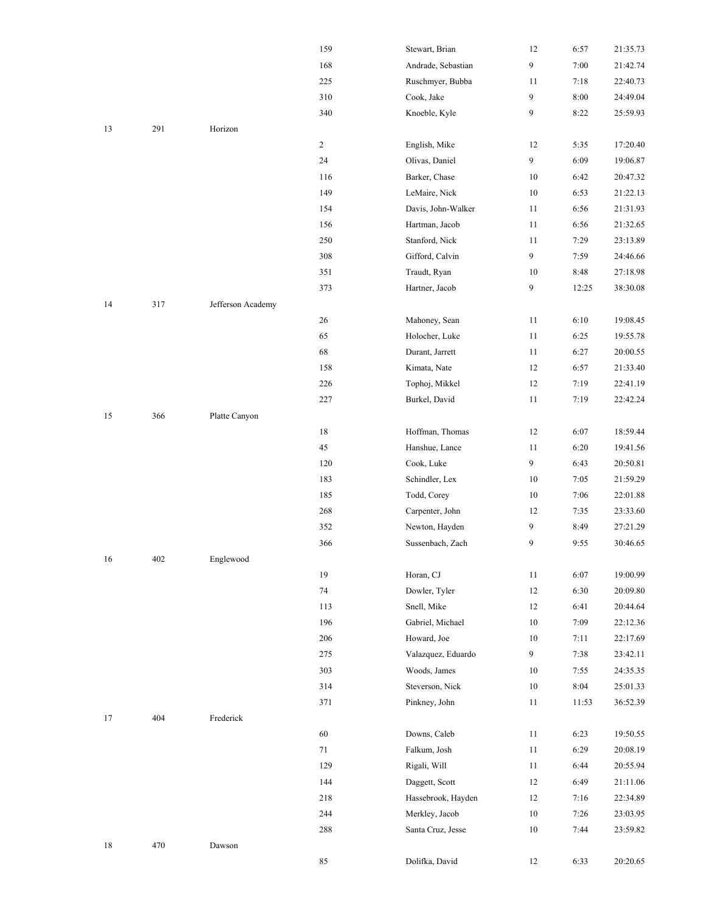| | | | | | | | |
|---|---|---|---|---|---|---|---|
| | | | 159 | Stewart, Brian | 12 | 6:57 | 21:35.73 |
| | | | 168 | Andrade, Sebastian | 9 | 7:00 | 21:42.74 |
| | | | 225 | Ruschmyer, Bubba | 11 | 7:18 | 22:40.73 |
| | | | 310 | Cook, Jake | 9 | 8:00 | 24:49.04 |
| | | | 340 | Knoeble, Kyle | 9 | 8:22 | 25:59.93 |
| 13 | 291 | Horizon | | | | | |
| | | | 2 | English, Mike | 12 | 5:35 | 17:20.40 |
| | | | 24 | Olivas, Daniel | 9 | 6:09 | 19:06.87 |
| | | | 116 | Barker, Chase | 10 | 6:42 | 20:47.32 |
| | | | 149 | LeMaire, Nick | 10 | 6:53 | 21:22.13 |
| | | | 154 | Davis, John-Walker | 11 | 6:56 | 21:31.93 |
| | | | 156 | Hartman, Jacob | 11 | 6:56 | 21:32.65 |
| | | | 250 | Stanford, Nick | 11 | 7:29 | 23:13.89 |
| | | | 308 | Gifford, Calvin | 9 | 7:59 | 24:46.66 |
| | | | 351 | Traudt, Ryan | 10 | 8:48 | 27:18.98 |
| | | | 373 | Hartner, Jacob | 9 | 12:25 | 38:30.08 |
| 14 | 317 | Jefferson Academy | | | | | |
| | | | 26 | Mahoney, Sean | 11 | 6:10 | 19:08.45 |
| | | | 65 | Holocher, Luke | 11 | 6:25 | 19:55.78 |
| | | | 68 | Durant, Jarrett | 11 | 6:27 | 20:00.55 |
| | | | 158 | Kimata, Nate | 12 | 6:57 | 21:33.40 |
| | | | 226 | Tophoj, Mikkel | 12 | 7:19 | 22:41.19 |
| | | | 227 | Burkel, David | 11 | 7:19 | 22:42.24 |
| 15 | 366 | Platte Canyon | | | | | |
| | | | 18 | Hoffman, Thomas | 12 | 6:07 | 18:59.44 |
| | | | 45 | Hanshue, Lance | 11 | 6:20 | 19:41.56 |
| | | | 120 | Cook, Luke | 9 | 6:43 | 20:50.81 |
| | | | 183 | Schindler, Lex | 10 | 7:05 | 21:59.29 |
| | | | 185 | Todd, Corey | 10 | 7:06 | 22:01.88 |
| | | | 268 | Carpenter, John | 12 | 7:35 | 23:33.60 |
| | | | 352 | Newton, Hayden | 9 | 8:49 | 27:21.29 |
| | | | 366 | Sussenbach, Zach | 9 | 9:55 | 30:46.65 |
| 16 | 402 | Englewood | | | | | |
| | | | 19 | Horan, CJ | 11 | 6:07 | 19:00.99 |
| | | | 74 | Dowler, Tyler | 12 | 6:30 | 20:09.80 |
| | | | 113 | Snell, Mike | 12 | 6:41 | 20:44.64 |
| | | | 196 | Gabriel, Michael | 10 | 7:09 | 22:12.36 |
| | | | 206 | Howard, Joe | 10 | 7:11 | 22:17.69 |
| | | | 275 | Valazquez, Eduardo | 9 | 7:38 | 23:42.11 |
| | | | 303 | Woods, James | 10 | 7:55 | 24:35.35 |
| | | | 314 | Steverson, Nick | 10 | 8:04 | 25:01.33 |
| | | | 371 | Pinkney, John | 11 | 11:53 | 36:52.39 |
| 17 | 404 | Frederick | | | | | |
| | | | 60 | Downs, Caleb | 11 | 6:23 | 19:50.55 |
| | | | 71 | Falkum, Josh | 11 | 6:29 | 20:08.19 |
| | | | 129 | Rigali, Will | 11 | 6:44 | 20:55.94 |
| | | | 144 | Daggett, Scott | 12 | 6:49 | 21:11.06 |
| | | | 218 | Hassebrook, Hayden | 12 | 7:16 | 22:34.89 |
| | | | 244 | Merkley, Jacob | 10 | 7:26 | 23:03.95 |
| | | | 288 | Santa Cruz, Jesse | 10 | 7:44 | 23:59.82 |
| 18 | 470 | Dawson | | | | | |
| | | | 85 | Dolifka, David | 12 | 6:33 | 20:20.65 |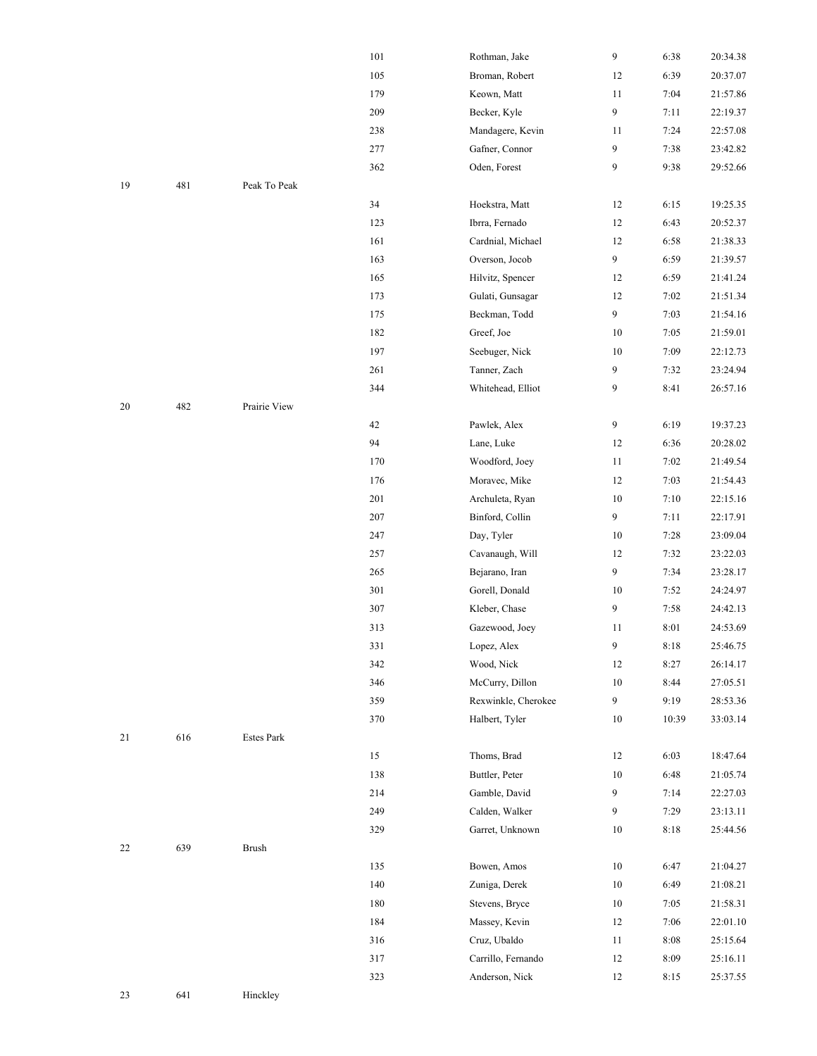| | | | | | | | |
|---|---|---|---|---|---|---|---|
| | | | 101 | Rothman, Jake | 9 | 6:38 | 20:34.38 |
| | | | 105 | Broman, Robert | 12 | 6:39 | 20:37.07 |
| | | | 179 | Keown, Matt | 11 | 7:04 | 21:57.86 |
| | | | 209 | Becker, Kyle | 9 | 7:11 | 22:19.37 |
| | | | 238 | Mandagere, Kevin | 11 | 7:24 | 22:57.08 |
| | | | 277 | Gafner, Connor | 9 | 7:38 | 23:42.82 |
| | | | 362 | Oden, Forest | 9 | 9:38 | 29:52.66 |
| 19 | 481 | Peak To Peak | | | | | |
| | | | 34 | Hoekstra, Matt | 12 | 6:15 | 19:25.35 |
| | | | 123 | Ibrra, Fernado | 12 | 6:43 | 20:52.37 |
| | | | 161 | Cardnial, Michael | 12 | 6:58 | 21:38.33 |
| | | | 163 | Overson, Jocob | 9 | 6:59 | 21:39.57 |
| | | | 165 | Hilvitz, Spencer | 12 | 6:59 | 21:41.24 |
| | | | 173 | Gulati, Gunsagar | 12 | 7:02 | 21:51.34 |
| | | | 175 | Beckman, Todd | 9 | 7:03 | 21:54.16 |
| | | | 182 | Greef, Joe | 10 | 7:05 | 21:59.01 |
| | | | 197 | Seebuger, Nick | 10 | 7:09 | 22:12.73 |
| | | | 261 | Tanner, Zach | 9 | 7:32 | 23:24.94 |
| | | | 344 | Whitehead, Elliot | 9 | 8:41 | 26:57.16 |
| 20 | 482 | Prairie View | | | | | |
| | | | 42 | Pawlek, Alex | 9 | 6:19 | 19:37.23 |
| | | | 94 | Lane, Luke | 12 | 6:36 | 20:28.02 |
| | | | 170 | Woodford, Joey | 11 | 7:02 | 21:49.54 |
| | | | 176 | Moravec, Mike | 12 | 7:03 | 21:54.43 |
| | | | 201 | Archuleta, Ryan | 10 | 7:10 | 22:15.16 |
| | | | 207 | Binford, Collin | 9 | 7:11 | 22:17.91 |
| | | | 247 | Day, Tyler | 10 | 7:28 | 23:09.04 |
| | | | 257 | Cavanaugh, Will | 12 | 7:32 | 23:22.03 |
| | | | 265 | Bejarano, Iran | 9 | 7:34 | 23:28.17 |
| | | | 301 | Gorell, Donald | 10 | 7:52 | 24:24.97 |
| | | | 307 | Kleber, Chase | 9 | 7:58 | 24:42.13 |
| | | | 313 | Gazewood, Joey | 11 | 8:01 | 24:53.69 |
| | | | 331 | Lopez, Alex | 9 | 8:18 | 25:46.75 |
| | | | 342 | Wood, Nick | 12 | 8:27 | 26:14.17 |
| | | | 346 | McCurry, Dillon | 10 | 8:44 | 27:05.51 |
| | | | 359 | Rexwinkle, Cherokee | 9 | 9:19 | 28:53.36 |
| | | | 370 | Halbert, Tyler | 10 | 10:39 | 33:03.14 |
| 21 | 616 | Estes Park | | | | | |
| | | | 15 | Thoms, Brad | 12 | 6:03 | 18:47.64 |
| | | | 138 | Buttler, Peter | 10 | 6:48 | 21:05.74 |
| | | | 214 | Gamble, David | 9 | 7:14 | 22:27.03 |
| | | | 249 | Calden, Walker | 9 | 7:29 | 23:13.11 |
| | | | 329 | Garret, Unknown | 10 | 8:18 | 25:44.56 |
| 22 | 639 | Brush | | | | | |
| | | | 135 | Bowen, Amos | 10 | 6:47 | 21:04.27 |
| | | | 140 | Zuniga, Derek | 10 | 6:49 | 21:08.21 |
| | | | 180 | Stevens, Bryce | 10 | 7:05 | 21:58.31 |
| | | | 184 | Massey, Kevin | 12 | 7:06 | 22:01.10 |
| | | | 316 | Cruz, Ubaldo | 11 | 8:08 | 25:15.64 |
| | | | 317 | Carrillo, Fernando | 12 | 8:09 | 25:16.11 |
| | | | 323 | Anderson, Nick | 12 | 8:15 | 25:37.55 |
| 23 | 641 | Hinckley | | | | | |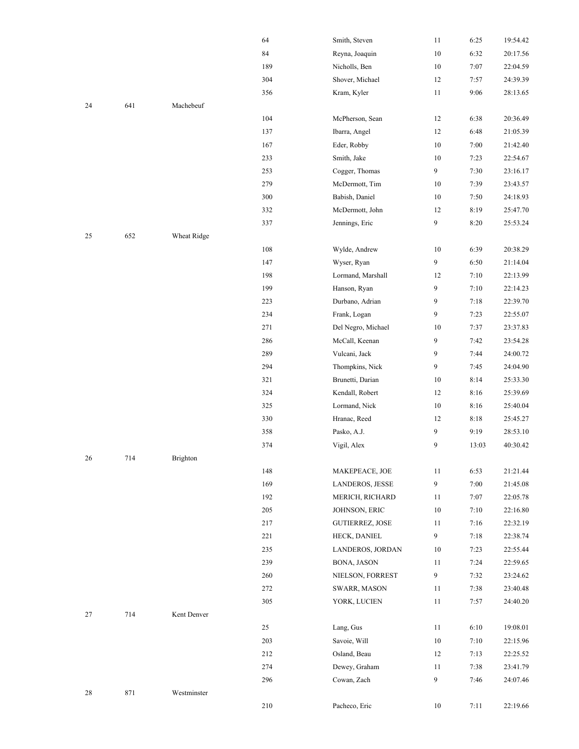| | | | | | | | |
|---|---|---|---|---|---|---|---|
| | | | 64 | Smith, Steven | 11 | 6:25 | 19:54.42 |
| | | | 84 | Reyna, Joaquin | 10 | 6:32 | 20:17.56 |
| | | | 189 | Nicholls, Ben | 10 | 7:07 | 22:04.59 |
| | | | 304 | Shover, Michael | 12 | 7:57 | 24:39.39 |
| | | | 356 | Kram, Kyler | 11 | 9:06 | 28:13.65 |
| 24 | 641 | Machebeuf | | | | | |
| | | | 104 | McPherson, Sean | 12 | 6:38 | 20:36.49 |
| | | | 137 | Ibarra, Angel | 12 | 6:48 | 21:05.39 |
| | | | 167 | Eder, Robby | 10 | 7:00 | 21:42.40 |
| | | | 233 | Smith, Jake | 10 | 7:23 | 22:54.67 |
| | | | 253 | Cogger, Thomas | 9 | 7:30 | 23:16.17 |
| | | | 279 | McDermott, Tim | 10 | 7:39 | 23:43.57 |
| | | | 300 | Babish, Daniel | 10 | 7:50 | 24:18.93 |
| | | | 332 | McDermott, John | 12 | 8:19 | 25:47.70 |
| | | | 337 | Jennings, Eric | 9 | 8:20 | 25:53.24 |
| 25 | 652 | Wheat Ridge | | | | | |
| | | | 108 | Wylde, Andrew | 10 | 6:39 | 20:38.29 |
| | | | 147 | Wyser, Ryan | 9 | 6:50 | 21:14.04 |
| | | | 198 | Lormand, Marshall | 12 | 7:10 | 22:13.99 |
| | | | 199 | Hanson, Ryan | 9 | 7:10 | 22:14.23 |
| | | | 223 | Durbano, Adrian | 9 | 7:18 | 22:39.70 |
| | | | 234 | Frank, Logan | 9 | 7:23 | 22:55.07 |
| | | | 271 | Del Negro, Michael | 10 | 7:37 | 23:37.83 |
| | | | 286 | McCall, Keenan | 9 | 7:42 | 23:54.28 |
| | | | 289 | Vulcani, Jack | 9 | 7:44 | 24:00.72 |
| | | | 294 | Thompkins, Nick | 9 | 7:45 | 24:04.90 |
| | | | 321 | Brunetti, Darian | 10 | 8:14 | 25:33.30 |
| | | | 324 | Kendall, Robert | 12 | 8:16 | 25:39.69 |
| | | | 325 | Lormand, Nick | 10 | 8:16 | 25:40.04 |
| | | | 330 | Hranac, Reed | 12 | 8:18 | 25:45.27 |
| | | | 358 | Pasko, A.J. | 9 | 9:19 | 28:53.10 |
| | | | 374 | Vigil, Alex | 9 | 13:03 | 40:30.42 |
| 26 | 714 | Brighton | | | | | |
| | | | 148 | MAKEPEACE, JOE | 11 | 6:53 | 21:21.44 |
| | | | 169 | LANDEROS, JESSE | 9 | 7:00 | 21:45.08 |
| | | | 192 | MERICH, RICHARD | 11 | 7:07 | 22:05.78 |
| | | | 205 | JOHNSON, ERIC | 10 | 7:10 | 22:16.80 |
| | | | 217 | GUTIERREZ, JOSE | 11 | 7:16 | 22:32.19 |
| | | | 221 | HECK, DANIEL | 9 | 7:18 | 22:38.74 |
| | | | 235 | LANDEROS, JORDAN | 10 | 7:23 | 22:55.44 |
| | | | 239 | BONA, JASON | 11 | 7:24 | 22:59.65 |
| | | | 260 | NIELSON, FORREST | 9 | 7:32 | 23:24.62 |
| | | | 272 | SWARR, MASON | 11 | 7:38 | 23:40.48 |
| | | | 305 | YORK, LUCIEN | 11 | 7:57 | 24:40.20 |
| 27 | 714 | Kent Denver | | | | | |
| | | | 25 | Lang, Gus | 11 | 6:10 | 19:08.01 |
| | | | 203 | Savoie, Will | 10 | 7:10 | 22:15.96 |
| | | | 212 | Osland, Beau | 12 | 7:13 | 22:25.52 |
| | | | 274 | Dewey, Graham | 11 | 7:38 | 23:41.79 |
| | | | 296 | Cowan, Zach | 9 | 7:46 | 24:07.46 |
| 28 | 871 | Westminster | | | | | |
| | | | 210 | Pacheco, Eric | 10 | 7:11 | 22:19.66 |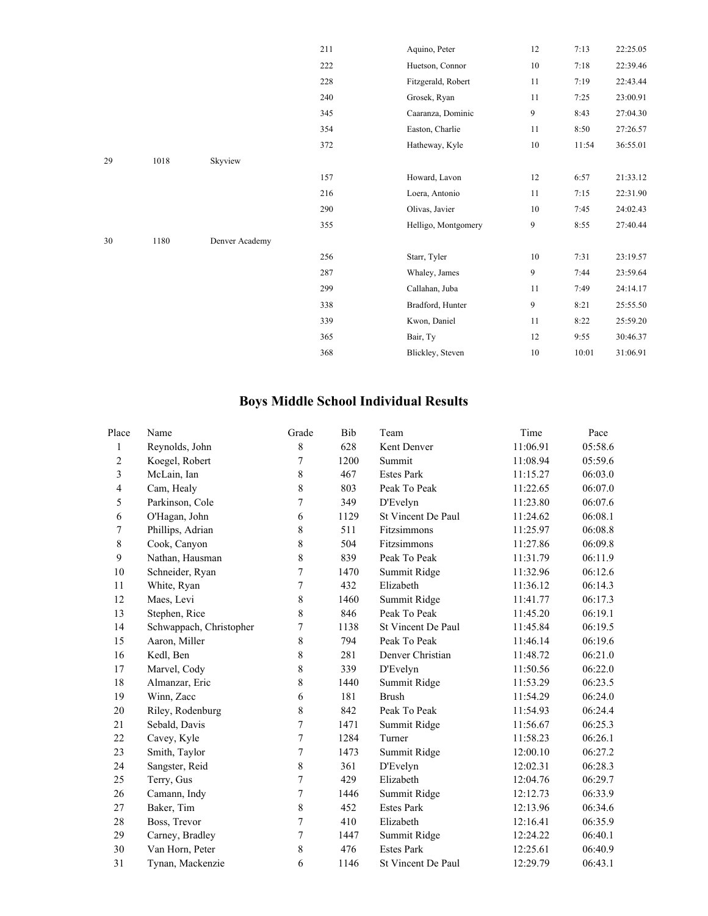|  |  |  | 211 | Aquino, Peter | 12 | 7:13 | 22:25.05 |
|---|---|---|---|---|---|---|---|
|  |  |  | 222 | Huetson, Connor | 10 | 7:18 | 22:39.46 |
|  |  |  | 228 | Fitzgerald, Robert | 11 | 7:19 | 22:43.44 |
|  |  |  | 240 | Grosek, Ryan | 11 | 7:25 | 23:00.91 |
|  |  |  | 345 | Caaranza, Dominic | 9 | 8:43 | 27:04.30 |
|  |  |  | 354 | Easton, Charlie | 11 | 8:50 | 27:26.57 |
|  |  |  | 372 | Hatheway, Kyle | 10 | 11:54 | 36:55.01 |
| 29 | 1018 | Skyview |  |  |  |  |  |
|  |  |  | 157 | Howard, Lavon | 12 | 6:57 | 21:33.12 |
|  |  |  | 216 | Loera, Antonio | 11 | 7:15 | 22:31.90 |
|  |  |  | 290 | Olivas, Javier | 10 | 7:45 | 24:02.43 |
|  |  |  | 355 | Helligo, Montgomery | 9 | 8:55 | 27:40.44 |
| 30 | 1180 | Denver Academy |  |  |  |  |  |
|  |  |  | 256 | Starr, Tyler | 10 | 7:31 | 23:19.57 |
|  |  |  | 287 | Whaley, James | 9 | 7:44 | 23:59.64 |
|  |  |  | 299 | Callahan, Juba | 11 | 7:49 | 24:14.17 |
|  |  |  | 338 | Bradford, Hunter | 9 | 8:21 | 25:55.50 |
|  |  |  | 339 | Kwon, Daniel | 11 | 8:22 | 25:59.20 |
|  |  |  | 365 | Bair, Ty | 12 | 9:55 | 30:46.37 |
|  |  |  | 368 | Blickley, Steven | 10 | 10:01 | 31:06.91 |

## Boys Middle School Individual Results

| Place | Name | Grade | Bib | Team | Time | Pace |
|---|---|---|---|---|---|---|
| 1 | Reynolds, John | 8 | 628 | Kent Denver | 11:06.91 | 05:58.6 |
| 2 | Koegel, Robert | 7 | 1200 | Summit | 11:08.94 | 05:59.6 |
| 3 | McLain, Ian | 8 | 467 | Estes Park | 11:15.27 | 06:03.0 |
| 4 | Cam, Healy | 8 | 803 | Peak To Peak | 11:22.65 | 06:07.0 |
| 5 | Parkinson, Cole | 7 | 349 | D'Evelyn | 11:23.80 | 06:07.6 |
| 6 | O'Hagan, John | 6 | 1129 | St Vincent De Paul | 11:24.62 | 06:08.1 |
| 7 | Phillips, Adrian | 8 | 511 | Fitzsimmons | 11:25.97 | 06:08.8 |
| 8 | Cook, Canyon | 8 | 504 | Fitzsimmons | 11:27.86 | 06:09.8 |
| 9 | Nathan, Hausman | 8 | 839 | Peak To Peak | 11:31.79 | 06:11.9 |
| 10 | Schneider, Ryan | 7 | 1470 | Summit Ridge | 11:32.96 | 06:12.6 |
| 11 | White, Ryan | 7 | 432 | Elizabeth | 11:36.12 | 06:14.3 |
| 12 | Maes, Levi | 8 | 1460 | Summit Ridge | 11:41.77 | 06:17.3 |
| 13 | Stephen, Rice | 8 | 846 | Peak To Peak | 11:45.20 | 06:19.1 |
| 14 | Schwappach, Christopher | 7 | 1138 | St Vincent De Paul | 11:45.84 | 06:19.5 |
| 15 | Aaron, Miller | 8 | 794 | Peak To Peak | 11:46.14 | 06:19.6 |
| 16 | Kedl, Ben | 8 | 281 | Denver Christian | 11:48.72 | 06:21.0 |
| 17 | Marvel, Cody | 8 | 339 | D'Evelyn | 11:50.56 | 06:22.0 |
| 18 | Almanzar, Eric | 8 | 1440 | Summit Ridge | 11:53.29 | 06:23.5 |
| 19 | Winn, Zacc | 6 | 181 | Brush | 11:54.29 | 06:24.0 |
| 20 | Riley, Rodenburg | 8 | 842 | Peak To Peak | 11:54.93 | 06:24.4 |
| 21 | Sebald, Davis | 7 | 1471 | Summit Ridge | 11:56.67 | 06:25.3 |
| 22 | Cavey, Kyle | 7 | 1284 | Turner | 11:58.23 | 06:26.1 |
| 23 | Smith, Taylor | 7 | 1473 | Summit Ridge | 12:00.10 | 06:27.2 |
| 24 | Sangster, Reid | 8 | 361 | D'Evelyn | 12:02.31 | 06:28.3 |
| 25 | Terry, Gus | 7 | 429 | Elizabeth | 12:04.76 | 06:29.7 |
| 26 | Camann, Indy | 7 | 1446 | Summit Ridge | 12:12.73 | 06:33.9 |
| 27 | Baker, Tim | 8 | 452 | Estes Park | 12:13.96 | 06:34.6 |
| 28 | Boss, Trevor | 7 | 410 | Elizabeth | 12:16.41 | 06:35.9 |
| 29 | Carney, Bradley | 7 | 1447 | Summit Ridge | 12:24.22 | 06:40.1 |
| 30 | Van Horn, Peter | 8 | 476 | Estes Park | 12:25.61 | 06:40.9 |
| 31 | Tynan, Mackenzie | 6 | 1146 | St Vincent De Paul | 12:29.79 | 06:43.1 |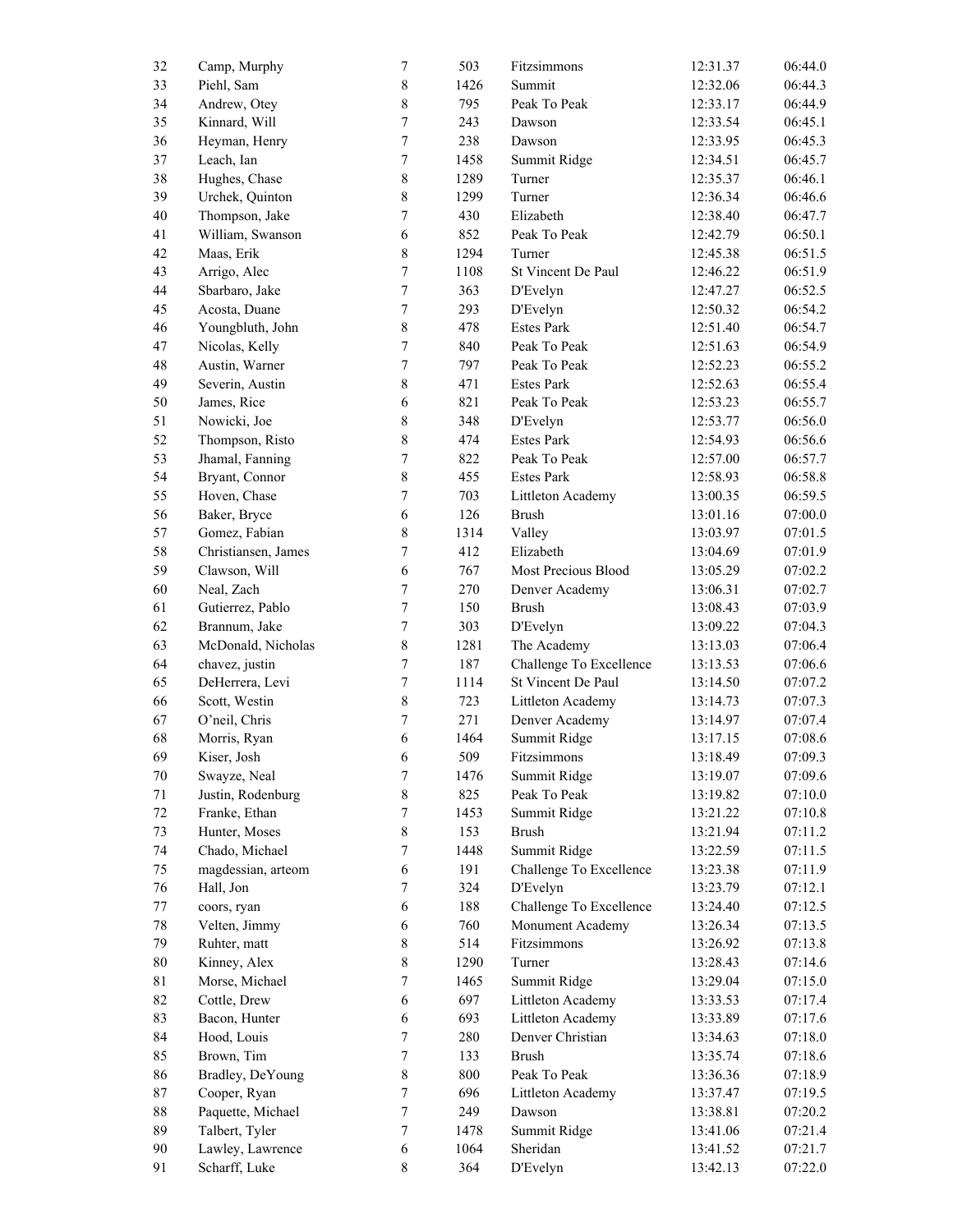| | | | | | | |
|---|---|---|---|---|---|---|
| 32 | Camp, Murphy | 7 | 503 | Fitzsimmons | 12:31.37 | 06:44.0 |
| 33 | Piehl, Sam | 8 | 1426 | Summit | 12:32.06 | 06:44.3 |
| 34 | Andrew, Otey | 8 | 795 | Peak To Peak | 12:33.17 | 06:44.9 |
| 35 | Kinnard, Will | 7 | 243 | Dawson | 12:33.54 | 06:45.1 |
| 36 | Heyman, Henry | 7 | 238 | Dawson | 12:33.95 | 06:45.3 |
| 37 | Leach, Ian | 7 | 1458 | Summit Ridge | 12:34.51 | 06:45.7 |
| 38 | Hughes, Chase | 8 | 1289 | Turner | 12:35.37 | 06:46.1 |
| 39 | Urchek, Quinton | 8 | 1299 | Turner | 12:36.34 | 06:46.6 |
| 40 | Thompson, Jake | 7 | 430 | Elizabeth | 12:38.40 | 06:47.7 |
| 41 | William, Swanson | 6 | 852 | Peak To Peak | 12:42.79 | 06:50.1 |
| 42 | Maas, Erik | 8 | 1294 | Turner | 12:45.38 | 06:51.5 |
| 43 | Arrigo, Alec | 7 | 1108 | St Vincent De Paul | 12:46.22 | 06:51.9 |
| 44 | Sbarbaro, Jake | 7 | 363 | D'Evelyn | 12:47.27 | 06:52.5 |
| 45 | Acosta, Duane | 7 | 293 | D'Evelyn | 12:50.32 | 06:54.2 |
| 46 | Youngbluth, John | 8 | 478 | Estes Park | 12:51.40 | 06:54.7 |
| 47 | Nicolas, Kelly | 7 | 840 | Peak To Peak | 12:51.63 | 06:54.9 |
| 48 | Austin, Warner | 7 | 797 | Peak To Peak | 12:52.23 | 06:55.2 |
| 49 | Severin, Austin | 8 | 471 | Estes Park | 12:52.63 | 06:55.4 |
| 50 | James, Rice | 6 | 821 | Peak To Peak | 12:53.23 | 06:55.7 |
| 51 | Nowicki, Joe | 8 | 348 | D'Evelyn | 12:53.77 | 06:56.0 |
| 52 | Thompson, Risto | 8 | 474 | Estes Park | 12:54.93 | 06:56.6 |
| 53 | Jhamal, Fanning | 7 | 822 | Peak To Peak | 12:57.00 | 06:57.7 |
| 54 | Bryant, Connor | 8 | 455 | Estes Park | 12:58.93 | 06:58.8 |
| 55 | Hoven, Chase | 7 | 703 | Littleton Academy | 13:00.35 | 06:59.5 |
| 56 | Baker, Bryce | 6 | 126 | Brush | 13:01.16 | 07:00.0 |
| 57 | Gomez, Fabian | 8 | 1314 | Valley | 13:03.97 | 07:01.5 |
| 58 | Christiansen, James | 7 | 412 | Elizabeth | 13:04.69 | 07:01.9 |
| 59 | Clawson, Will | 6 | 767 | Most Precious Blood | 13:05.29 | 07:02.2 |
| 60 | Neal, Zach | 7 | 270 | Denver Academy | 13:06.31 | 07:02.7 |
| 61 | Gutierrez, Pablo | 7 | 150 | Brush | 13:08.43 | 07:03.9 |
| 62 | Brannum, Jake | 7 | 303 | D'Evelyn | 13:09.22 | 07:04.3 |
| 63 | McDonald, Nicholas | 8 | 1281 | The Academy | 13:13.03 | 07:06.4 |
| 64 | chavez, justin | 7 | 187 | Challenge To Excellence | 13:13.53 | 07:06.6 |
| 65 | DeHerrera, Levi | 7 | 1114 | St Vincent De Paul | 13:14.50 | 07:07.2 |
| 66 | Scott, Westin | 8 | 723 | Littleton Academy | 13:14.73 | 07:07.3 |
| 67 | O'neil, Chris | 7 | 271 | Denver Academy | 13:14.97 | 07:07.4 |
| 68 | Morris, Ryan | 6 | 1464 | Summit Ridge | 13:17.15 | 07:08.6 |
| 69 | Kiser, Josh | 6 | 509 | Fitzsimmons | 13:18.49 | 07:09.3 |
| 70 | Swayze, Neal | 7 | 1476 | Summit Ridge | 13:19.07 | 07:09.6 |
| 71 | Justin, Rodenburg | 8 | 825 | Peak To Peak | 13:19.82 | 07:10.0 |
| 72 | Franke, Ethan | 7 | 1453 | Summit Ridge | 13:21.22 | 07:10.8 |
| 73 | Hunter, Moses | 8 | 153 | Brush | 13:21.94 | 07:11.2 |
| 74 | Chado, Michael | 7 | 1448 | Summit Ridge | 13:22.59 | 07:11.5 |
| 75 | magdessian, arteom | 6 | 191 | Challenge To Excellence | 13:23.38 | 07:11.9 |
| 76 | Hall, Jon | 7 | 324 | D'Evelyn | 13:23.79 | 07:12.1 |
| 77 | coors, ryan | 6 | 188 | Challenge To Excellence | 13:24.40 | 07:12.5 |
| 78 | Velten, Jimmy | 6 | 760 | Monument Academy | 13:26.34 | 07:13.5 |
| 79 | Ruhter, matt | 8 | 514 | Fitzsimmons | 13:26.92 | 07:13.8 |
| 80 | Kinney, Alex | 8 | 1290 | Turner | 13:28.43 | 07:14.6 |
| 81 | Morse, Michael | 7 | 1465 | Summit Ridge | 13:29.04 | 07:15.0 |
| 82 | Cottle, Drew | 6 | 697 | Littleton Academy | 13:33.53 | 07:17.4 |
| 83 | Bacon, Hunter | 6 | 693 | Littleton Academy | 13:33.89 | 07:17.6 |
| 84 | Hood, Louis | 7 | 280 | Denver Christian | 13:34.63 | 07:18.0 |
| 85 | Brown, Tim | 7 | 133 | Brush | 13:35.74 | 07:18.6 |
| 86 | Bradley, DeYoung | 8 | 800 | Peak To Peak | 13:36.36 | 07:18.9 |
| 87 | Cooper, Ryan | 7 | 696 | Littleton Academy | 13:37.47 | 07:19.5 |
| 88 | Paquette, Michael | 7 | 249 | Dawson | 13:38.81 | 07:20.2 |
| 89 | Talbert, Tyler | 7 | 1478 | Summit Ridge | 13:41.06 | 07:21.4 |
| 90 | Lawley, Lawrence | 6 | 1064 | Sheridan | 13:41.52 | 07:21.7 |
| 91 | Scharff, Luke | 8 | 364 | D'Evelyn | 13:42.13 | 07:22.0 |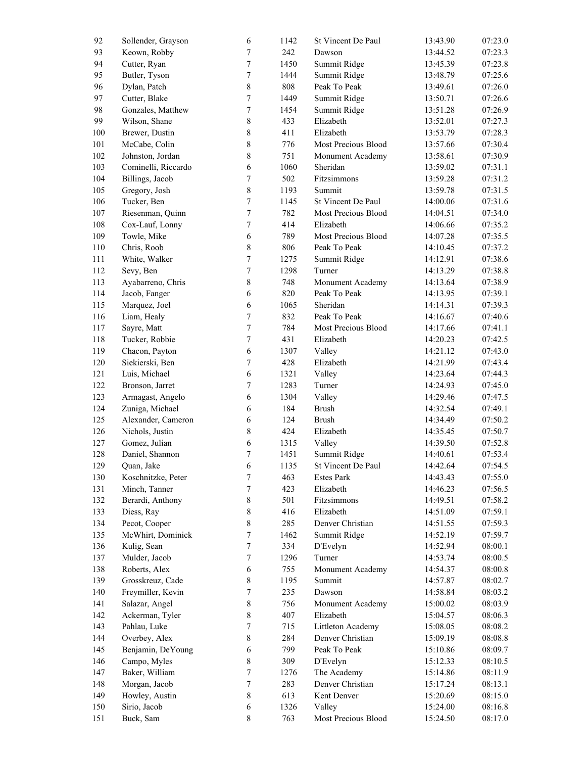| | | | | | | |
|---|---|---|---|---|---|---|
| 92 | Sollender, Grayson | 6 | 1142 | St Vincent De Paul | 13:43.90 | 07:23.0 |
| 93 | Keown, Robby | 7 | 242 | Dawson | 13:44.52 | 07:23.3 |
| 94 | Cutter, Ryan | 7 | 1450 | Summit Ridge | 13:45.39 | 07:23.8 |
| 95 | Butler, Tyson | 7 | 1444 | Summit Ridge | 13:48.79 | 07:25.6 |
| 96 | Dylan, Patch | 8 | 808 | Peak To Peak | 13:49.61 | 07:26.0 |
| 97 | Cutter, Blake | 7 | 1449 | Summit Ridge | 13:50.71 | 07:26.6 |
| 98 | Gonzales, Matthew | 7 | 1454 | Summit Ridge | 13:51.28 | 07:26.9 |
| 99 | Wilson, Shane | 8 | 433 | Elizabeth | 13:52.01 | 07:27.3 |
| 100 | Brewer, Dustin | 8 | 411 | Elizabeth | 13:53.79 | 07:28.3 |
| 101 | McCabe, Colin | 8 | 776 | Most Precious Blood | 13:57.66 | 07:30.4 |
| 102 | Johnston, Jordan | 8 | 751 | Monument Academy | 13:58.61 | 07:30.9 |
| 103 | Cominelli, Riccardo | 6 | 1060 | Sheridan | 13:59.02 | 07:31.1 |
| 104 | Billings, Jacob | 7 | 502 | Fitzsimmons | 13:59.28 | 07:31.2 |
| 105 | Gregory, Josh | 8 | 1193 | Summit | 13:59.78 | 07:31.5 |
| 106 | Tucker, Ben | 7 | 1145 | St Vincent De Paul | 14:00.06 | 07:31.6 |
| 107 | Riesenman, Quinn | 7 | 782 | Most Precious Blood | 14:04.51 | 07:34.0 |
| 108 | Cox-Lauf, Lonny | 7 | 414 | Elizabeth | 14:06.66 | 07:35.2 |
| 109 | Towle, Mike | 6 | 789 | Most Precious Blood | 14:07.28 | 07:35.5 |
| 110 | Chris, Roob | 8 | 806 | Peak To Peak | 14:10.45 | 07:37.2 |
| 111 | White, Walker | 7 | 1275 | Summit Ridge | 14:12.91 | 07:38.6 |
| 112 | Sevy, Ben | 7 | 1298 | Turner | 14:13.29 | 07:38.8 |
| 113 | Ayabarreno, Chris | 8 | 748 | Monument Academy | 14:13.64 | 07:38.9 |
| 114 | Jacob, Fanger | 6 | 820 | Peak To Peak | 14:13.95 | 07:39.1 |
| 115 | Marquez, Joel | 6 | 1065 | Sheridan | 14:14.31 | 07:39.3 |
| 116 | Liam, Healy | 7 | 832 | Peak To Peak | 14:16.67 | 07:40.6 |
| 117 | Sayre, Matt | 7 | 784 | Most Precious Blood | 14:17.66 | 07:41.1 |
| 118 | Tucker, Robbie | 7 | 431 | Elizabeth | 14:20.23 | 07:42.5 |
| 119 | Chacon, Payton | 6 | 1307 | Valley | 14:21.12 | 07:43.0 |
| 120 | Siekierski, Ben | 7 | 428 | Elizabeth | 14:21.99 | 07:43.4 |
| 121 | Luis, Michael | 6 | 1321 | Valley | 14:23.64 | 07:44.3 |
| 122 | Bronson, Jarret | 7 | 1283 | Turner | 14:24.93 | 07:45.0 |
| 123 | Armagast, Angelo | 6 | 1304 | Valley | 14:29.46 | 07:47.5 |
| 124 | Zuniga, Michael | 6 | 184 | Brush | 14:32.54 | 07:49.1 |
| 125 | Alexander, Cameron | 6 | 124 | Brush | 14:34.49 | 07:50.2 |
| 126 | Nichols, Justin | 8 | 424 | Elizabeth | 14:35.45 | 07:50.7 |
| 127 | Gomez, Julian | 6 | 1315 | Valley | 14:39.50 | 07:52.8 |
| 128 | Daniel, Shannon | 7 | 1451 | Summit Ridge | 14:40.61 | 07:53.4 |
| 129 | Quan, Jake | 6 | 1135 | St Vincent De Paul | 14:42.64 | 07:54.5 |
| 130 | Koschnitzke, Peter | 7 | 463 | Estes Park | 14:43.43 | 07:55.0 |
| 131 | Minch, Tanner | 7 | 423 | Elizabeth | 14:46.23 | 07:56.5 |
| 132 | Berardi, Anthony | 8 | 501 | Fitzsimmons | 14:49.51 | 07:58.2 |
| 133 | Diess, Ray | 8 | 416 | Elizabeth | 14:51.09 | 07:59.1 |
| 134 | Pecot, Cooper | 8 | 285 | Denver Christian | 14:51.55 | 07:59.3 |
| 135 | McWhirt, Dominick | 7 | 1462 | Summit Ridge | 14:52.19 | 07:59.7 |
| 136 | Kulig, Sean | 7 | 334 | D'Evelyn | 14:52.94 | 08:00.1 |
| 137 | Mulder, Jacob | 7 | 1296 | Turner | 14:53.74 | 08:00.5 |
| 138 | Roberts, Alex | 6 | 755 | Monument Academy | 14:54.37 | 08:00.8 |
| 139 | Grosskreuz, Cade | 8 | 1195 | Summit | 14:57.87 | 08:02.7 |
| 140 | Freymiller, Kevin | 7 | 235 | Dawson | 14:58.84 | 08:03.2 |
| 141 | Salazar, Angel | 8 | 756 | Monument Academy | 15:00.02 | 08:03.9 |
| 142 | Ackerman, Tyler | 8 | 407 | Elizabeth | 15:04.57 | 08:06.3 |
| 143 | Pahlau, Luke | 7 | 715 | Littleton Academy | 15:08.05 | 08:08.2 |
| 144 | Overbey, Alex | 8 | 284 | Denver Christian | 15:09.19 | 08:08.8 |
| 145 | Benjamin, DeYoung | 6 | 799 | Peak To Peak | 15:10.86 | 08:09.7 |
| 146 | Campo, Myles | 8 | 309 | D'Evelyn | 15:12.33 | 08:10.5 |
| 147 | Baker, William | 7 | 1276 | The Academy | 15:14.86 | 08:11.9 |
| 148 | Morgan, Jacob | 7 | 283 | Denver Christian | 15:17.24 | 08:13.1 |
| 149 | Howley, Austin | 8 | 613 | Kent Denver | 15:20.69 | 08:15.0 |
| 150 | Sirio, Jacob | 6 | 1326 | Valley | 15:24.00 | 08:16.8 |
| 151 | Buck, Sam | 8 | 763 | Most Precious Blood | 15:24.50 | 08:17.0 |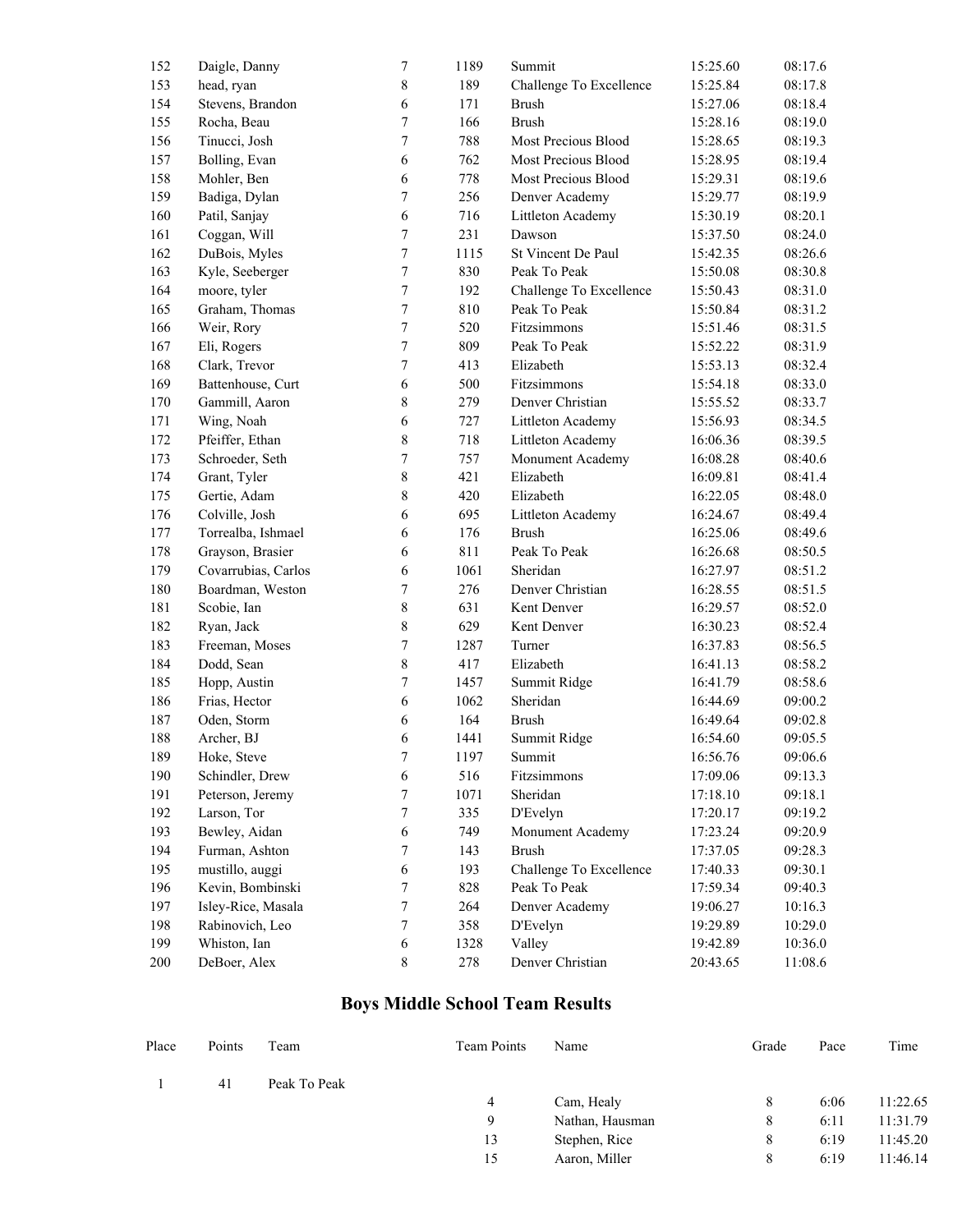| | | | | | | |
|---|---|---|---|---|---|---|
| 152 | Daigle, Danny | 7 | 1189 | Summit | 15:25.60 | 08:17.6 |
| 153 | head, ryan | 8 | 189 | Challenge To Excellence | 15:25.84 | 08:17.8 |
| 154 | Stevens, Brandon | 6 | 171 | Brush | 15:27.06 | 08:18.4 |
| 155 | Rocha, Beau | 7 | 166 | Brush | 15:28.16 | 08:19.0 |
| 156 | Tinucci, Josh | 7 | 788 | Most Precious Blood | 15:28.65 | 08:19.3 |
| 157 | Bolling, Evan | 6 | 762 | Most Precious Blood | 15:28.95 | 08:19.4 |
| 158 | Mohler, Ben | 6 | 778 | Most Precious Blood | 15:29.31 | 08:19.6 |
| 159 | Badiga, Dylan | 7 | 256 | Denver Academy | 15:29.77 | 08:19.9 |
| 160 | Patil, Sanjay | 6 | 716 | Littleton Academy | 15:30.19 | 08:20.1 |
| 161 | Coggan, Will | 7 | 231 | Dawson | 15:37.50 | 08:24.0 |
| 162 | DuBois, Myles | 7 | 1115 | St Vincent De Paul | 15:42.35 | 08:26.6 |
| 163 | Kyle, Seeberger | 7 | 830 | Peak To Peak | 15:50.08 | 08:30.8 |
| 164 | moore, tyler | 7 | 192 | Challenge To Excellence | 15:50.43 | 08:31.0 |
| 165 | Graham, Thomas | 7 | 810 | Peak To Peak | 15:50.84 | 08:31.2 |
| 166 | Weir, Rory | 7 | 520 | Fitzsimmons | 15:51.46 | 08:31.5 |
| 167 | Eli, Rogers | 7 | 809 | Peak To Peak | 15:52.22 | 08:31.9 |
| 168 | Clark, Trevor | 7 | 413 | Elizabeth | 15:53.13 | 08:32.4 |
| 169 | Battenhouse, Curt | 6 | 500 | Fitzsimmons | 15:54.18 | 08:33.0 |
| 170 | Gammill, Aaron | 8 | 279 | Denver Christian | 15:55.52 | 08:33.7 |
| 171 | Wing, Noah | 6 | 727 | Littleton Academy | 15:56.93 | 08:34.5 |
| 172 | Pfeiffer, Ethan | 8 | 718 | Littleton Academy | 16:06.36 | 08:39.5 |
| 173 | Schroeder, Seth | 7 | 757 | Monument Academy | 16:08.28 | 08:40.6 |
| 174 | Grant, Tyler | 8 | 421 | Elizabeth | 16:09.81 | 08:41.4 |
| 175 | Gertie, Adam | 8 | 420 | Elizabeth | 16:22.05 | 08:48.0 |
| 176 | Colville, Josh | 6 | 695 | Littleton Academy | 16:24.67 | 08:49.4 |
| 177 | Torrealba, Ishmael | 6 | 176 | Brush | 16:25.06 | 08:49.6 |
| 178 | Grayson, Brasier | 6 | 811 | Peak To Peak | 16:26.68 | 08:50.5 |
| 179 | Covarrubias, Carlos | 6 | 1061 | Sheridan | 16:27.97 | 08:51.2 |
| 180 | Boardman, Weston | 7 | 276 | Denver Christian | 16:28.55 | 08:51.5 |
| 181 | Scobie, Ian | 8 | 631 | Kent Denver | 16:29.57 | 08:52.0 |
| 182 | Ryan, Jack | 8 | 629 | Kent Denver | 16:30.23 | 08:52.4 |
| 183 | Freeman, Moses | 7 | 1287 | Turner | 16:37.83 | 08:56.5 |
| 184 | Dodd, Sean | 8 | 417 | Elizabeth | 16:41.13 | 08:58.2 |
| 185 | Hopp, Austin | 7 | 1457 | Summit Ridge | 16:41.79 | 08:58.6 |
| 186 | Frias, Hector | 6 | 1062 | Sheridan | 16:44.69 | 09:00.2 |
| 187 | Oden, Storm | 6 | 164 | Brush | 16:49.64 | 09:02.8 |
| 188 | Archer, BJ | 6 | 1441 | Summit Ridge | 16:54.60 | 09:05.5 |
| 189 | Hoke, Steve | 7 | 1197 | Summit | 16:56.76 | 09:06.6 |
| 190 | Schindler, Drew | 6 | 516 | Fitzsimmons | 17:09.06 | 09:13.3 |
| 191 | Peterson, Jeremy | 7 | 1071 | Sheridan | 17:18.10 | 09:18.1 |
| 192 | Larson, Tor | 7 | 335 | D'Evelyn | 17:20.17 | 09:19.2 |
| 193 | Bewley, Aidan | 6 | 749 | Monument Academy | 17:23.24 | 09:20.9 |
| 194 | Furman, Ashton | 7 | 143 | Brush | 17:37.05 | 09:28.3 |
| 195 | mustillo, auggi | 6 | 193 | Challenge To Excellence | 17:40.33 | 09:30.1 |
| 196 | Kevin, Bombinski | 7 | 828 | Peak To Peak | 17:59.34 | 09:40.3 |
| 197 | Isley-Rice, Masala | 7 | 264 | Denver Academy | 19:06.27 | 10:16.3 |
| 198 | Rabinovich, Leo | 7 | 358 | D'Evelyn | 19:29.89 | 10:29.0 |
| 199 | Whiston, Ian | 6 | 1328 | Valley | 19:42.89 | 10:36.0 |
| 200 | DeBoer, Alex | 8 | 278 | Denver Christian | 20:43.65 | 11:08.6 |

## Boys Middle School Team Results

| Place | Points | Team | Team Points | Name | Grade | Pace | Time |
|---|---|---|---|---|---|---|---|
| 1 | 41 | Peak To Peak | | | | | |
| | | | 4 | Cam, Healy | 8 | 6:06 | 11:22.65 |
| | | | 9 | Nathan, Hausman | 8 | 6:11 | 11:31.79 |
| | | | 13 | Stephen, Rice | 8 | 6:19 | 11:45.20 |
| | | | 15 | Aaron, Miller | 8 | 6:19 | 11:46.14 |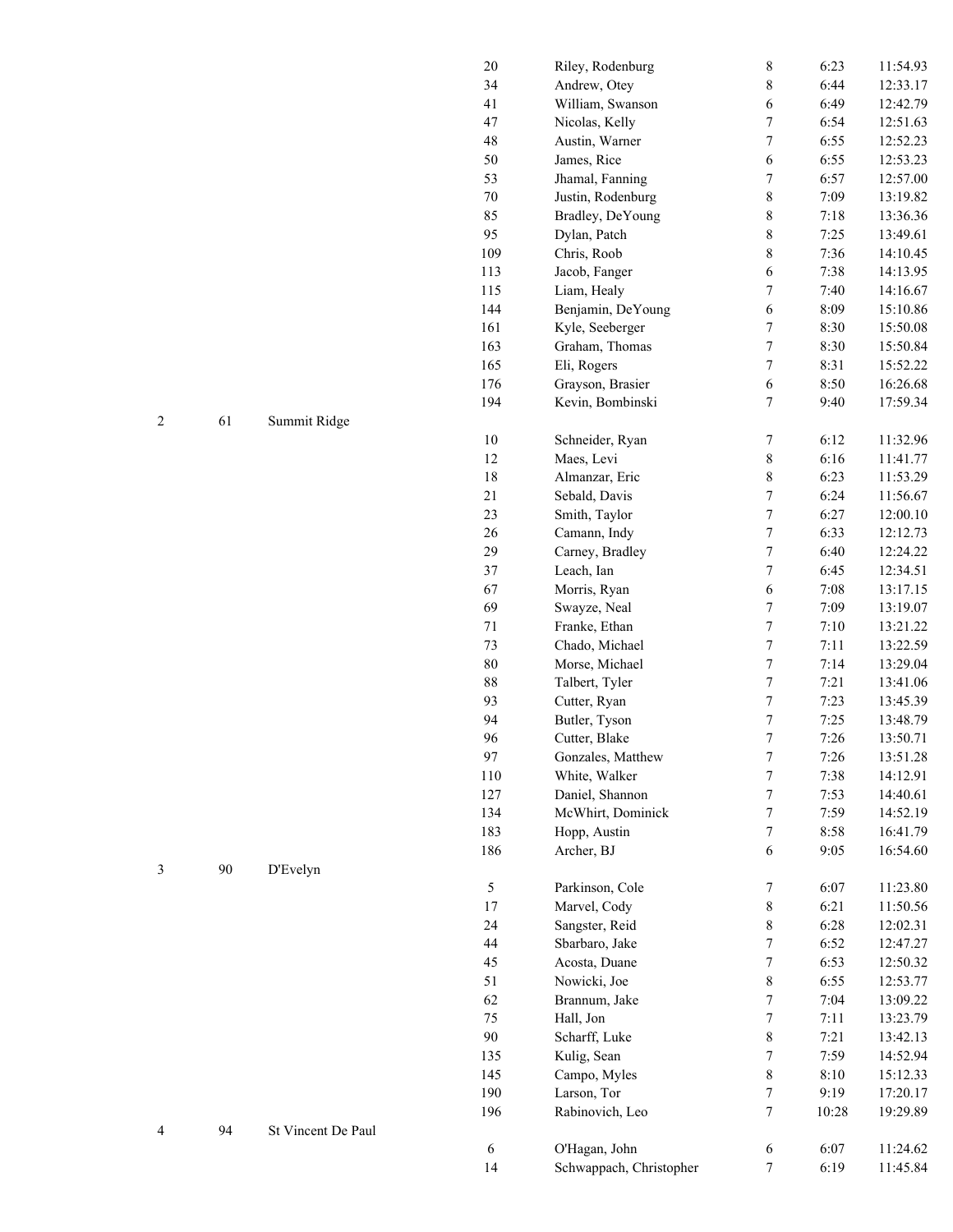| Team Place | Score | Team | Place | Name | Grade | Pace | Time |
|---|---|---|---|---|---|---|---|
| | | | 20 | Riley, Rodenburg | 8 | 6:23 | 11:54.93 |
| | | | 34 | Andrew, Otey | 8 | 6:44 | 12:33.17 |
| | | | 41 | William, Swanson | 6 | 6:49 | 12:42.79 |
| | | | 47 | Nicolas, Kelly | 7 | 6:54 | 12:51.63 |
| | | | 48 | Austin, Warner | 7 | 6:55 | 12:52.23 |
| | | | 50 | James, Rice | 6 | 6:55 | 12:53.23 |
| | | | 53 | Jhamal, Fanning | 7 | 6:57 | 12:57.00 |
| | | | 70 | Justin, Rodenburg | 8 | 7:09 | 13:19.82 |
| | | | 85 | Bradley, DeYoung | 8 | 7:18 | 13:36.36 |
| | | | 95 | Dylan, Patch | 8 | 7:25 | 13:49.61 |
| | | | 109 | Chris, Roob | 8 | 7:36 | 14:10.45 |
| | | | 113 | Jacob, Fanger | 6 | 7:38 | 14:13.95 |
| | | | 115 | Liam, Healy | 7 | 7:40 | 14:16.67 |
| | | | 144 | Benjamin, DeYoung | 6 | 8:09 | 15:10.86 |
| | | | 161 | Kyle, Seeberger | 7 | 8:30 | 15:50.08 |
| | | | 163 | Graham, Thomas | 7 | 8:30 | 15:50.84 |
| | | | 165 | Eli, Rogers | 7 | 8:31 | 15:52.22 |
| | | | 176 | Grayson, Brasier | 6 | 8:50 | 16:26.68 |
| | | | 194 | Kevin, Bombinski | 7 | 9:40 | 17:59.34 |
| 2 | 61 | Summit Ridge | | | | | |
| | | | 10 | Schneider, Ryan | 7 | 6:12 | 11:32.96 |
| | | | 12 | Maes, Levi | 8 | 6:16 | 11:41.77 |
| | | | 18 | Almanzar, Eric | 8 | 6:23 | 11:53.29 |
| | | | 21 | Sebald, Davis | 7 | 6:24 | 11:56.67 |
| | | | 23 | Smith, Taylor | 7 | 6:27 | 12:00.10 |
| | | | 26 | Camann, Indy | 7 | 6:33 | 12:12.73 |
| | | | 29 | Carney, Bradley | 7 | 6:40 | 12:24.22 |
| | | | 37 | Leach, Ian | 7 | 6:45 | 12:34.51 |
| | | | 67 | Morris, Ryan | 6 | 7:08 | 13:17.15 |
| | | | 69 | Swayze, Neal | 7 | 7:09 | 13:19.07 |
| | | | 71 | Franke, Ethan | 7 | 7:10 | 13:21.22 |
| | | | 73 | Chado, Michael | 7 | 7:11 | 13:22.59 |
| | | | 80 | Morse, Michael | 7 | 7:14 | 13:29.04 |
| | | | 88 | Talbert, Tyler | 7 | 7:21 | 13:41.06 |
| | | | 93 | Cutter, Ryan | 7 | 7:23 | 13:45.39 |
| | | | 94 | Butler, Tyson | 7 | 7:25 | 13:48.79 |
| | | | 96 | Cutter, Blake | 7 | 7:26 | 13:50.71 |
| | | | 97 | Gonzales, Matthew | 7 | 7:26 | 13:51.28 |
| | | | 110 | White, Walker | 7 | 7:38 | 14:12.91 |
| | | | 127 | Daniel, Shannon | 7 | 7:53 | 14:40.61 |
| | | | 134 | McWhirt, Dominick | 7 | 7:59 | 14:52.19 |
| | | | 183 | Hopp, Austin | 7 | 8:58 | 16:41.79 |
| | | | 186 | Archer, BJ | 6 | 9:05 | 16:54.60 |
| 3 | 90 | D'Evelyn | | | | | |
| | | | 5 | Parkinson, Cole | 7 | 6:07 | 11:23.80 |
| | | | 17 | Marvel, Cody | 8 | 6:21 | 11:50.56 |
| | | | 24 | Sangster, Reid | 8 | 6:28 | 12:02.31 |
| | | | 44 | Sbarbaro, Jake | 7 | 6:52 | 12:47.27 |
| | | | 45 | Acosta, Duane | 7 | 6:53 | 12:50.32 |
| | | | 51 | Nowicki, Joe | 8 | 6:55 | 12:53.77 |
| | | | 62 | Brannum, Jake | 7 | 7:04 | 13:09.22 |
| | | | 75 | Hall, Jon | 7 | 7:11 | 13:23.79 |
| | | | 90 | Scharff, Luke | 8 | 7:21 | 13:42.13 |
| | | | 135 | Kulig, Sean | 7 | 7:59 | 14:52.94 |
| | | | 145 | Campo, Myles | 8 | 8:10 | 15:12.33 |
| | | | 190 | Larson, Tor | 7 | 9:19 | 17:20.17 |
| | | | 196 | Rabinovich, Leo | 7 | 10:28 | 19:29.89 |
| 4 | 94 | St Vincent De Paul | | | | | |
| | | | 6 | O'Hagan, John | 6 | 6:07 | 11:24.62 |
| | | | 14 | Schwappach, Christopher | 7 | 6:19 | 11:45.84 |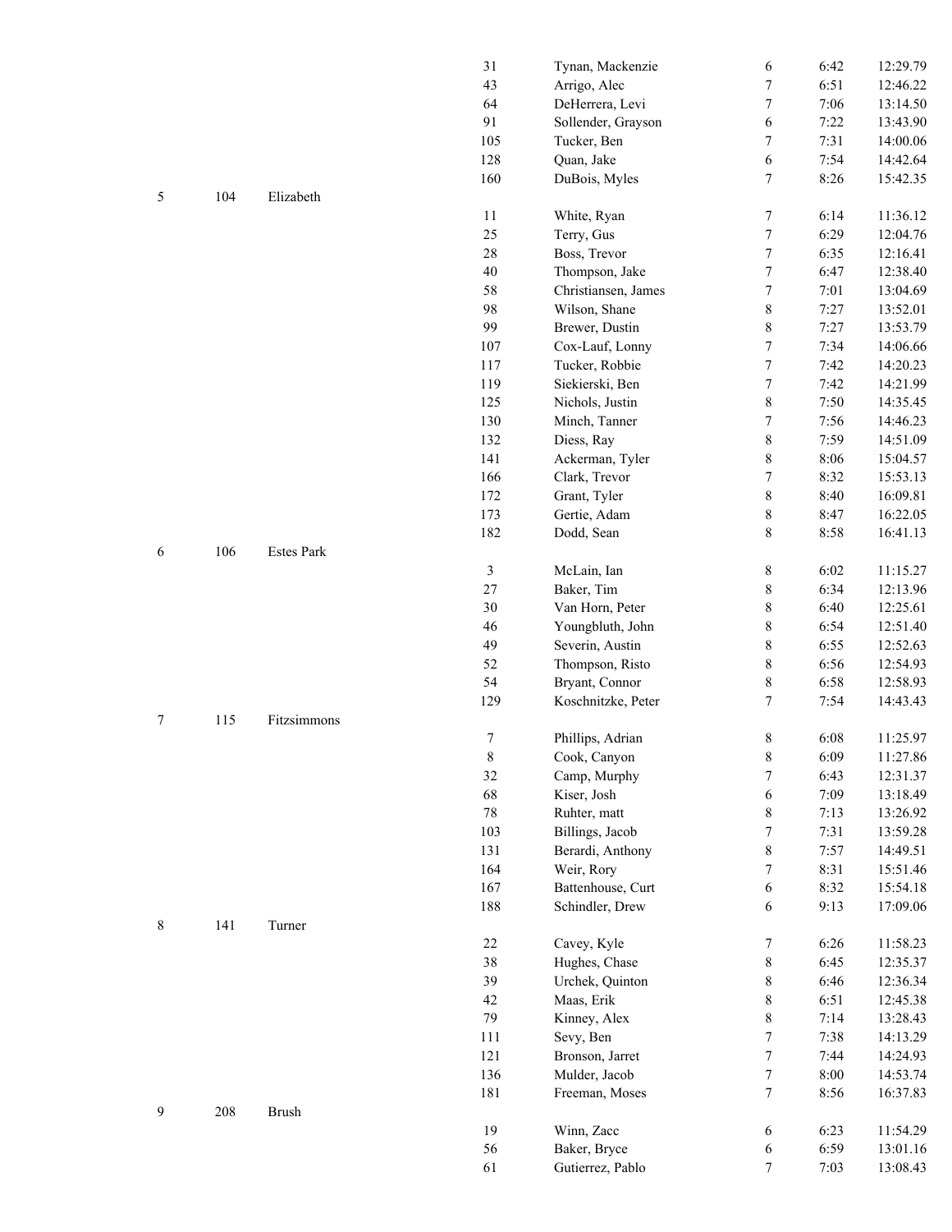| | | | | | | | |
|---|---|---|---|---|---|---|---|
| | | | 31 | Tynan, Mackenzie | 6 | 6:42 | 12:29.79 |
| | | | 43 | Arrigo, Alec | 7 | 6:51 | 12:46.22 |
| | | | 64 | DeHerrera, Levi | 7 | 7:06 | 13:14.50 |
| | | | 91 | Sollender, Grayson | 6 | 7:22 | 13:43.90 |
| | | | 105 | Tucker, Ben | 7 | 7:31 | 14:00.06 |
| | | | 128 | Quan, Jake | 6 | 7:54 | 14:42.64 |
| | | | 160 | DuBois, Myles | 7 | 8:26 | 15:42.35 |
| 5 | 104 | Elizabeth | | | | | |
| | | | 11 | White, Ryan | 7 | 6:14 | 11:36.12 |
| | | | 25 | Terry, Gus | 7 | 6:29 | 12:04.76 |
| | | | 28 | Boss, Trevor | 7 | 6:35 | 12:16.41 |
| | | | 40 | Thompson, Jake | 7 | 6:47 | 12:38.40 |
| | | | 58 | Christiansen, James | 7 | 7:01 | 13:04.69 |
| | | | 98 | Wilson, Shane | 8 | 7:27 | 13:52.01 |
| | | | 99 | Brewer, Dustin | 8 | 7:27 | 13:53.79 |
| | | | 107 | Cox-Lauf, Lonny | 7 | 7:34 | 14:06.66 |
| | | | 117 | Tucker, Robbie | 7 | 7:42 | 14:20.23 |
| | | | 119 | Siekierski, Ben | 7 | 7:42 | 14:21.99 |
| | | | 125 | Nichols, Justin | 8 | 7:50 | 14:35.45 |
| | | | 130 | Minch, Tanner | 7 | 7:56 | 14:46.23 |
| | | | 132 | Diess, Ray | 8 | 7:59 | 14:51.09 |
| | | | 141 | Ackerman, Tyler | 8 | 8:06 | 15:04.57 |
| | | | 166 | Clark, Trevor | 7 | 8:32 | 15:53.13 |
| | | | 172 | Grant, Tyler | 8 | 8:40 | 16:09.81 |
| | | | 173 | Gertie, Adam | 8 | 8:47 | 16:22.05 |
| | | | 182 | Dodd, Sean | 8 | 8:58 | 16:41.13 |
| 6 | 106 | Estes Park | | | | | |
| | | | 3 | McLain, Ian | 8 | 6:02 | 11:15.27 |
| | | | 27 | Baker, Tim | 8 | 6:34 | 12:13.96 |
| | | | 30 | Van Horn, Peter | 8 | 6:40 | 12:25.61 |
| | | | 46 | Youngbluth, John | 8 | 6:54 | 12:51.40 |
| | | | 49 | Severin, Austin | 8 | 6:55 | 12:52.63 |
| | | | 52 | Thompson, Risto | 8 | 6:56 | 12:54.93 |
| | | | 54 | Bryant, Connor | 8 | 6:58 | 12:58.93 |
| | | | 129 | Koschnitzke, Peter | 7 | 7:54 | 14:43.43 |
| 7 | 115 | Fitzsimmons | | | | | |
| | | | 7 | Phillips, Adrian | 8 | 6:08 | 11:25.97 |
| | | | 8 | Cook, Canyon | 8 | 6:09 | 11:27.86 |
| | | | 32 | Camp, Murphy | 7 | 6:43 | 12:31.37 |
| | | | 68 | Kiser, Josh | 6 | 7:09 | 13:18.49 |
| | | | 78 | Ruhter, matt | 8 | 7:13 | 13:26.92 |
| | | | 103 | Billings, Jacob | 7 | 7:31 | 13:59.28 |
| | | | 131 | Berardi, Anthony | 8 | 7:57 | 14:49.51 |
| | | | 164 | Weir, Rory | 7 | 8:31 | 15:51.46 |
| | | | 167 | Battenhouse, Curt | 6 | 8:32 | 15:54.18 |
| | | | 188 | Schindler, Drew | 6 | 9:13 | 17:09.06 |
| 8 | 141 | Turner | | | | | |
| | | | 22 | Cavey, Kyle | 7 | 6:26 | 11:58.23 |
| | | | 38 | Hughes, Chase | 8 | 6:45 | 12:35.37 |
| | | | 39 | Urchek, Quinton | 8 | 6:46 | 12:36.34 |
| | | | 42 | Maas, Erik | 8 | 6:51 | 12:45.38 |
| | | | 79 | Kinney, Alex | 8 | 7:14 | 13:28.43 |
| | | | 111 | Sevy, Ben | 7 | 7:38 | 14:13.29 |
| | | | 121 | Bronson, Jarret | 7 | 7:44 | 14:24.93 |
| | | | 136 | Mulder, Jacob | 7 | 8:00 | 14:53.74 |
| | | | 181 | Freeman, Moses | 7 | 8:56 | 16:37.83 |
| 9 | 208 | Brush | | | | | |
| | | | 19 | Winn, Zacc | 6 | 6:23 | 11:54.29 |
| | | | 56 | Baker, Bryce | 6 | 6:59 | 13:01.16 |
| | | | 61 | Gutierrez, Pablo | 7 | 7:03 | 13:08.43 |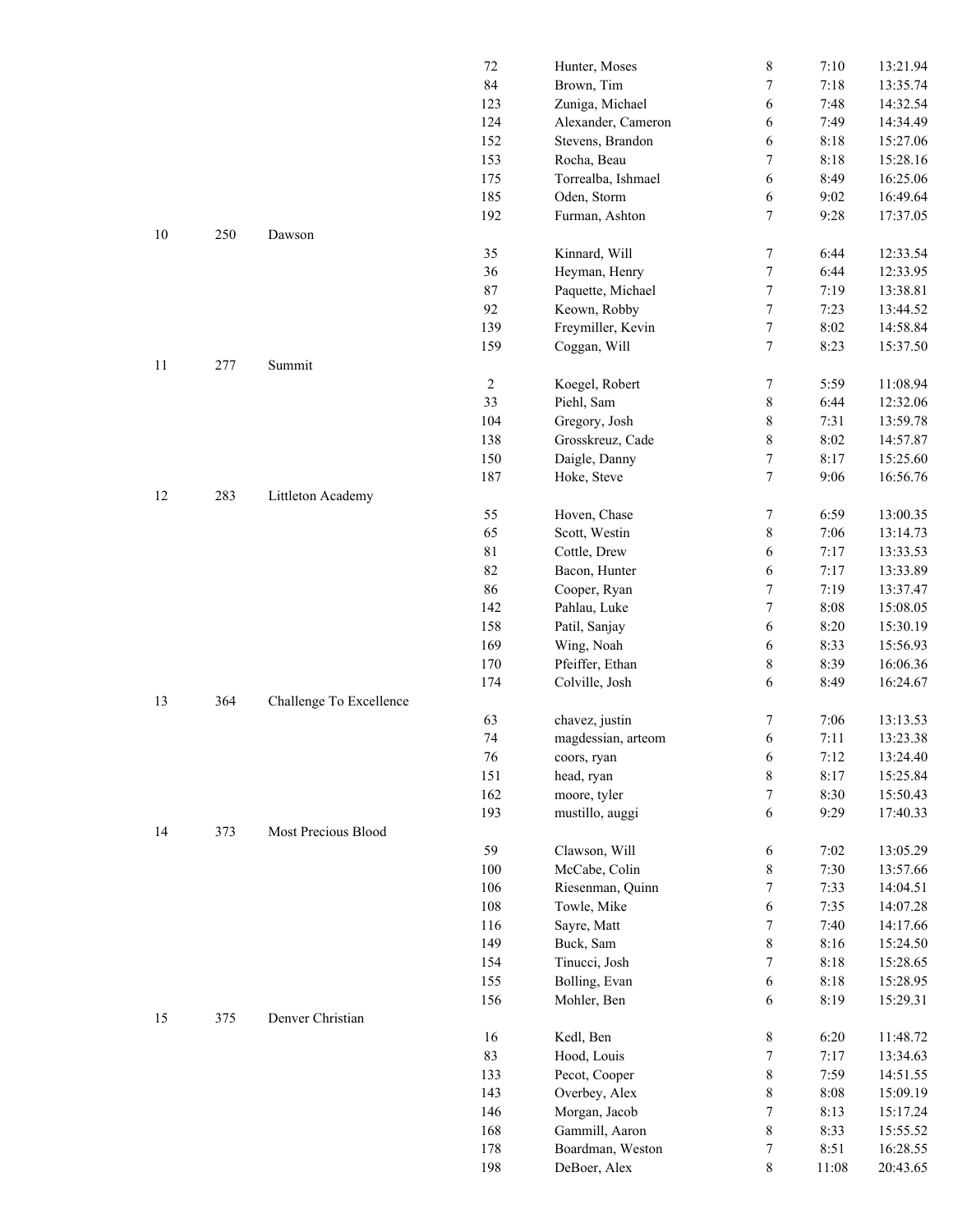| | | | | | | | |
|---|---|---|---|---|---|---|---|
| | | | 72 | Hunter, Moses | 8 | 7:10 | 13:21.94 |
| | | | 84 | Brown, Tim | 7 | 7:18 | 13:35.74 |
| | | | 123 | Zuniga, Michael | 6 | 7:48 | 14:32.54 |
| | | | 124 | Alexander, Cameron | 6 | 7:49 | 14:34.49 |
| | | | 152 | Stevens, Brandon | 6 | 8:18 | 15:27.06 |
| | | | 153 | Rocha, Beau | 7 | 8:18 | 15:28.16 |
| | | | 175 | Torrealba, Ishmael | 6 | 8:49 | 16:25.06 |
| | | | 185 | Oden, Storm | 6 | 9:02 | 16:49.64 |
| | | | 192 | Furman, Ashton | 7 | 9:28 | 17:37.05 |
| 10 | 250 | Dawson | | | | | |
| | | | 35 | Kinnard, Will | 7 | 6:44 | 12:33.54 |
| | | | 36 | Heyman, Henry | 7 | 6:44 | 12:33.95 |
| | | | 87 | Paquette, Michael | 7 | 7:19 | 13:38.81 |
| | | | 92 | Keown, Robby | 7 | 7:23 | 13:44.52 |
| | | | 139 | Freymiller, Kevin | 7 | 8:02 | 14:58.84 |
| | | | 159 | Coggan, Will | 7 | 8:23 | 15:37.50 |
| 11 | 277 | Summit | | | | | |
| | | | 2 | Koegel, Robert | 7 | 5:59 | 11:08.94 |
| | | | 33 | Piehl, Sam | 8 | 6:44 | 12:32.06 |
| | | | 104 | Gregory, Josh | 8 | 7:31 | 13:59.78 |
| | | | 138 | Grosskreuz, Cade | 8 | 8:02 | 14:57.87 |
| | | | 150 | Daigle, Danny | 7 | 8:17 | 15:25.60 |
| | | | 187 | Hoke, Steve | 7 | 9:06 | 16:56.76 |
| 12 | 283 | Littleton Academy | | | | | |
| | | | 55 | Hoven, Chase | 7 | 6:59 | 13:00.35 |
| | | | 65 | Scott, Westin | 8 | 7:06 | 13:14.73 |
| | | | 81 | Cottle, Drew | 6 | 7:17 | 13:33.53 |
| | | | 82 | Bacon, Hunter | 6 | 7:17 | 13:33.89 |
| | | | 86 | Cooper, Ryan | 7 | 7:19 | 13:37.47 |
| | | | 142 | Pahlau, Luke | 7 | 8:08 | 15:08.05 |
| | | | 158 | Patil, Sanjay | 6 | 8:20 | 15:30.19 |
| | | | 169 | Wing, Noah | 6 | 8:33 | 15:56.93 |
| | | | 170 | Pfeiffer, Ethan | 8 | 8:39 | 16:06.36 |
| | | | 174 | Colville, Josh | 6 | 8:49 | 16:24.67 |
| 13 | 364 | Challenge To Excellence | | | | | |
| | | | 63 | chavez, justin | 7 | 7:06 | 13:13.53 |
| | | | 74 | magdessian, arteom | 6 | 7:11 | 13:23.38 |
| | | | 76 | coors, ryan | 6 | 7:12 | 13:24.40 |
| | | | 151 | head, ryan | 8 | 8:17 | 15:25.84 |
| | | | 162 | moore, tyler | 7 | 8:30 | 15:50.43 |
| | | | 193 | mustillo, auggi | 6 | 9:29 | 17:40.33 |
| 14 | 373 | Most Precious Blood | | | | | |
| | | | 59 | Clawson, Will | 6 | 7:02 | 13:05.29 |
| | | | 100 | McCabe, Colin | 8 | 7:30 | 13:57.66 |
| | | | 106 | Riesenman, Quinn | 7 | 7:33 | 14:04.51 |
| | | | 108 | Towle, Mike | 6 | 7:35 | 14:07.28 |
| | | | 116 | Sayre, Matt | 7 | 7:40 | 14:17.66 |
| | | | 149 | Buck, Sam | 8 | 8:16 | 15:24.50 |
| | | | 154 | Tinucci, Josh | 7 | 8:18 | 15:28.65 |
| | | | 155 | Bolling, Evan | 6 | 8:18 | 15:28.95 |
| | | | 156 | Mohler, Ben | 6 | 8:19 | 15:29.31 |
| 15 | 375 | Denver Christian | | | | | |
| | | | 16 | Kedl, Ben | 8 | 6:20 | 11:48.72 |
| | | | 83 | Hood, Louis | 7 | 7:17 | 13:34.63 |
| | | | 133 | Pecot, Cooper | 8 | 7:59 | 14:51.55 |
| | | | 143 | Overbey, Alex | 8 | 8:08 | 15:09.19 |
| | | | 146 | Morgan, Jacob | 7 | 8:13 | 15:17.24 |
| | | | 168 | Gammill, Aaron | 8 | 8:33 | 15:55.52 |
| | | | 178 | Boardman, Weston | 7 | 8:51 | 16:28.55 |
| | | | 198 | DeBoer, Alex | 8 | 11:08 | 20:43.65 |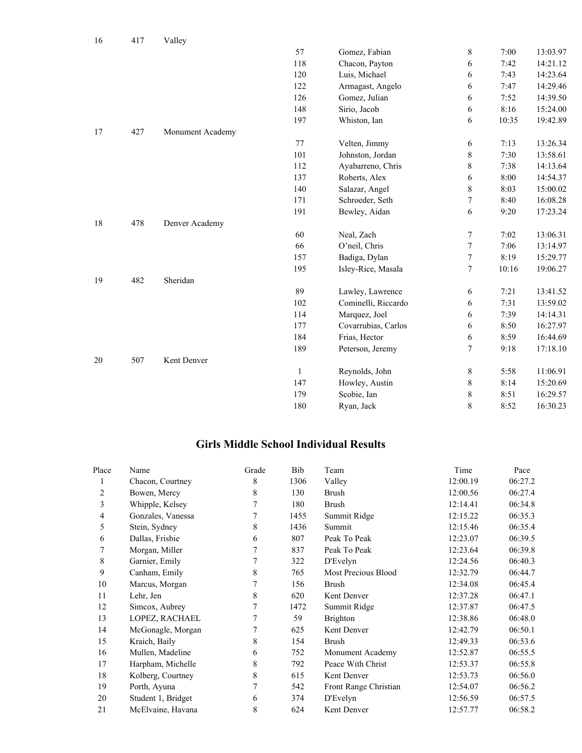| | | | | | | | |
|---|---|---|---|---|---|---|---|
| 16 | 417 | Valley | | | | | |
| | | | 57 | Gomez, Fabian | 8 | 7:00 | 13:03.97 |
| | | | 118 | Chacon, Payton | 6 | 7:42 | 14:21.12 |
| | | | 120 | Luis, Michael | 6 | 7:43 | 14:23.64 |
| | | | 122 | Armagast, Angelo | 6 | 7:47 | 14:29.46 |
| | | | 126 | Gomez, Julian | 6 | 7:52 | 14:39.50 |
| | | | 148 | Sirio, Jacob | 6 | 8:16 | 15:24.00 |
| | | | 197 | Whiston, Ian | 6 | 10:35 | 19:42.89 |
| 17 | 427 | Monument Academy | | | | | |
| | | | 77 | Velten, Jimmy | 6 | 7:13 | 13:26.34 |
| | | | 101 | Johnston, Jordan | 8 | 7:30 | 13:58.61 |
| | | | 112 | Ayabarreno, Chris | 8 | 7:38 | 14:13.64 |
| | | | 137 | Roberts, Alex | 6 | 8:00 | 14:54.37 |
| | | | 140 | Salazar, Angel | 8 | 8:03 | 15:00.02 |
| | | | 171 | Schroeder, Seth | 7 | 8:40 | 16:08.28 |
| | | | 191 | Bewley, Aidan | 6 | 9:20 | 17:23.24 |
| 18 | 478 | Denver Academy | | | | | |
| | | | 60 | Neal, Zach | 7 | 7:02 | 13:06.31 |
| | | | 66 | O'neil, Chris | 7 | 7:06 | 13:14.97 |
| | | | 157 | Badiga, Dylan | 7 | 8:19 | 15:29.77 |
| | | | 195 | Isley-Rice, Masala | 7 | 10:16 | 19:06.27 |
| 19 | 482 | Sheridan | | | | | |
| | | | 89 | Lawley, Lawrence | 6 | 7:21 | 13:41.52 |
| | | | 102 | Cominelli, Riccardo | 6 | 7:31 | 13:59.02 |
| | | | 114 | Marquez, Joel | 6 | 7:39 | 14:14.31 |
| | | | 177 | Covarrubias, Carlos | 6 | 8:50 | 16:27.97 |
| | | | 184 | Frias, Hector | 6 | 8:59 | 16:44.69 |
| | | | 189 | Peterson, Jeremy | 7 | 9:18 | 17:18.10 |
| 20 | 507 | Kent Denver | | | | | |
| | | | 1 | Reynolds, John | 8 | 5:58 | 11:06.91 |
| | | | 147 | Howley, Austin | 8 | 8:14 | 15:20.69 |
| | | | 179 | Scobie, Ian | 8 | 8:51 | 16:29.57 |
| | | | 180 | Ryan, Jack | 8 | 8:52 | 16:30.23 |

## Girls Middle School Individual Results

| Place | Name | Grade | Bib | Team | Time | Pace |
|---|---|---|---|---|---|---|
| 1 | Chacon, Courtney | 8 | 1306 | Valley | 12:00.19 | 06:27.2 |
| 2 | Bowen, Mercy | 8 | 130 | Brush | 12:00.56 | 06:27.4 |
| 3 | Whipple, Kelsey | 7 | 180 | Brush | 12:14.41 | 06:34.8 |
| 4 | Gonzales, Vanessa | 7 | 1455 | Summit Ridge | 12:15.22 | 06:35.3 |
| 5 | Stein, Sydney | 8 | 1436 | Summit | 12:15.46 | 06:35.4 |
| 6 | Dallas, Frisbie | 6 | 807 | Peak To Peak | 12:23.07 | 06:39.5 |
| 7 | Morgan, Miller | 7 | 837 | Peak To Peak | 12:23.64 | 06:39.8 |
| 8 | Garnier, Emily | 7 | 322 | D'Evelyn | 12:24.56 | 06:40.3 |
| 9 | Canham, Emily | 8 | 765 | Most Precious Blood | 12:32.79 | 06:44.7 |
| 10 | Marcus, Morgan | 7 | 156 | Brush | 12:34.08 | 06:45.4 |
| 11 | Lehr, Jen | 8 | 620 | Kent Denver | 12:37.28 | 06:47.1 |
| 12 | Simcox, Aubrey | 7 | 1472 | Summit Ridge | 12:37.87 | 06:47.5 |
| 13 | LOPEZ, RACHAEL | 7 | 59 | Brighton | 12:38.86 | 06:48.0 |
| 14 | McGonagle, Morgan | 7 | 625 | Kent Denver | 12:42.79 | 06:50.1 |
| 15 | Kraich, Baily | 8 | 154 | Brush | 12:49.33 | 06:53.6 |
| 16 | Mullen, Madeline | 6 | 752 | Monument Academy | 12:52.87 | 06:55.5 |
| 17 | Harpham, Michelle | 8 | 792 | Peace With Christ | 12:53.37 | 06:55.8 |
| 18 | Kolberg, Courtney | 8 | 615 | Kent Denver | 12:53.73 | 06:56.0 |
| 19 | Porth, Ayuna | 7 | 542 | Front Range Christian | 12:54.07 | 06:56.2 |
| 20 | Student 1, Bridget | 6 | 374 | D'Evelyn | 12:56.59 | 06:57.5 |
| 21 | McElvaine, Havana | 8 | 624 | Kent Denver | 12:57.77 | 06:58.2 |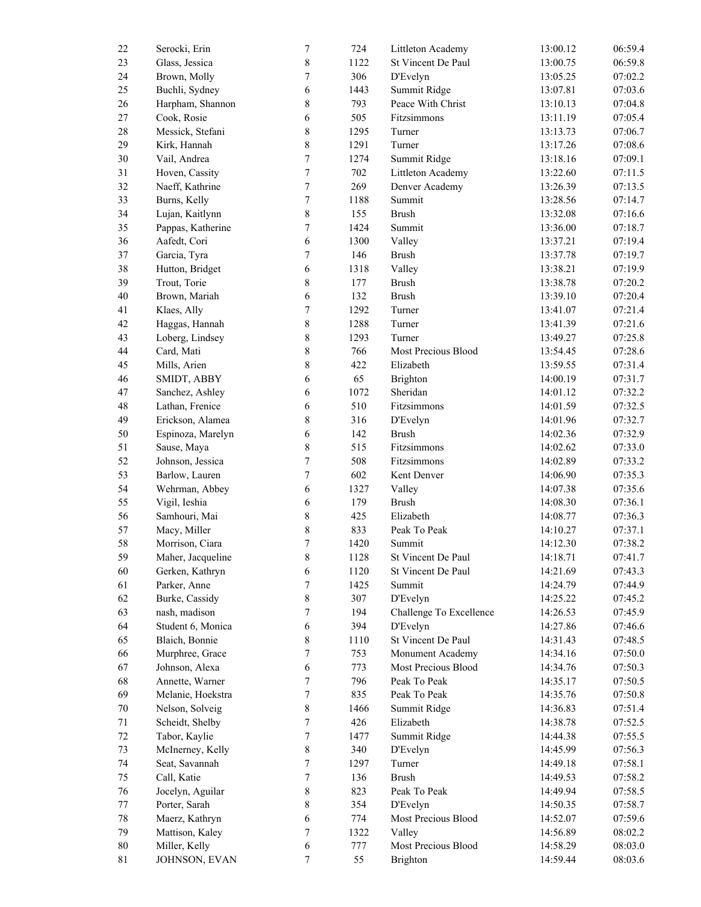| | | | | | | |
|---|---|---|---|---|---|---|
| 22 | Serocki, Erin | 7 | 724 | Littleton Academy | 13:00.12 | 06:59.4 |
| 23 | Glass, Jessica | 8 | 1122 | St Vincent De Paul | 13:00.75 | 06:59.8 |
| 24 | Brown, Molly | 7 | 306 | D'Evelyn | 13:05.25 | 07:02.2 |
| 25 | Buchli, Sydney | 6 | 1443 | Summit Ridge | 13:07.81 | 07:03.6 |
| 26 | Harpham, Shannon | 8 | 793 | Peace With Christ | 13:10.13 | 07:04.8 |
| 27 | Cook, Rosie | 6 | 505 | Fitzsimmons | 13:11.19 | 07:05.4 |
| 28 | Messick, Stefani | 8 | 1295 | Turner | 13:13.73 | 07:06.7 |
| 29 | Kirk, Hannah | 8 | 1291 | Turner | 13:17.26 | 07:08.6 |
| 30 | Vail, Andrea | 7 | 1274 | Summit Ridge | 13:18.16 | 07:09.1 |
| 31 | Hoven, Cassity | 7 | 702 | Littleton Academy | 13:22.60 | 07:11.5 |
| 32 | Naeff, Kathrine | 7 | 269 | Denver Academy | 13:26.39 | 07:13.5 |
| 33 | Burns, Kelly | 7 | 1188 | Summit | 13:28.56 | 07:14.7 |
| 34 | Lujan, Kaitlynn | 8 | 155 | Brush | 13:32.08 | 07:16.6 |
| 35 | Pappas, Katherine | 7 | 1424 | Summit | 13:36.00 | 07:18.7 |
| 36 | Aafedt, Cori | 6 | 1300 | Valley | 13:37.21 | 07:19.4 |
| 37 | Garcia, Tyra | 7 | 146 | Brush | 13:37.78 | 07:19.7 |
| 38 | Hutton, Bridget | 6 | 1318 | Valley | 13:38.21 | 07:19.9 |
| 39 | Trout, Torie | 8 | 177 | Brush | 13:38.78 | 07:20.2 |
| 40 | Brown, Mariah | 6 | 132 | Brush | 13:39.10 | 07:20.4 |
| 41 | Klaes, Ally | 7 | 1292 | Turner | 13:41.07 | 07:21.4 |
| 42 | Haggas, Hannah | 8 | 1288 | Turner | 13:41.39 | 07:21.6 |
| 43 | Loberg, Lindsey | 8 | 1293 | Turner | 13:49.27 | 07:25.8 |
| 44 | Card, Mati | 8 | 766 | Most Precious Blood | 13:54.45 | 07:28.6 |
| 45 | Mills, Arien | 8 | 422 | Elizabeth | 13:59.55 | 07:31.4 |
| 46 | SMIDT, ABBY | 6 | 65 | Brighton | 14:00.19 | 07:31.7 |
| 47 | Sanchez, Ashley | 6 | 1072 | Sheridan | 14:01.12 | 07:32.2 |
| 48 | Lathan, Frenice | 6 | 510 | Fitzsimmons | 14:01.59 | 07:32.5 |
| 49 | Erickson, Alamea | 8 | 316 | D'Evelyn | 14:01.96 | 07:32.7 |
| 50 | Espinoza, Marelyn | 6 | 142 | Brush | 14:02.36 | 07:32.9 |
| 51 | Sause, Maya | 8 | 515 | Fitzsimmons | 14:02.62 | 07:33.0 |
| 52 | Johnson, Jessica | 7 | 508 | Fitzsimmons | 14:02.89 | 07:33.2 |
| 53 | Barlow, Lauren | 7 | 602 | Kent Denver | 14:06.90 | 07:35.3 |
| 54 | Wehrman, Abbey | 6 | 1327 | Valley | 14:07.38 | 07:35.6 |
| 55 | Vigil, Ieshia | 6 | 179 | Brush | 14:08.30 | 07:36.1 |
| 56 | Samhouri, Mai | 8 | 425 | Elizabeth | 14:08.77 | 07:36.3 |
| 57 | Macy, Miller | 8 | 833 | Peak To Peak | 14:10.27 | 07:37.1 |
| 58 | Morrison, Ciara | 7 | 1420 | Summit | 14:12.30 | 07:38.2 |
| 59 | Maher, Jacqueline | 8 | 1128 | St Vincent De Paul | 14:18.71 | 07:41.7 |
| 60 | Gerken, Kathryn | 6 | 1120 | St Vincent De Paul | 14:21.69 | 07:43.3 |
| 61 | Parker, Anne | 7 | 1425 | Summit | 14:24.79 | 07:44.9 |
| 62 | Burke, Cassidy | 8 | 307 | D'Evelyn | 14:25.22 | 07:45.2 |
| 63 | nash, madison | 7 | 194 | Challenge To Excellence | 14:26.53 | 07:45.9 |
| 64 | Student 6, Monica | 6 | 394 | D'Evelyn | 14:27.86 | 07:46.6 |
| 65 | Blaich, Bonnie | 8 | 1110 | St Vincent De Paul | 14:31.43 | 07:48.5 |
| 66 | Murphree, Grace | 7 | 753 | Monument Academy | 14:34.16 | 07:50.0 |
| 67 | Johnson, Alexa | 6 | 773 | Most Precious Blood | 14:34.76 | 07:50.3 |
| 68 | Annette, Warner | 7 | 796 | Peak To Peak | 14:35.17 | 07:50.5 |
| 69 | Melanie, Hoekstra | 7 | 835 | Peak To Peak | 14:35.76 | 07:50.8 |
| 70 | Nelson, Solveig | 8 | 1466 | Summit Ridge | 14:36.83 | 07:51.4 |
| 71 | Scheidt, Shelby | 7 | 426 | Elizabeth | 14:38.78 | 07:52.5 |
| 72 | Tabor, Kaylie | 7 | 1477 | Summit Ridge | 14:44.38 | 07:55.5 |
| 73 | McInerney, Kelly | 8 | 340 | D'Evelyn | 14:45.99 | 07:56.3 |
| 74 | Seat, Savannah | 7 | 1297 | Turner | 14:49.18 | 07:58.1 |
| 75 | Call, Katie | 7 | 136 | Brush | 14:49.53 | 07:58.2 |
| 76 | Jocelyn, Aguilar | 8 | 823 | Peak To Peak | 14:49.94 | 07:58.5 |
| 77 | Porter, Sarah | 8 | 354 | D'Evelyn | 14:50.35 | 07:58.7 |
| 78 | Maerz, Kathryn | 6 | 774 | Most Precious Blood | 14:52.07 | 07:59.6 |
| 79 | Mattison, Kaley | 7 | 1322 | Valley | 14:56.89 | 08:02.2 |
| 80 | Miller, Kelly | 6 | 777 | Most Precious Blood | 14:58.29 | 08:03.0 |
| 81 | JOHNSON, EVAN | 7 | 55 | Brighton | 14:59.44 | 08:03.6 |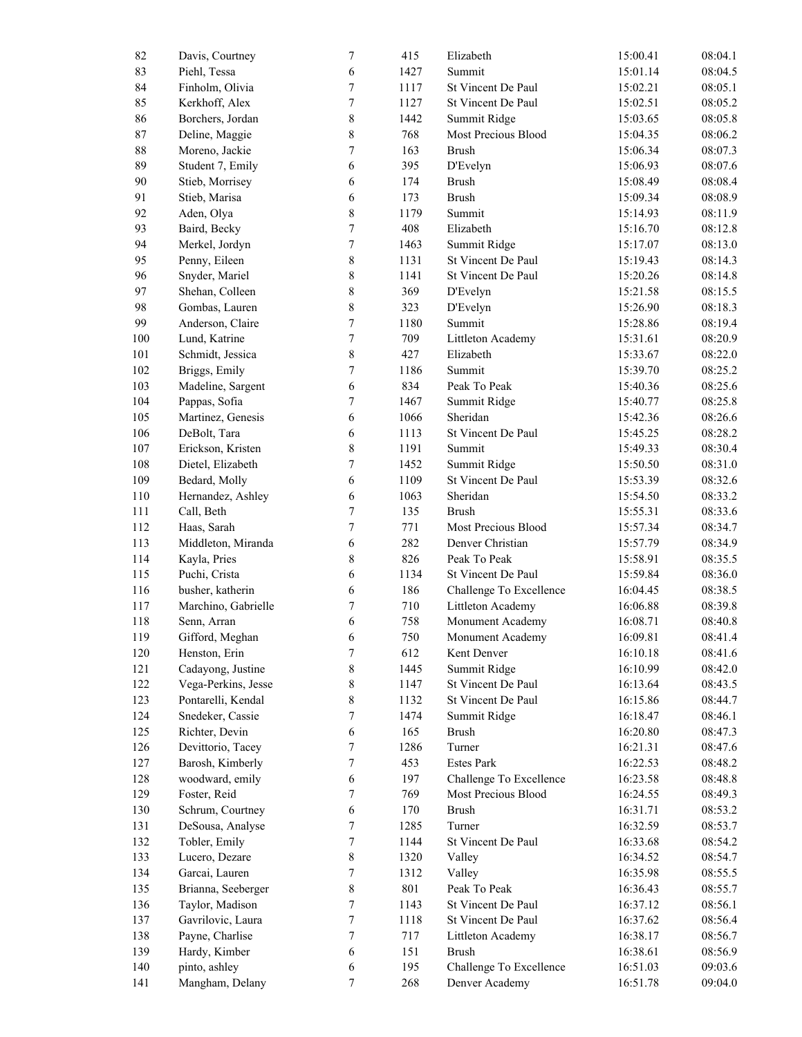| | | | | | | |
|---|---|---|---|---|---|---|
| 82 | Davis, Courtney | 7 | 415 | Elizabeth | 15:00.41 | 08:04.1 |
| 83 | Piehl, Tessa | 6 | 1427 | Summit | 15:01.14 | 08:04.5 |
| 84 | Finholm, Olivia | 7 | 1117 | St Vincent De Paul | 15:02.21 | 08:05.1 |
| 85 | Kerkhoff, Alex | 7 | 1127 | St Vincent De Paul | 15:02.51 | 08:05.2 |
| 86 | Borchers, Jordan | 8 | 1442 | Summit Ridge | 15:03.65 | 08:05.8 |
| 87 | Deline, Maggie | 8 | 768 | Most Precious Blood | 15:04.35 | 08:06.2 |
| 88 | Moreno, Jackie | 7 | 163 | Brush | 15:06.34 | 08:07.3 |
| 89 | Student 7, Emily | 6 | 395 | D'Evelyn | 15:06.93 | 08:07.6 |
| 90 | Stieb, Morrisey | 6 | 174 | Brush | 15:08.49 | 08:08.4 |
| 91 | Stieb, Marisa | 6 | 173 | Brush | 15:09.34 | 08:08.9 |
| 92 | Aden, Olya | 8 | 1179 | Summit | 15:14.93 | 08:11.9 |
| 93 | Baird, Becky | 7 | 408 | Elizabeth | 15:16.70 | 08:12.8 |
| 94 | Merkel, Jordyn | 7 | 1463 | Summit Ridge | 15:17.07 | 08:13.0 |
| 95 | Penny, Eileen | 8 | 1131 | St Vincent De Paul | 15:19.43 | 08:14.3 |
| 96 | Snyder, Mariel | 8 | 1141 | St Vincent De Paul | 15:20.26 | 08:14.8 |
| 97 | Shehan, Colleen | 8 | 369 | D'Evelyn | 15:21.58 | 08:15.5 |
| 98 | Gombas, Lauren | 8 | 323 | D'Evelyn | 15:26.90 | 08:18.3 |
| 99 | Anderson, Claire | 7 | 1180 | Summit | 15:28.86 | 08:19.4 |
| 100 | Lund, Katrine | 7 | 709 | Littleton Academy | 15:31.61 | 08:20.9 |
| 101 | Schmidt, Jessica | 8 | 427 | Elizabeth | 15:33.67 | 08:22.0 |
| 102 | Briggs, Emily | 7 | 1186 | Summit | 15:39.70 | 08:25.2 |
| 103 | Madeline, Sargent | 6 | 834 | Peak To Peak | 15:40.36 | 08:25.6 |
| 104 | Pappas, Sofia | 7 | 1467 | Summit Ridge | 15:40.77 | 08:25.8 |
| 105 | Martinez, Genesis | 6 | 1066 | Sheridan | 15:42.36 | 08:26.6 |
| 106 | DeBolt, Tara | 6 | 1113 | St Vincent De Paul | 15:45.25 | 08:28.2 |
| 107 | Erickson, Kristen | 8 | 1191 | Summit | 15:49.33 | 08:30.4 |
| 108 | Dietel, Elizabeth | 7 | 1452 | Summit Ridge | 15:50.50 | 08:31.0 |
| 109 | Bedard, Molly | 6 | 1109 | St Vincent De Paul | 15:53.39 | 08:32.6 |
| 110 | Hernandez, Ashley | 6 | 1063 | Sheridan | 15:54.50 | 08:33.2 |
| 111 | Call, Beth | 7 | 135 | Brush | 15:55.31 | 08:33.6 |
| 112 | Haas, Sarah | 7 | 771 | Most Precious Blood | 15:57.34 | 08:34.7 |
| 113 | Middleton, Miranda | 6 | 282 | Denver Christian | 15:57.79 | 08:34.9 |
| 114 | Kayla, Pries | 8 | 826 | Peak To Peak | 15:58.91 | 08:35.5 |
| 115 | Puchi, Crista | 6 | 1134 | St Vincent De Paul | 15:59.84 | 08:36.0 |
| 116 | busher, katherin | 6 | 186 | Challenge To Excellence | 16:04.45 | 08:38.5 |
| 117 | Marchino, Gabrielle | 7 | 710 | Littleton Academy | 16:06.88 | 08:39.8 |
| 118 | Senn, Arran | 6 | 758 | Monument Academy | 16:08.71 | 08:40.8 |
| 119 | Gifford, Meghan | 6 | 750 | Monument Academy | 16:09.81 | 08:41.4 |
| 120 | Henston, Erin | 7 | 612 | Kent Denver | 16:10.18 | 08:41.6 |
| 121 | Cadayong, Justine | 8 | 1445 | Summit Ridge | 16:10.99 | 08:42.0 |
| 122 | Vega-Perkins, Jesse | 8 | 1147 | St Vincent De Paul | 16:13.64 | 08:43.5 |
| 123 | Pontarelli, Kendal | 8 | 1132 | St Vincent De Paul | 16:15.86 | 08:44.7 |
| 124 | Snedeker, Cassie | 7 | 1474 | Summit Ridge | 16:18.47 | 08:46.1 |
| 125 | Richter, Devin | 6 | 165 | Brush | 16:20.80 | 08:47.3 |
| 126 | Devittorio, Tacey | 7 | 1286 | Turner | 16:21.31 | 08:47.6 |
| 127 | Barosh, Kimberly | 7 | 453 | Estes Park | 16:22.53 | 08:48.2 |
| 128 | woodward, emily | 6 | 197 | Challenge To Excellence | 16:23.58 | 08:48.8 |
| 129 | Foster, Reid | 7 | 769 | Most Precious Blood | 16:24.55 | 08:49.3 |
| 130 | Schrum, Courtney | 6 | 170 | Brush | 16:31.71 | 08:53.2 |
| 131 | DeSousa, Analyse | 7 | 1285 | Turner | 16:32.59 | 08:53.7 |
| 132 | Tobler, Emily | 7 | 1144 | St Vincent De Paul | 16:33.68 | 08:54.2 |
| 133 | Lucero, Dezare | 8 | 1320 | Valley | 16:34.52 | 08:54.7 |
| 134 | Garcai, Lauren | 7 | 1312 | Valley | 16:35.98 | 08:55.5 |
| 135 | Brianna, Seeberger | 8 | 801 | Peak To Peak | 16:36.43 | 08:55.7 |
| 136 | Taylor, Madison | 7 | 1143 | St Vincent De Paul | 16:37.12 | 08:56.1 |
| 137 | Gavrilovic, Laura | 7 | 1118 | St Vincent De Paul | 16:37.62 | 08:56.4 |
| 138 | Payne, Charlise | 7 | 717 | Littleton Academy | 16:38.17 | 08:56.7 |
| 139 | Hardy, Kimber | 6 | 151 | Brush | 16:38.61 | 08:56.9 |
| 140 | pinto, ashley | 6 | 195 | Challenge To Excellence | 16:51.03 | 09:03.6 |
| 141 | Mangham, Delany | 7 | 268 | Denver Academy | 16:51.78 | 09:04.0 |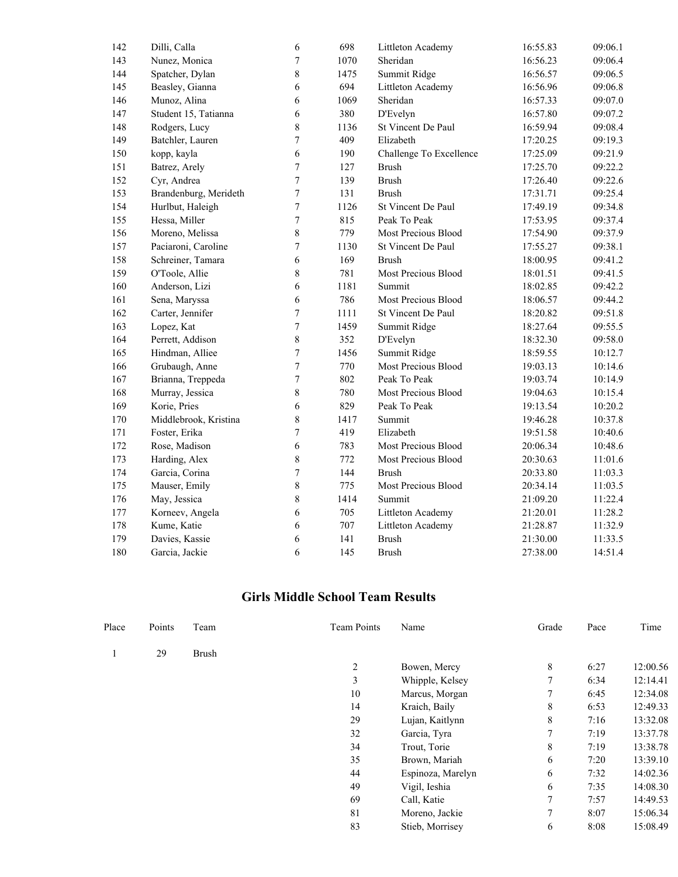| | | | | | | |
|---|---|---|---|---|---|---|
| 142 | Dilli, Calla | 6 | 698 | Littleton Academy | 16:55.83 | 09:06.1 |
| 143 | Nunez, Monica | 7 | 1070 | Sheridan | 16:56.23 | 09:06.4 |
| 144 | Spatcher, Dylan | 8 | 1475 | Summit Ridge | 16:56.57 | 09:06.5 |
| 145 | Beasley, Gianna | 6 | 694 | Littleton Academy | 16:56.96 | 09:06.8 |
| 146 | Munoz, Alina | 6 | 1069 | Sheridan | 16:57.33 | 09:07.0 |
| 147 | Student 15, Tatianna | 6 | 380 | D'Evelyn | 16:57.80 | 09:07.2 |
| 148 | Rodgers, Lucy | 8 | 1136 | St Vincent De Paul | 16:59.94 | 09:08.4 |
| 149 | Batchler, Lauren | 7 | 409 | Elizabeth | 17:20.25 | 09:19.3 |
| 150 | kopp, kayla | 6 | 190 | Challenge To Excellence | 17:25.09 | 09:21.9 |
| 151 | Batrez, Arely | 7 | 127 | Brush | 17:25.70 | 09:22.2 |
| 152 | Cyr, Andrea | 7 | 139 | Brush | 17:26.40 | 09:22.6 |
| 153 | Brandenburg, Merideth | 7 | 131 | Brush | 17:31.71 | 09:25.4 |
| 154 | Hurlbut, Haleigh | 7 | 1126 | St Vincent De Paul | 17:49.19 | 09:34.8 |
| 155 | Hessa, Miller | 7 | 815 | Peak To Peak | 17:53.95 | 09:37.4 |
| 156 | Moreno, Melissa | 8 | 779 | Most Precious Blood | 17:54.90 | 09:37.9 |
| 157 | Paciaroni, Caroline | 7 | 1130 | St Vincent De Paul | 17:55.27 | 09:38.1 |
| 158 | Schreiner, Tamara | 6 | 169 | Brush | 18:00.95 | 09:41.2 |
| 159 | O'Toole, Allie | 8 | 781 | Most Precious Blood | 18:01.51 | 09:41.5 |
| 160 | Anderson, Lizi | 6 | 1181 | Summit | 18:02.85 | 09:42.2 |
| 161 | Sena, Maryssa | 6 | 786 | Most Precious Blood | 18:06.57 | 09:44.2 |
| 162 | Carter, Jennifer | 7 | 1111 | St Vincent De Paul | 18:20.82 | 09:51.8 |
| 163 | Lopez, Kat | 7 | 1459 | Summit Ridge | 18:27.64 | 09:55.5 |
| 164 | Perrett, Addison | 8 | 352 | D'Evelyn | 18:32.30 | 09:58.0 |
| 165 | Hindman, Alliee | 7 | 1456 | Summit Ridge | 18:59.55 | 10:12.7 |
| 166 | Grubaugh, Anne | 7 | 770 | Most Precious Blood | 19:03.13 | 10:14.6 |
| 167 | Brianna, Treppeda | 7 | 802 | Peak To Peak | 19:03.74 | 10:14.9 |
| 168 | Murray, Jessica | 8 | 780 | Most Precious Blood | 19:04.63 | 10:15.4 |
| 169 | Korie, Pries | 6 | 829 | Peak To Peak | 19:13.54 | 10:20.2 |
| 170 | Middlebrook, Kristina | 8 | 1417 | Summit | 19:46.28 | 10:37.8 |
| 171 | Foster, Erika | 7 | 419 | Elizabeth | 19:51.58 | 10:40.6 |
| 172 | Rose, Madison | 6 | 783 | Most Precious Blood | 20:06.34 | 10:48.6 |
| 173 | Harding, Alex | 8 | 772 | Most Precious Blood | 20:30.63 | 11:01.6 |
| 174 | Garcia, Corina | 7 | 144 | Brush | 20:33.80 | 11:03.3 |
| 175 | Mauser, Emily | 8 | 775 | Most Precious Blood | 20:34.14 | 11:03.5 |
| 176 | May, Jessica | 8 | 1414 | Summit | 21:09.20 | 11:22.4 |
| 177 | Korneev, Angela | 6 | 705 | Littleton Academy | 21:20.01 | 11:28.2 |
| 178 | Kume, Katie | 6 | 707 | Littleton Academy | 21:28.87 | 11:32.9 |
| 179 | Davies, Kassie | 6 | 141 | Brush | 21:30.00 | 11:33.5 |
| 180 | Garcia, Jackie | 6 | 145 | Brush | 27:38.00 | 14:51.4 |

## Girls Middle School Team Results

| Place | Points | Team | Team Points | Name | Grade | Pace | Time |
|---|---|---|---|---|---|---|---|
| 1 | 29 | Brush | | | | | |
| | | | 2 | Bowen, Mercy | 8 | 6:27 | 12:00.56 |
| | | | 3 | Whipple, Kelsey | 7 | 6:34 | 12:14.41 |
| | | | 10 | Marcus, Morgan | 7 | 6:45 | 12:34.08 |
| | | | 14 | Kraich, Baily | 8 | 6:53 | 12:49.33 |
| | | | 29 | Lujan, Kaitlynn | 8 | 7:16 | 13:32.08 |
| | | | 32 | Garcia, Tyra | 7 | 7:19 | 13:37.78 |
| | | | 34 | Trout, Torie | 8 | 7:19 | 13:38.78 |
| | | | 35 | Brown, Mariah | 6 | 7:20 | 13:39.10 |
| | | | 44 | Espinoza, Marelyn | 6 | 7:32 | 14:02.36 |
| | | | 49 | Vigil, Ieshia | 6 | 7:35 | 14:08.30 |
| | | | 69 | Call, Katie | 7 | 7:57 | 14:49.53 |
| | | | 81 | Moreno, Jackie | 7 | 8:07 | 15:06.34 |
| | | | 83 | Stieb, Morrisey | 6 | 8:08 | 15:08.49 |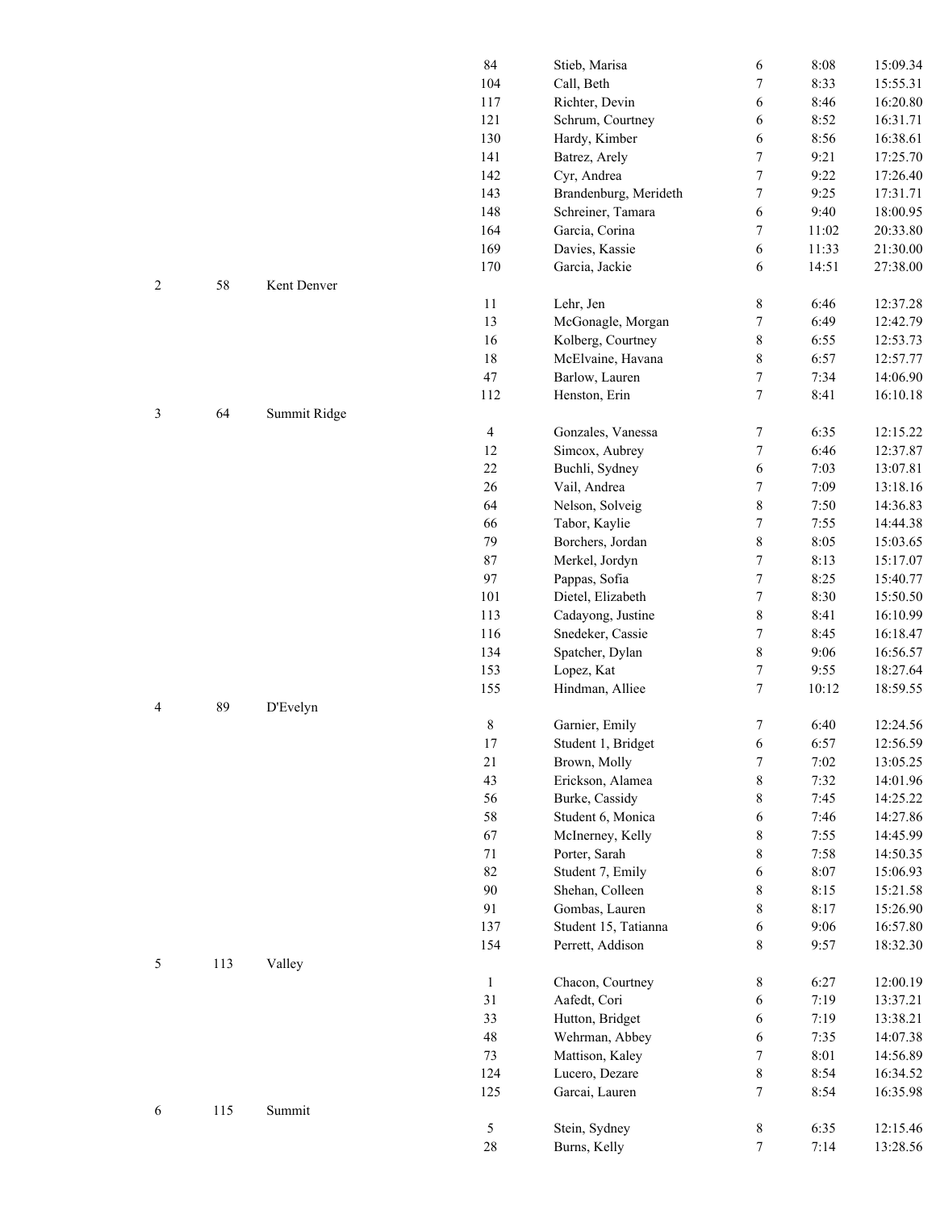| | | | | | | | |
|---|---|---|---|---|---|---|---|
| | | | 84 | Stieb, Marisa | 6 | 8:08 | 15:09.34 |
| | | | 104 | Call, Beth | 7 | 8:33 | 15:55.31 |
| | | | 117 | Richter, Devin | 6 | 8:46 | 16:20.80 |
| | | | 121 | Schrum, Courtney | 6 | 8:52 | 16:31.71 |
| | | | 130 | Hardy, Kimber | 6 | 8:56 | 16:38.61 |
| | | | 141 | Batrez, Arely | 7 | 9:21 | 17:25.70 |
| | | | 142 | Cyr, Andrea | 7 | 9:22 | 17:26.40 |
| | | | 143 | Brandenburg, Merideth | 7 | 9:25 | 17:31.71 |
| | | | 148 | Schreiner, Tamara | 6 | 9:40 | 18:00.95 |
| | | | 164 | Garcia, Corina | 7 | 11:02 | 20:33.80 |
| | | | 169 | Davies, Kassie | 6 | 11:33 | 21:30.00 |
| | | | 170 | Garcia, Jackie | 6 | 14:51 | 27:38.00 |
| 2 | 58 | Kent Denver | | | | | |
| | | | 11 | Lehr, Jen | 8 | 6:46 | 12:37.28 |
| | | | 13 | McGonagle, Morgan | 7 | 6:49 | 12:42.79 |
| | | | 16 | Kolberg, Courtney | 8 | 6:55 | 12:53.73 |
| | | | 18 | McElvaine, Havana | 8 | 6:57 | 12:57.77 |
| | | | 47 | Barlow, Lauren | 7 | 7:34 | 14:06.90 |
| | | | 112 | Henston, Erin | 7 | 8:41 | 16:10.18 |
| 3 | 64 | Summit Ridge | | | | | |
| | | | 4 | Gonzales, Vanessa | 7 | 6:35 | 12:15.22 |
| | | | 12 | Simcox, Aubrey | 7 | 6:46 | 12:37.87 |
| | | | 22 | Buchli, Sydney | 6 | 7:03 | 13:07.81 |
| | | | 26 | Vail, Andrea | 7 | 7:09 | 13:18.16 |
| | | | 64 | Nelson, Solveig | 8 | 7:50 | 14:36.83 |
| | | | 66 | Tabor, Kaylie | 7 | 7:55 | 14:44.38 |
| | | | 79 | Borchers, Jordan | 8 | 8:05 | 15:03.65 |
| | | | 87 | Merkel, Jordyn | 7 | 8:13 | 15:17.07 |
| | | | 97 | Pappas, Sofia | 7 | 8:25 | 15:40.77 |
| | | | 101 | Dietel, Elizabeth | 7 | 8:30 | 15:50.50 |
| | | | 113 | Cadayong, Justine | 8 | 8:41 | 16:10.99 |
| | | | 116 | Snedeker, Cassie | 7 | 8:45 | 16:18.47 |
| | | | 134 | Spatcher, Dylan | 8 | 9:06 | 16:56.57 |
| | | | 153 | Lopez, Kat | 7 | 9:55 | 18:27.64 |
| | | | 155 | Hindman, Alliee | 7 | 10:12 | 18:59.55 |
| 4 | 89 | D'Evelyn | | | | | |
| | | | 8 | Garnier, Emily | 7 | 6:40 | 12:24.56 |
| | | | 17 | Student 1, Bridget | 6 | 6:57 | 12:56.59 |
| | | | 21 | Brown, Molly | 7 | 7:02 | 13:05.25 |
| | | | 43 | Erickson, Alamea | 8 | 7:32 | 14:01.96 |
| | | | 56 | Burke, Cassidy | 8 | 7:45 | 14:25.22 |
| | | | 58 | Student 6, Monica | 6 | 7:46 | 14:27.86 |
| | | | 67 | McInerney, Kelly | 8 | 7:55 | 14:45.99 |
| | | | 71 | Porter, Sarah | 8 | 7:58 | 14:50.35 |
| | | | 82 | Student 7, Emily | 6 | 8:07 | 15:06.93 |
| | | | 90 | Shehan, Colleen | 8 | 8:15 | 15:21.58 |
| | | | 91 | Gombas, Lauren | 8 | 8:17 | 15:26.90 |
| | | | 137 | Student 15, Tatianna | 6 | 9:06 | 16:57.80 |
| | | | 154 | Perrett, Addison | 8 | 9:57 | 18:32.30 |
| 5 | 113 | Valley | | | | | |
| | | | 1 | Chacon, Courtney | 8 | 6:27 | 12:00.19 |
| | | | 31 | Aafedt, Cori | 6 | 7:19 | 13:37.21 |
| | | | 33 | Hutton, Bridget | 6 | 7:19 | 13:38.21 |
| | | | 48 | Wehrman, Abbey | 6 | 7:35 | 14:07.38 |
| | | | 73 | Mattison, Kaley | 7 | 8:01 | 14:56.89 |
| | | | 124 | Lucero, Dezare | 8 | 8:54 | 16:34.52 |
| | | | 125 | Garcai, Lauren | 7 | 8:54 | 16:35.98 |
| 6 | 115 | Summit | | | | | |
| | | | 5 | Stein, Sydney | 8 | 6:35 | 12:15.46 |
| | | | 28 | Burns, Kelly | 7 | 7:14 | 13:28.56 |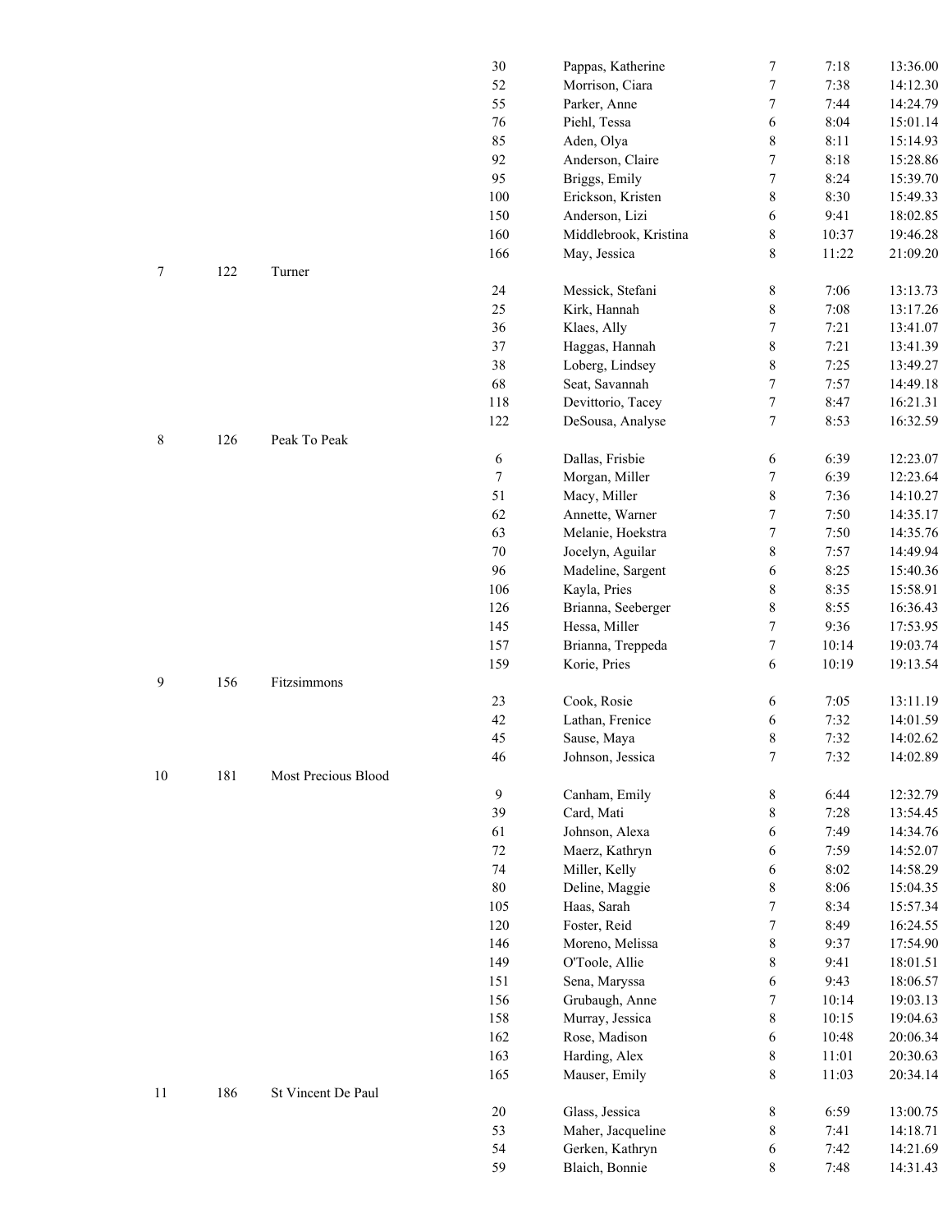| | | | | | | | |
|---|---|---|---|---|---|---|---|
| | | | 30 | Pappas, Katherine | 7 | 7:18 | 13:36.00 |
| | | | 52 | Morrison, Ciara | 7 | 7:38 | 14:12.30 |
| | | | 55 | Parker, Anne | 7 | 7:44 | 14:24.79 |
| | | | 76 | Piehl, Tessa | 6 | 8:04 | 15:01.14 |
| | | | 85 | Aden, Olya | 8 | 8:11 | 15:14.93 |
| | | | 92 | Anderson, Claire | 7 | 8:18 | 15:28.86 |
| | | | 95 | Briggs, Emily | 7 | 8:24 | 15:39.70 |
| | | | 100 | Erickson, Kristen | 8 | 8:30 | 15:49.33 |
| | | | 150 | Anderson, Lizi | 6 | 9:41 | 18:02.85 |
| | | | 160 | Middlebrook, Kristina | 8 | 10:37 | 19:46.28 |
| | | | 166 | May, Jessica | 8 | 11:22 | 21:09.20 |
| 7 | 122 | Turner | | | | | |
| | | | 24 | Messick, Stefani | 8 | 7:06 | 13:13.73 |
| | | | 25 | Kirk, Hannah | 8 | 7:08 | 13:17.26 |
| | | | 36 | Klaes, Ally | 7 | 7:21 | 13:41.07 |
| | | | 37 | Haggas, Hannah | 8 | 7:21 | 13:41.39 |
| | | | 38 | Loberg, Lindsey | 8 | 7:25 | 13:49.27 |
| | | | 68 | Seat, Savannah | 7 | 7:57 | 14:49.18 |
| | | | 118 | Devittorio, Tacey | 7 | 8:47 | 16:21.31 |
| | | | 122 | DeSousa, Analyse | 7 | 8:53 | 16:32.59 |
| 8 | 126 | Peak To Peak | | | | | |
| | | | 6 | Dallas, Frisbie | 6 | 6:39 | 12:23.07 |
| | | | 7 | Morgan, Miller | 7 | 6:39 | 12:23.64 |
| | | | 51 | Macy, Miller | 8 | 7:36 | 14:10.27 |
| | | | 62 | Annette, Warner | 7 | 7:50 | 14:35.17 |
| | | | 63 | Melanie, Hoekstra | 7 | 7:50 | 14:35.76 |
| | | | 70 | Jocelyn, Aguilar | 8 | 7:57 | 14:49.94 |
| | | | 96 | Madeline, Sargent | 6 | 8:25 | 15:40.36 |
| | | | 106 | Kayla, Pries | 8 | 8:35 | 15:58.91 |
| | | | 126 | Brianna, Seeberger | 8 | 8:55 | 16:36.43 |
| | | | 145 | Hessa, Miller | 7 | 9:36 | 17:53.95 |
| | | | 157 | Brianna, Treppeda | 7 | 10:14 | 19:03.74 |
| | | | 159 | Korie, Pries | 6 | 10:19 | 19:13.54 |
| 9 | 156 | Fitzsimmons | | | | | |
| | | | 23 | Cook, Rosie | 6 | 7:05 | 13:11.19 |
| | | | 42 | Lathan, Frenice | 6 | 7:32 | 14:01.59 |
| | | | 45 | Sause, Maya | 8 | 7:32 | 14:02.62 |
| | | | 46 | Johnson, Jessica | 7 | 7:32 | 14:02.89 |
| 10 | 181 | Most Precious Blood | | | | | |
| | | | 9 | Canham, Emily | 8 | 6:44 | 12:32.79 |
| | | | 39 | Card, Mati | 8 | 7:28 | 13:54.45 |
| | | | 61 | Johnson, Alexa | 6 | 7:49 | 14:34.76 |
| | | | 72 | Maerz, Kathryn | 6 | 7:59 | 14:52.07 |
| | | | 74 | Miller, Kelly | 6 | 8:02 | 14:58.29 |
| | | | 80 | Deline, Maggie | 8 | 8:06 | 15:04.35 |
| | | | 105 | Haas, Sarah | 7 | 8:34 | 15:57.34 |
| | | | 120 | Foster, Reid | 7 | 8:49 | 16:24.55 |
| | | | 146 | Moreno, Melissa | 8 | 9:37 | 17:54.90 |
| | | | 149 | O'Toole, Allie | 8 | 9:41 | 18:01.51 |
| | | | 151 | Sena, Maryssa | 6 | 9:43 | 18:06.57 |
| | | | 156 | Grubaugh, Anne | 7 | 10:14 | 19:03.13 |
| | | | 158 | Murray, Jessica | 8 | 10:15 | 19:04.63 |
| | | | 162 | Rose, Madison | 6 | 10:48 | 20:06.34 |
| | | | 163 | Harding, Alex | 8 | 11:01 | 20:30.63 |
| | | | 165 | Mauser, Emily | 8 | 11:03 | 20:34.14 |
| 11 | 186 | St Vincent De Paul | | | | | |
| | | | 20 | Glass, Jessica | 8 | 6:59 | 13:00.75 |
| | | | 53 | Maher, Jacqueline | 8 | 7:41 | 14:18.71 |
| | | | 54 | Gerken, Kathryn | 6 | 7:42 | 14:21.69 |
| | | | 59 | Blaich, Bonnie | 8 | 7:48 | 14:31.43 |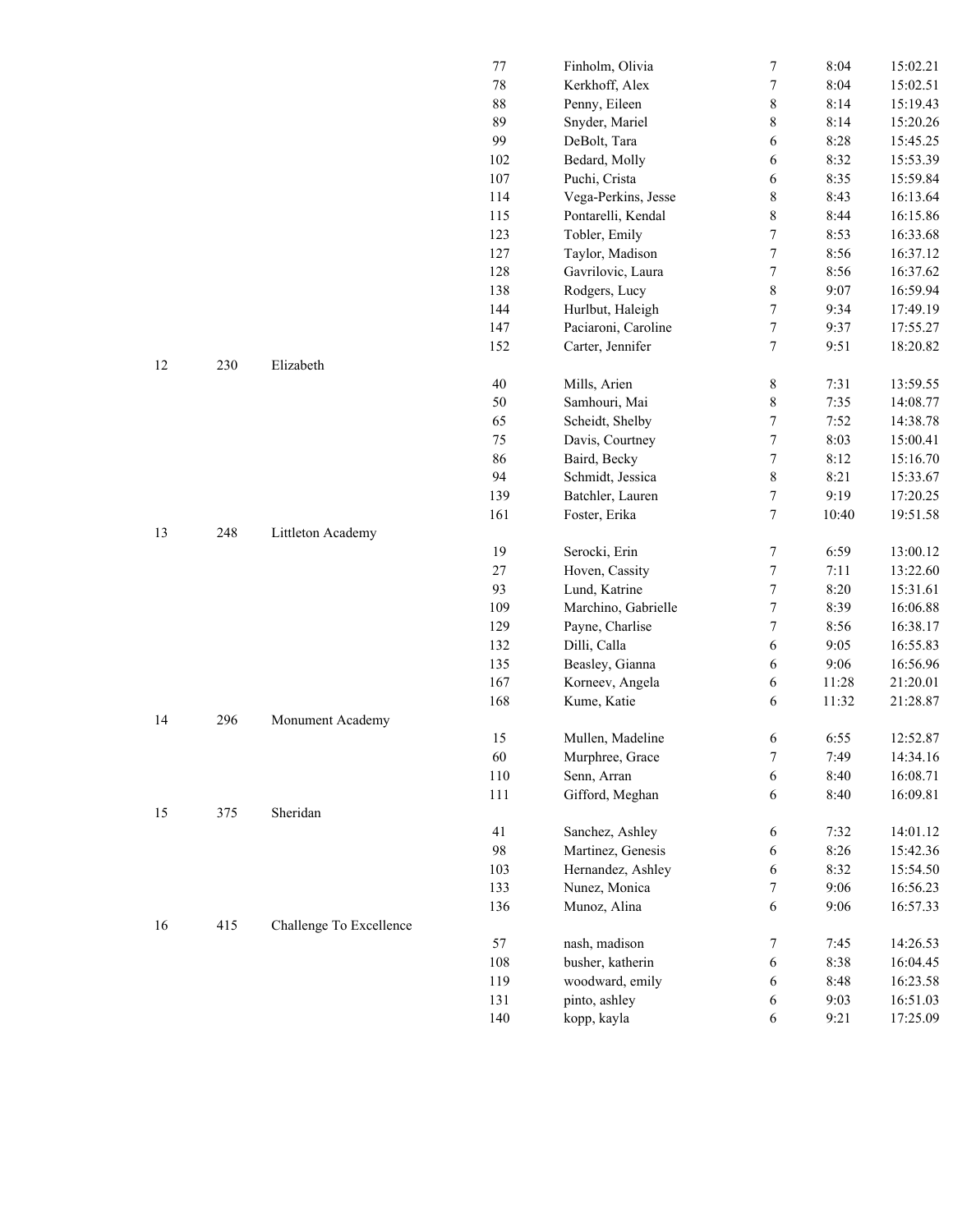| | | | | | | | |
|---|---|---|---|---|---|---|---|
| | | | 77 | Finholm, Olivia | 7 | 8:04 | 15:02.21 |
| | | | 78 | Kerkhoff, Alex | 7 | 8:04 | 15:02.51 |
| | | | 88 | Penny, Eileen | 8 | 8:14 | 15:19.43 |
| | | | 89 | Snyder, Mariel | 8 | 8:14 | 15:20.26 |
| | | | 99 | DeBolt, Tara | 6 | 8:28 | 15:45.25 |
| | | | 102 | Bedard, Molly | 6 | 8:32 | 15:53.39 |
| | | | 107 | Puchi, Crista | 6 | 8:35 | 15:59.84 |
| | | | 114 | Vega-Perkins, Jesse | 8 | 8:43 | 16:13.64 |
| | | | 115 | Pontarelli, Kendal | 8 | 8:44 | 16:15.86 |
| | | | 123 | Tobler, Emily | 7 | 8:53 | 16:33.68 |
| | | | 127 | Taylor, Madison | 7 | 8:56 | 16:37.12 |
| | | | 128 | Gavrilovic, Laura | 7 | 8:56 | 16:37.62 |
| | | | 138 | Rodgers, Lucy | 8 | 9:07 | 16:59.94 |
| | | | 144 | Hurlbut, Haleigh | 7 | 9:34 | 17:49.19 |
| | | | 147 | Paciaroni, Caroline | 7 | 9:37 | 17:55.27 |
| | | | 152 | Carter, Jennifer | 7 | 9:51 | 18:20.82 |
| 12 | 230 | Elizabeth | | | | | |
| | | | 40 | Mills, Arien | 8 | 7:31 | 13:59.55 |
| | | | 50 | Samhouri, Mai | 8 | 7:35 | 14:08.77 |
| | | | 65 | Scheidt, Shelby | 7 | 7:52 | 14:38.78 |
| | | | 75 | Davis, Courtney | 7 | 8:03 | 15:00.41 |
| | | | 86 | Baird, Becky | 7 | 8:12 | 15:16.70 |
| | | | 94 | Schmidt, Jessica | 8 | 8:21 | 15:33.67 |
| | | | 139 | Batchler, Lauren | 7 | 9:19 | 17:20.25 |
| | | | 161 | Foster, Erika | 7 | 10:40 | 19:51.58 |
| 13 | 248 | Littleton Academy | | | | | |
| | | | 19 | Serocki, Erin | 7 | 6:59 | 13:00.12 |
| | | | 27 | Hoven, Cassity | 7 | 7:11 | 13:22.60 |
| | | | 93 | Lund, Katrine | 7 | 8:20 | 15:31.61 |
| | | | 109 | Marchino, Gabrielle | 7 | 8:39 | 16:06.88 |
| | | | 129 | Payne, Charlise | 7 | 8:56 | 16:38.17 |
| | | | 132 | Dilli, Calla | 6 | 9:05 | 16:55.83 |
| | | | 135 | Beasley, Gianna | 6 | 9:06 | 16:56.96 |
| | | | 167 | Korneev, Angela | 6 | 11:28 | 21:20.01 |
| | | | 168 | Kume, Katie | 6 | 11:32 | 21:28.87 |
| 14 | 296 | Monument Academy | | | | | |
| | | | 15 | Mullen, Madeline | 6 | 6:55 | 12:52.87 |
| | | | 60 | Murphree, Grace | 7 | 7:49 | 14:34.16 |
| | | | 110 | Senn, Arran | 6 | 8:40 | 16:08.71 |
| | | | 111 | Gifford, Meghan | 6 | 8:40 | 16:09.81 |
| 15 | 375 | Sheridan | | | | | |
| | | | 41 | Sanchez, Ashley | 6 | 7:32 | 14:01.12 |
| | | | 98 | Martinez, Genesis | 6 | 8:26 | 15:42.36 |
| | | | 103 | Hernandez, Ashley | 6 | 8:32 | 15:54.50 |
| | | | 133 | Nunez, Monica | 7 | 9:06 | 16:56.23 |
| | | | 136 | Munoz, Alina | 6 | 9:06 | 16:57.33 |
| 16 | 415 | Challenge To Excellence | | | | | |
| | | | 57 | nash, madison | 7 | 7:45 | 14:26.53 |
| | | | 108 | busher, katherin | 6 | 8:38 | 16:04.45 |
| | | | 119 | woodward, emily | 6 | 8:48 | 16:23.58 |
| | | | 131 | pinto, ashley | 6 | 9:03 | 16:51.03 |
| | | | 140 | kopp, kayla | 6 | 9:21 | 17:25.09 |